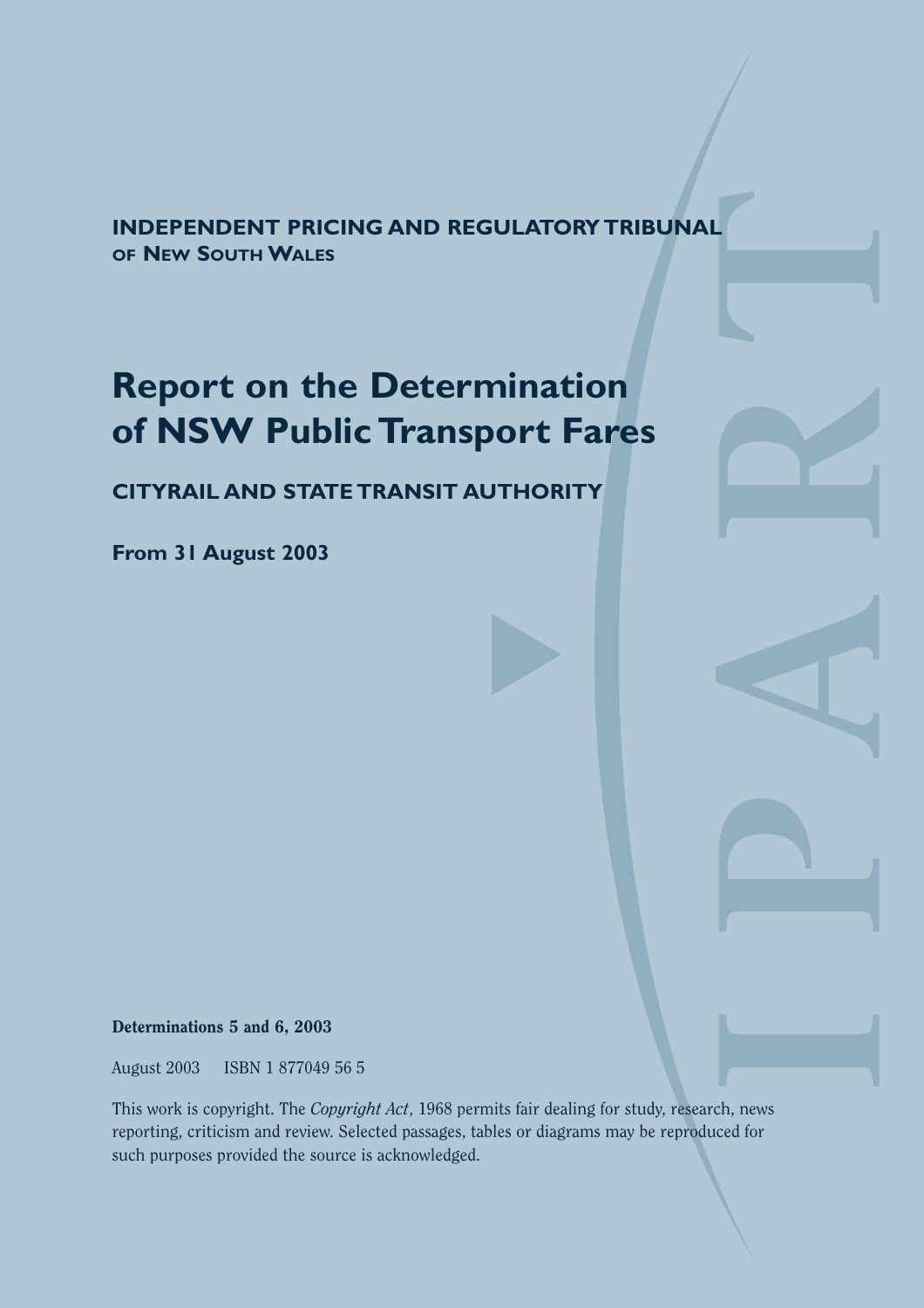**INDEPENDENT PRICING AND REGULATORY TRIBUNAL**
**OF NEW SOUTH WALES**

# Report on the Determination of NSW Public Transport Fares

## CITYRAIL AND STATE TRANSIT AUTHORITY

**From 31 August 2003**

**Determinations 5 and 6, 2003**

August 2003  ISBN 1 877049 56 5

This work is copyright. The *Copyright Act*, 1968 permits fair dealing for study, research, news reporting, criticism and review. Selected passages, tables or diagrams may be reproduced for such purposes provided the source is acknowledged.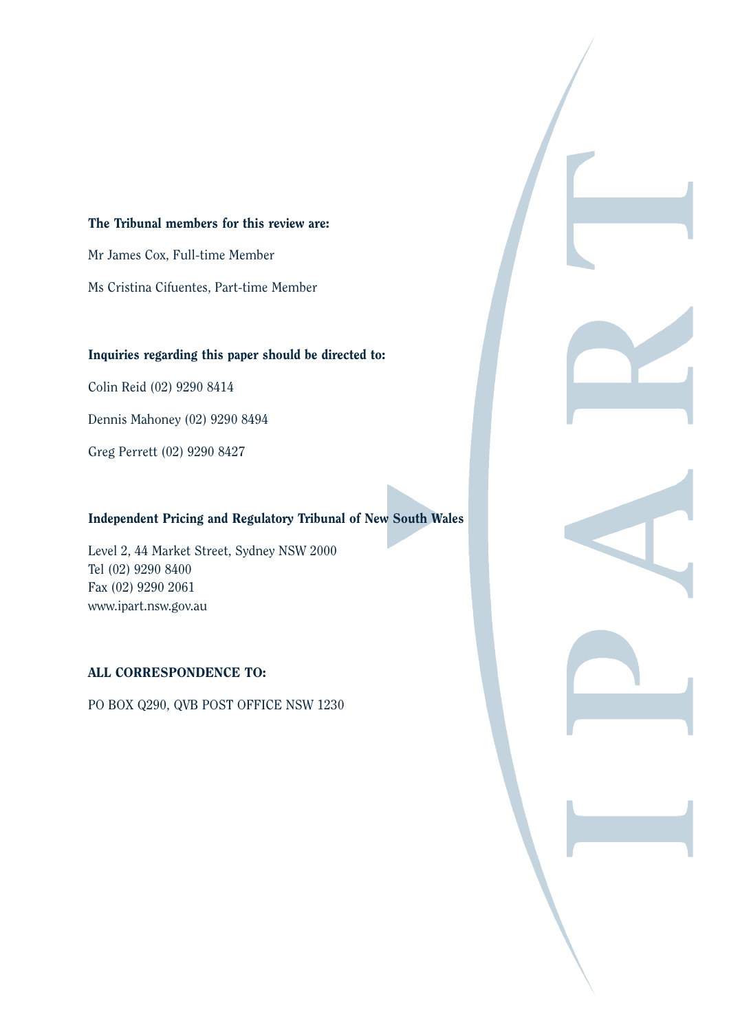**The Tribunal members for this review are:**

Mr James Cox, Full-time Member

Ms Cristina Cifuentes, Part-time Member

**Inquiries regarding this paper should be directed to:**

Colin Reid (02) 9290 8414

Dennis Mahoney (02) 9290 8494

Greg Perrett (02) 9290 8427

**Independent Pricing and Regulatory Tribunal of New South Wales**

Level 2, 44 Market Street, Sydney NSW 2000
Tel (02) 9290 8400
Fax (02) 9290 2061
www.ipart.nsw.gov.au

**ALL CORRESPONDENCE TO:**

PO BOX Q290, QVB POST OFFICE NSW 1230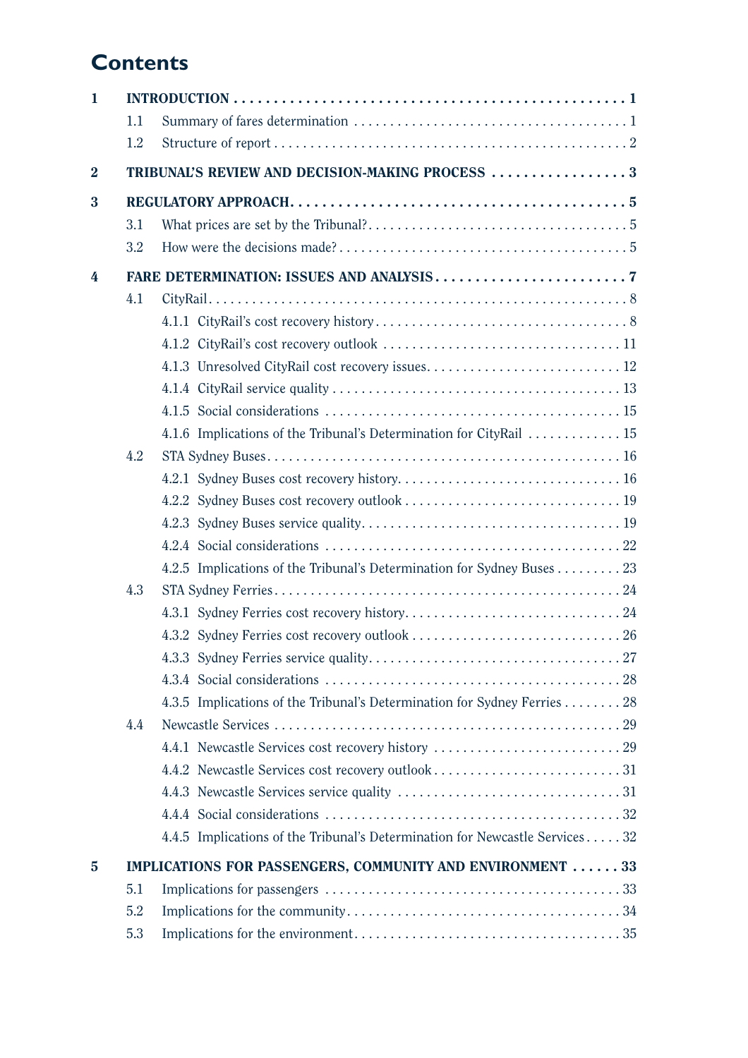# Contents

| | | |
|---|---|---|
| **1** | **INTRODUCTION** | **1** |
| 1.1 | Summary of fares determination | 1 |
| 1.2 | Structure of report | 2 |
| **2** | **TRIBUNAL'S REVIEW AND DECISION-MAKING PROCESS** | **3** |
| **3** | **REGULATORY APPROACH** | **5** |
| 3.1 | What prices are set by the Tribunal? | 5 |
| 3.2 | How were the decisions made? | 5 |
| **4** | **FARE DETERMINATION: ISSUES AND ANALYSIS** | **7** |
| 4.1 | CityRail | 8 |
| | 4.1.1 CityRail's cost recovery history | 8 |
| | 4.1.2 CityRail's cost recovery outlook | 11 |
| | 4.1.3 Unresolved CityRail cost recovery issues | 12 |
| | 4.1.4 CityRail service quality | 13 |
| | 4.1.5 Social considerations | 15 |
| | 4.1.6 Implications of the Tribunal's Determination for CityRail | 15 |
| 4.2 | STA Sydney Buses | 16 |
| | 4.2.1 Sydney Buses cost recovery history | 16 |
| | 4.2.2 Sydney Buses cost recovery outlook | 19 |
| | 4.2.3 Sydney Buses service quality | 19 |
| | 4.2.4 Social considerations | 22 |
| | 4.2.5 Implications of the Tribunal's Determination for Sydney Buses | 23 |
| 4.3 | STA Sydney Ferries | 24 |
| | 4.3.1 Sydney Ferries cost recovery history | 24 |
| | 4.3.2 Sydney Ferries cost recovery outlook | 26 |
| | 4.3.3 Sydney Ferries service quality | 27 |
| | 4.3.4 Social considerations | 28 |
| | 4.3.5 Implications of the Tribunal's Determination for Sydney Ferries | 28 |
| 4.4 | Newcastle Services | 29 |
| | 4.4.1 Newcastle Services cost recovery history | 29 |
| | 4.4.2 Newcastle Services cost recovery outlook | 31 |
| | 4.4.3 Newcastle Services service quality | 31 |
| | 4.4.4 Social considerations | 32 |
| | 4.4.5 Implications of the Tribunal's Determination for Newcastle Services | 32 |
| **5** | **IMPLICATIONS FOR PASSENGERS, COMMUNITY AND ENVIRONMENT** | **33** |
| 5.1 | Implications for passengers | 33 |
| 5.2 | Implications for the community | 34 |
| 5.3 | Implications for the environment | 35 |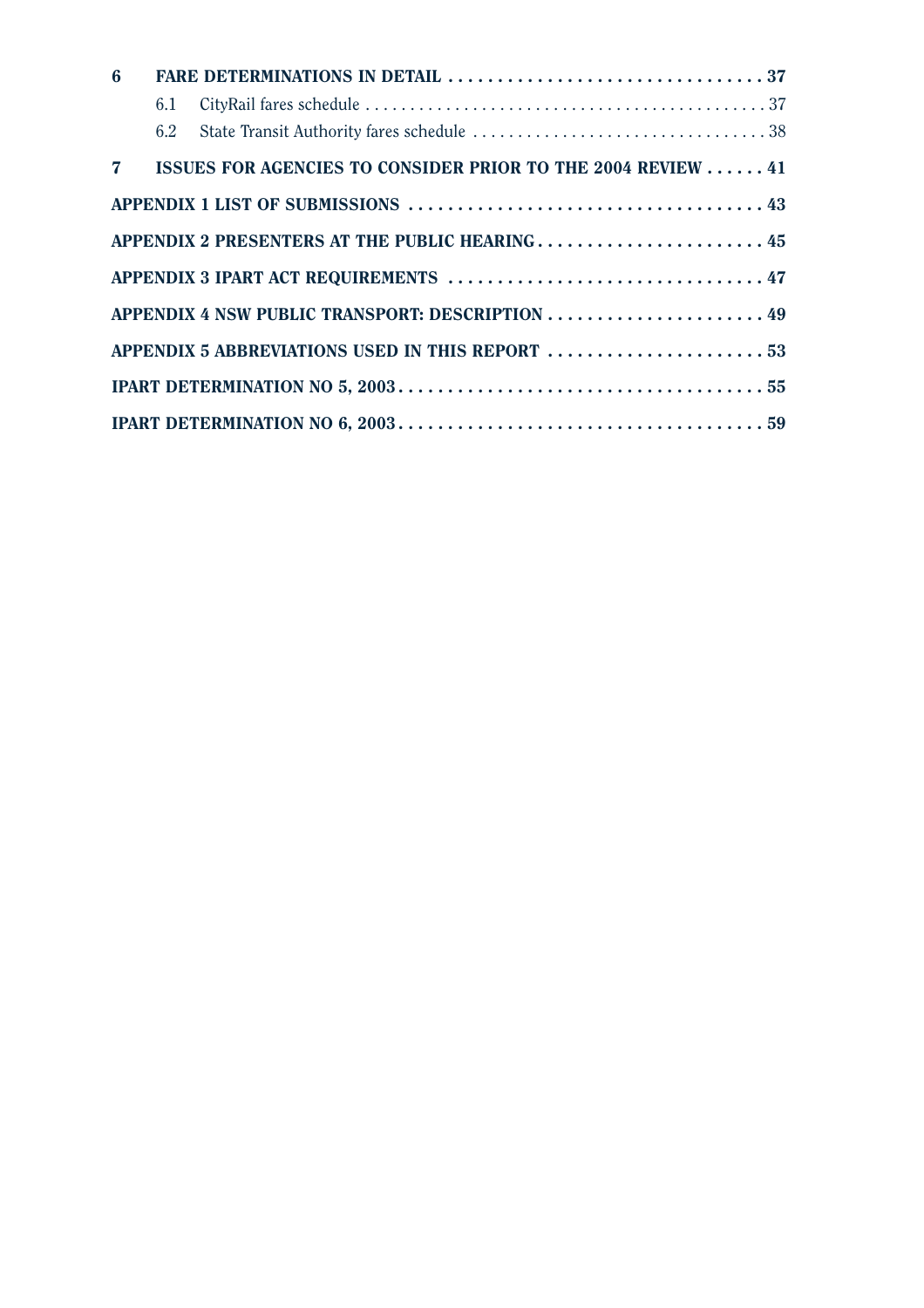| | | |
|---|---|---|
| **6** | **FARE DETERMINATIONS IN DETAIL** | **37** |
| 6.1 | CityRail fares schedule | 37 |
| 6.2 | State Transit Authority fares schedule | 38 |
| **7** | **ISSUES FOR AGENCIES TO CONSIDER PRIOR TO THE 2004 REVIEW** | **41** |
| | **APPENDIX 1 LIST OF SUBMISSIONS** | **43** |
| | **APPENDIX 2 PRESENTERS AT THE PUBLIC HEARING** | **45** |
| | **APPENDIX 3 IPART ACT REQUIREMENTS** | **47** |
| | **APPENDIX 4 NSW PUBLIC TRANSPORT: DESCRIPTION** | **49** |
| | **APPENDIX 5 ABBREVIATIONS USED IN THIS REPORT** | **53** |
| | **IPART DETERMINATION NO 5, 2003** | **55** |
| | **IPART DETERMINATION NO 6, 2003** | **59** |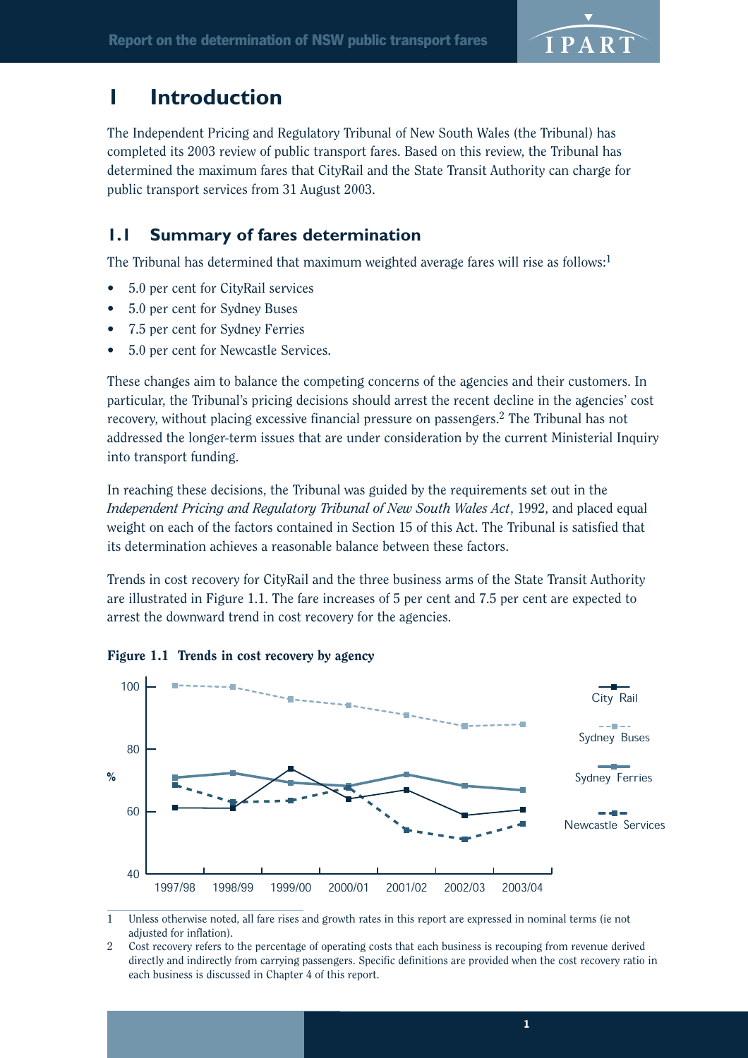# 1 Introduction

The Independent Pricing and Regulatory Tribunal of New South Wales (the Tribunal) has completed its 2003 review of public transport fares. Based on this review, the Tribunal has determined the maximum fares that CityRail and the State Transit Authority can charge for public transport services from 31 August 2003.

## 1.1 Summary of fares determination

The Tribunal has determined that maximum weighted average fares will rise as follows:[1]

- 5.0 per cent for CityRail services
- 5.0 per cent for Sydney Buses
- 7.5 per cent for Sydney Ferries
- 5.0 per cent for Newcastle Services.

These changes aim to balance the competing concerns of the agencies and their customers. In particular, the Tribunal's pricing decisions should arrest the recent decline in the agencies' cost recovery, without placing excessive financial pressure on passengers.[2] The Tribunal has not addressed the longer-term issues that are under consideration by the current Ministerial Inquiry into transport funding.

In reaching these decisions, the Tribunal was guided by the requirements set out in the *Independent Pricing and Regulatory Tribunal of New South Wales Act*, 1992, and placed equal weight on each of the factors contained in Section 15 of this Act. The Tribunal is satisfied that its determination achieves a reasonable balance between these factors.

Trends in cost recovery for CityRail and the three business arms of the State Transit Authority are illustrated in Figure 1.1. The fare increases of 5 per cent and 7.5 per cent are expected to arrest the downward trend in cost recovery for the agencies.

**Figure 1.1 Trends in cost recovery by agency**

1 Unless otherwise noted, all fare rises and growth rates in this report are expressed in nominal terms (ie not adjusted for inflation).

2 Cost recovery refers to the percentage of operating costs that each business is recouping from revenue derived directly and indirectly from carrying passengers. Specific definitions are provided when the cost recovery ratio in each business is discussed in Chapter 4 of this report.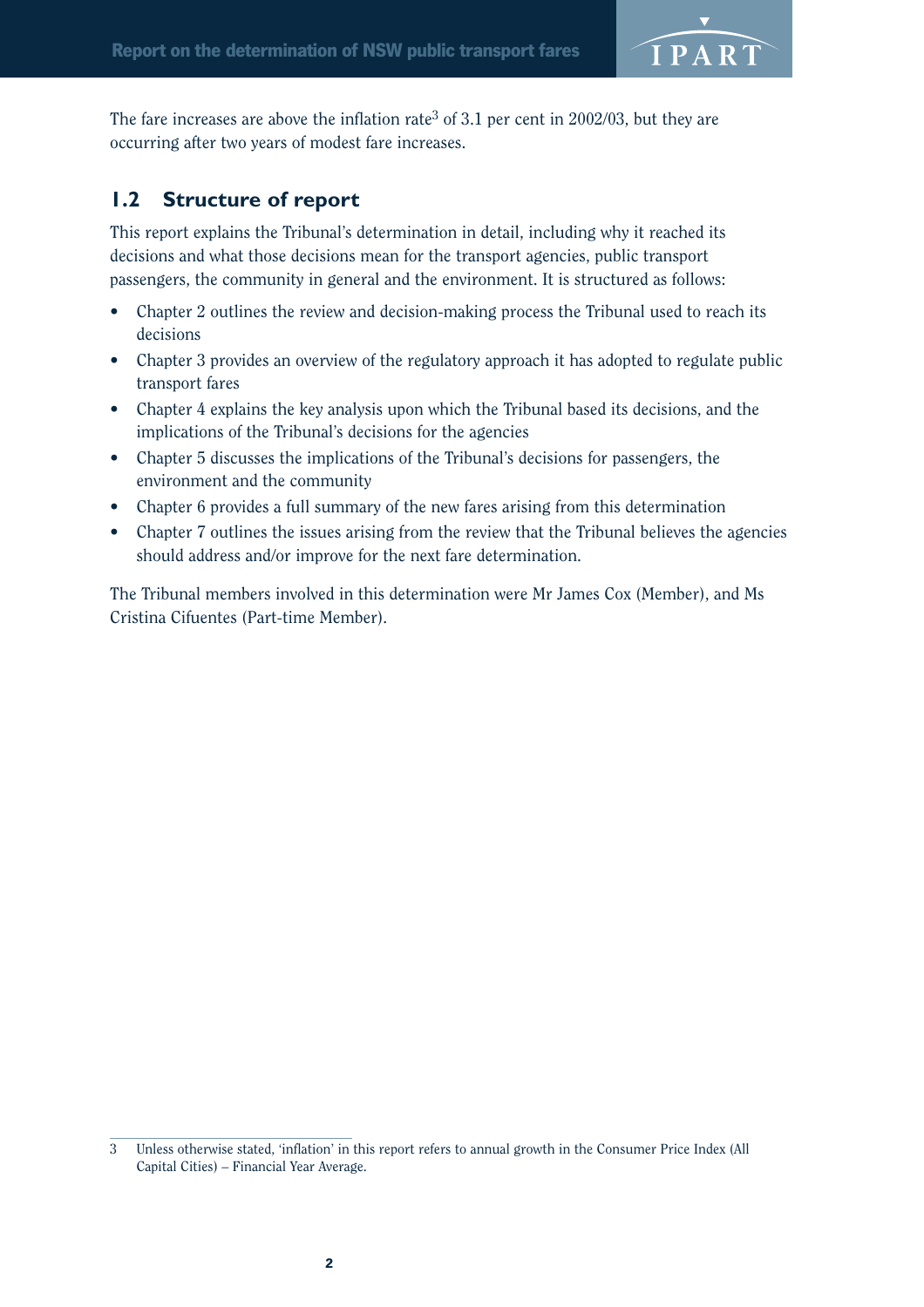The fare increases are above the inflation rate[3] of 3.1 per cent in 2002/03, but they are occurring after two years of modest fare increases.

## 1.2 Structure of report

This report explains the Tribunal's determination in detail, including why it reached its decisions and what those decisions mean for the transport agencies, public transport passengers, the community in general and the environment. It is structured as follows:

- Chapter 2 outlines the review and decision-making process the Tribunal used to reach its decisions
- Chapter 3 provides an overview of the regulatory approach it has adopted to regulate public transport fares
- Chapter 4 explains the key analysis upon which the Tribunal based its decisions, and the implications of the Tribunal's decisions for the agencies
- Chapter 5 discusses the implications of the Tribunal's decisions for passengers, the environment and the community
- Chapter 6 provides a full summary of the new fares arising from this determination
- Chapter 7 outlines the issues arising from the review that the Tribunal believes the agencies should address and/or improve for the next fare determination.

The Tribunal members involved in this determination were Mr James Cox (Member), and Ms Cristina Cifuentes (Part-time Member).

---

3 Unless otherwise stated, 'inflation' in this report refers to annual growth in the Consumer Price Index (All Capital Cities) – Financial Year Average.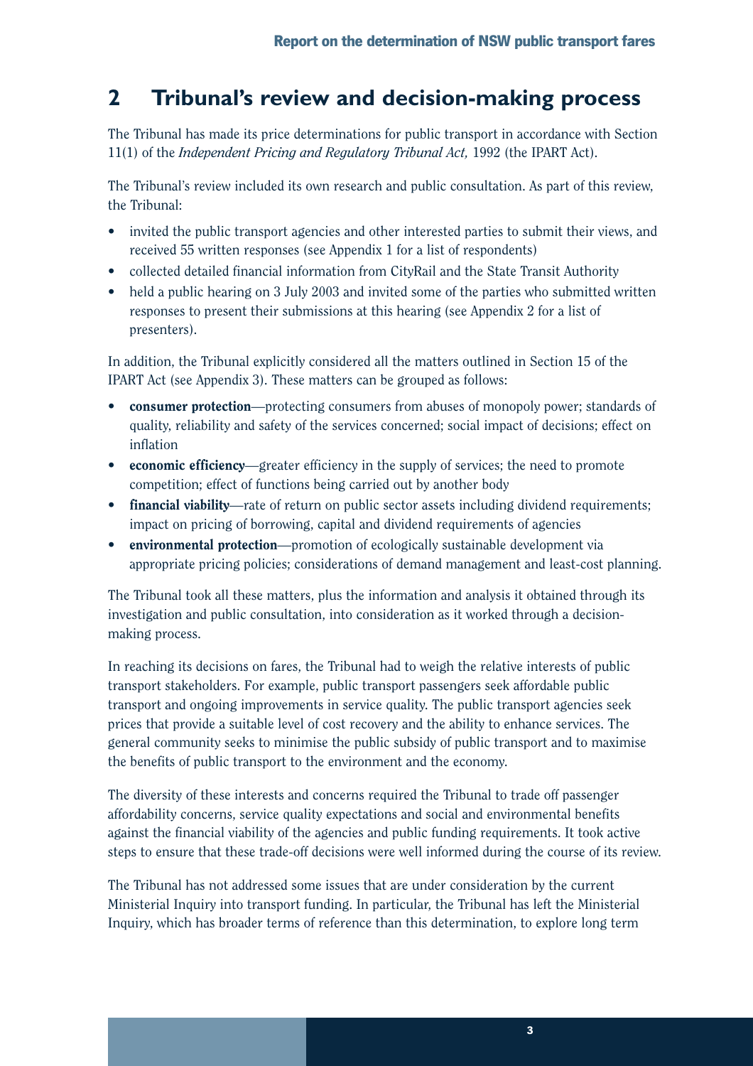## 2 Tribunal's review and decision-making process

The Tribunal has made its price determinations for public transport in accordance with Section 11(1) of the *Independent Pricing and Regulatory Tribunal Act,* 1992 (the IPART Act).

The Tribunal's review included its own research and public consultation. As part of this review, the Tribunal:

- invited the public transport agencies and other interested parties to submit their views, and received 55 written responses (see Appendix 1 for a list of respondents)
- collected detailed financial information from CityRail and the State Transit Authority
- held a public hearing on 3 July 2003 and invited some of the parties who submitted written responses to present their submissions at this hearing (see Appendix 2 for a list of presenters).

In addition, the Tribunal explicitly considered all the matters outlined in Section 15 of the IPART Act (see Appendix 3). These matters can be grouped as follows:

- **consumer protection**—protecting consumers from abuses of monopoly power; standards of quality, reliability and safety of the services concerned; social impact of decisions; effect on inflation
- **economic efficiency**—greater efficiency in the supply of services; the need to promote competition; effect of functions being carried out by another body
- **financial viability**—rate of return on public sector assets including dividend requirements; impact on pricing of borrowing, capital and dividend requirements of agencies
- **environmental protection**—promotion of ecologically sustainable development via appropriate pricing policies; considerations of demand management and least-cost planning.

The Tribunal took all these matters, plus the information and analysis it obtained through its investigation and public consultation, into consideration as it worked through a decision-making process.

In reaching its decisions on fares, the Tribunal had to weigh the relative interests of public transport stakeholders. For example, public transport passengers seek affordable public transport and ongoing improvements in service quality. The public transport agencies seek prices that provide a suitable level of cost recovery and the ability to enhance services. The general community seeks to minimise the public subsidy of public transport and to maximise the benefits of public transport to the environment and the economy.

The diversity of these interests and concerns required the Tribunal to trade off passenger affordability concerns, service quality expectations and social and environmental benefits against the financial viability of the agencies and public funding requirements. It took active steps to ensure that these trade-off decisions were well informed during the course of its review.

The Tribunal has not addressed some issues that are under consideration by the current Ministerial Inquiry into transport funding. In particular, the Tribunal has left the Ministerial Inquiry, which has broader terms of reference than this determination, to explore long term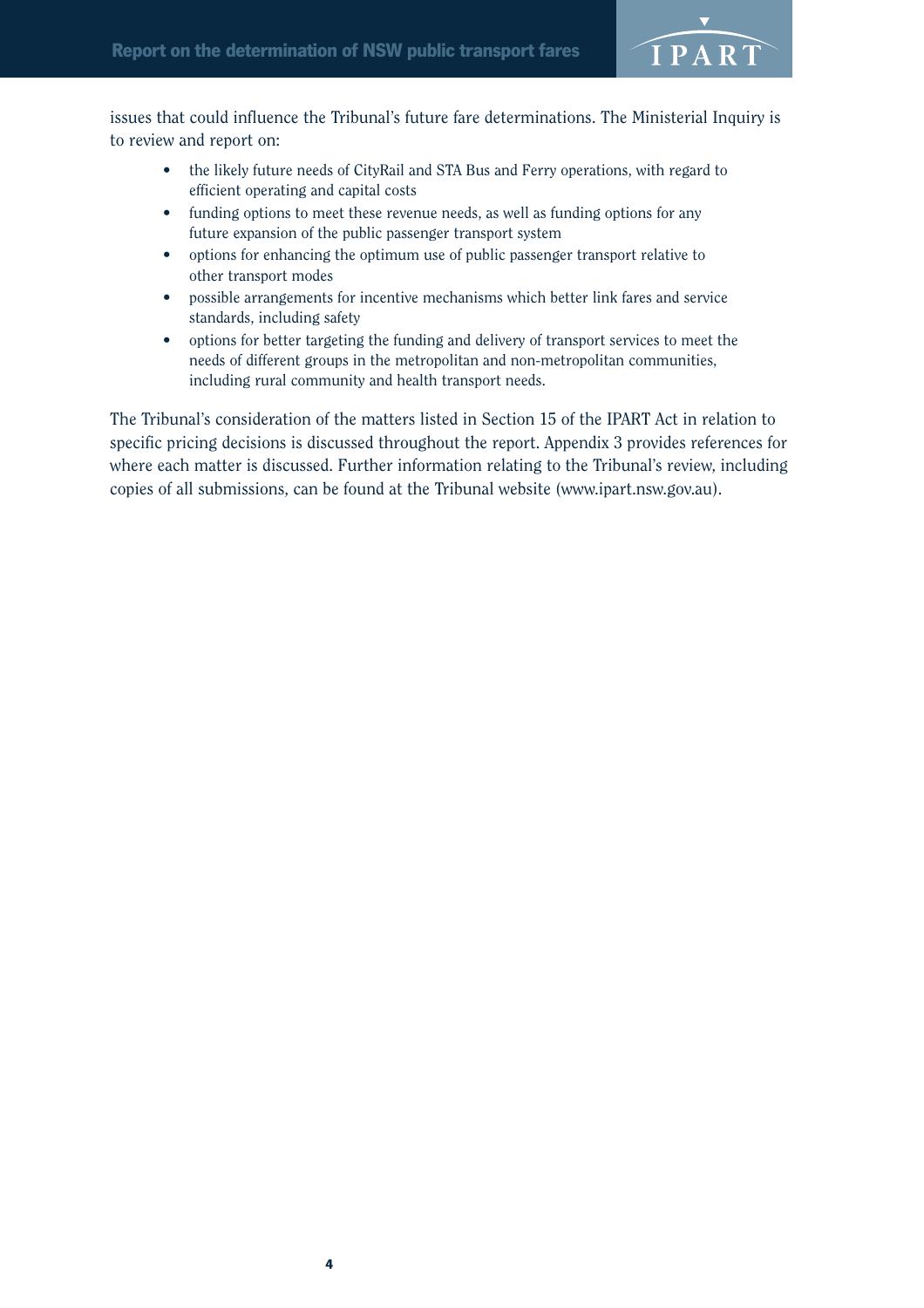issues that could influence the Tribunal's future fare determinations. The Ministerial Inquiry is to review and report on:

- the likely future needs of CityRail and STA Bus and Ferry operations, with regard to efficient operating and capital costs
- funding options to meet these revenue needs, as well as funding options for any future expansion of the public passenger transport system
- options for enhancing the optimum use of public passenger transport relative to other transport modes
- possible arrangements for incentive mechanisms which better link fares and service standards, including safety
- options for better targeting the funding and delivery of transport services to meet the needs of different groups in the metropolitan and non-metropolitan communities, including rural community and health transport needs.

The Tribunal's consideration of the matters listed in Section 15 of the IPART Act in relation to specific pricing decisions is discussed throughout the report. Appendix 3 provides references for where each matter is discussed. Further information relating to the Tribunal's review, including copies of all submissions, can be found at the Tribunal website (www.ipart.nsw.gov.au).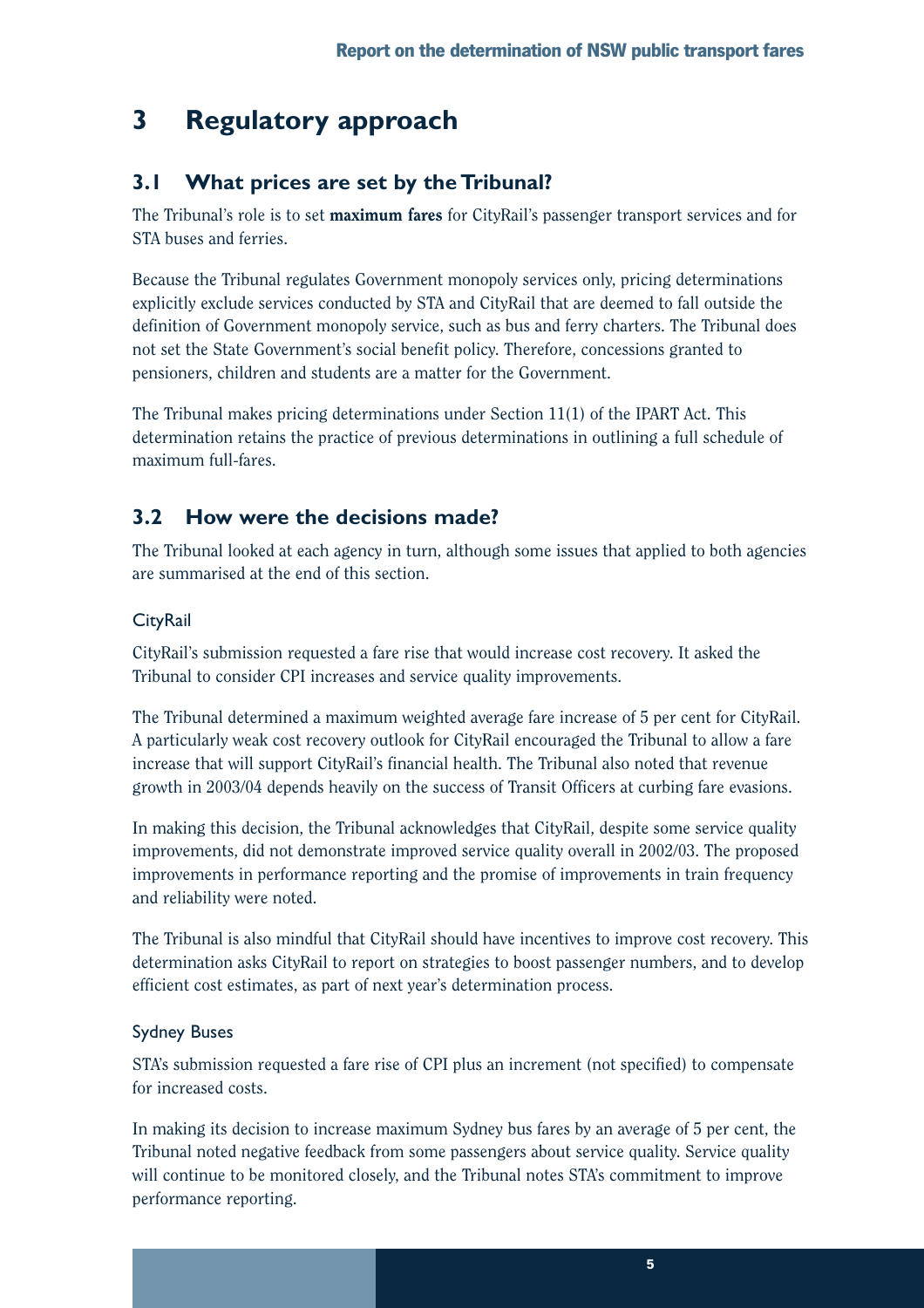# 3 Regulatory approach

## 3.1 What prices are set by the Tribunal?

The Tribunal's role is to set **maximum fares** for CityRail's passenger transport services and for STA buses and ferries.

Because the Tribunal regulates Government monopoly services only, pricing determinations explicitly exclude services conducted by STA and CityRail that are deemed to fall outside the definition of Government monopoly service, such as bus and ferry charters. The Tribunal does not set the State Government's social benefit policy. Therefore, concessions granted to pensioners, children and students are a matter for the Government.

The Tribunal makes pricing determinations under Section 11(1) of the IPART Act. This determination retains the practice of previous determinations in outlining a full schedule of maximum full-fares.

## 3.2 How were the decisions made?

The Tribunal looked at each agency in turn, although some issues that applied to both agencies are summarised at the end of this section.

### CityRail

CityRail's submission requested a fare rise that would increase cost recovery. It asked the Tribunal to consider CPI increases and service quality improvements.

The Tribunal determined a maximum weighted average fare increase of 5 per cent for CityRail. A particularly weak cost recovery outlook for CityRail encouraged the Tribunal to allow a fare increase that will support CityRail's financial health. The Tribunal also noted that revenue growth in 2003/04 depends heavily on the success of Transit Officers at curbing fare evasions.

In making this decision, the Tribunal acknowledges that CityRail, despite some service quality improvements, did not demonstrate improved service quality overall in 2002/03. The proposed improvements in performance reporting and the promise of improvements in train frequency and reliability were noted.

The Tribunal is also mindful that CityRail should have incentives to improve cost recovery. This determination asks CityRail to report on strategies to boost passenger numbers, and to develop efficient cost estimates, as part of next year's determination process.

### Sydney Buses

STA's submission requested a fare rise of CPI plus an increment (not specified) to compensate for increased costs.

In making its decision to increase maximum Sydney bus fares by an average of 5 per cent, the Tribunal noted negative feedback from some passengers about service quality. Service quality will continue to be monitored closely, and the Tribunal notes STA's commitment to improve performance reporting.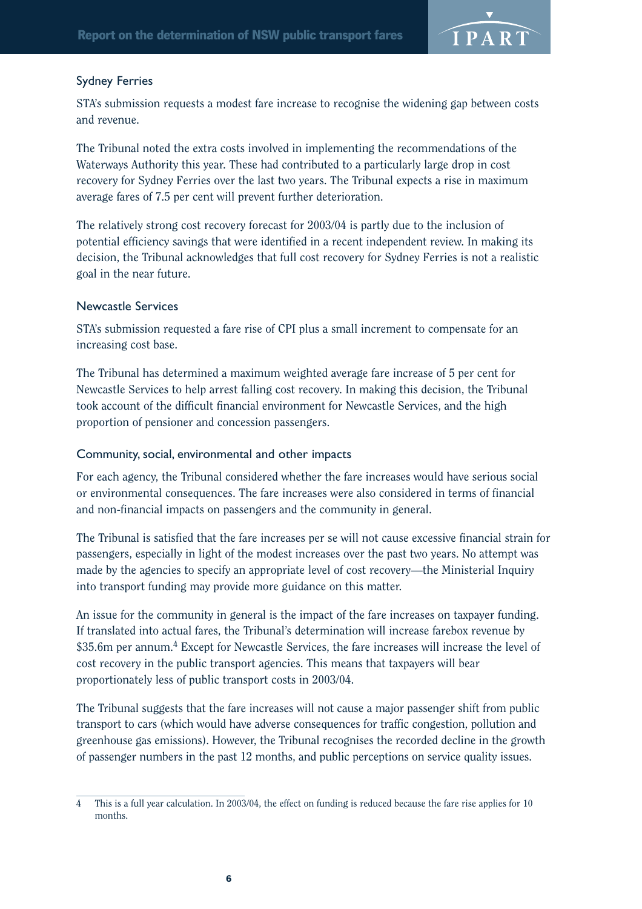### Sydney Ferries

STA's submission requests a modest fare increase to recognise the widening gap between costs and revenue.

The Tribunal noted the extra costs involved in implementing the recommendations of the Waterways Authority this year. These had contributed to a particularly large drop in cost recovery for Sydney Ferries over the last two years. The Tribunal expects a rise in maximum average fares of 7.5 per cent will prevent further deterioration.

The relatively strong cost recovery forecast for 2003/04 is partly due to the inclusion of potential efficiency savings that were identified in a recent independent review. In making its decision, the Tribunal acknowledges that full cost recovery for Sydney Ferries is not a realistic goal in the near future.

### Newcastle Services

STA's submission requested a fare rise of CPI plus a small increment to compensate for an increasing cost base.

The Tribunal has determined a maximum weighted average fare increase of 5 per cent for Newcastle Services to help arrest falling cost recovery. In making this decision, the Tribunal took account of the difficult financial environment for Newcastle Services, and the high proportion of pensioner and concession passengers.

### Community, social, environmental and other impacts

For each agency, the Tribunal considered whether the fare increases would have serious social or environmental consequences. The fare increases were also considered in terms of financial and non-financial impacts on passengers and the community in general.

The Tribunal is satisfied that the fare increases per se will not cause excessive financial strain for passengers, especially in light of the modest increases over the past two years. No attempt was made by the agencies to specify an appropriate level of cost recovery—the Ministerial Inquiry into transport funding may provide more guidance on this matter.

An issue for the community in general is the impact of the fare increases on taxpayer funding. If translated into actual fares, the Tribunal's determination will increase farebox revenue by $35.6m per annum.[4] Except for Newcastle Services, the fare increases will increase the level of cost recovery in the public transport agencies. This means that taxpayers will bear proportionately less of public transport costs in 2003/04.

The Tribunal suggests that the fare increases will not cause a major passenger shift from public transport to cars (which would have adverse consequences for traffic congestion, pollution and greenhouse gas emissions). However, the Tribunal recognises the recorded decline in the growth of passenger numbers in the past 12 months, and public perceptions on service quality issues.

---

4 This is a full year calculation. In 2003/04, the effect on funding is reduced because the fare rise applies for 10 months.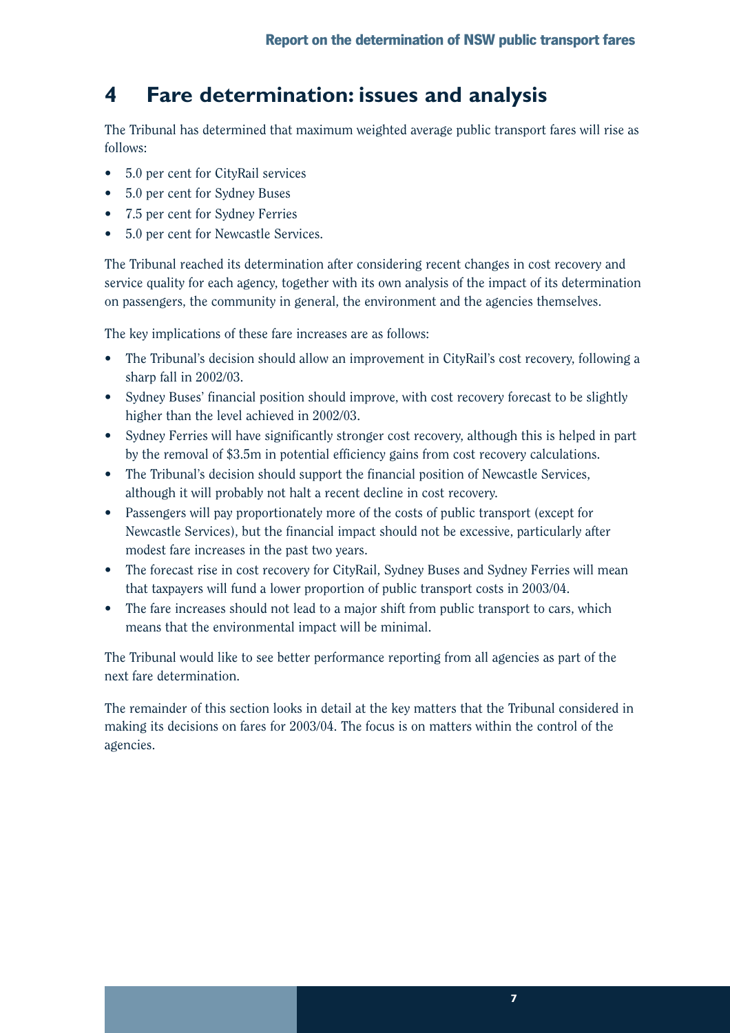# 4 Fare determination: issues and analysis

The Tribunal has determined that maximum weighted average public transport fares will rise as follows:

- 5.0 per cent for CityRail services
- 5.0 per cent for Sydney Buses
- 7.5 per cent for Sydney Ferries
- 5.0 per cent for Newcastle Services.

The Tribunal reached its determination after considering recent changes in cost recovery and service quality for each agency, together with its own analysis of the impact of its determination on passengers, the community in general, the environment and the agencies themselves.

The key implications of these fare increases are as follows:

- The Tribunal's decision should allow an improvement in CityRail's cost recovery, following a sharp fall in 2002/03.
- Sydney Buses' financial position should improve, with cost recovery forecast to be slightly higher than the level achieved in 2002/03.
- Sydney Ferries will have significantly stronger cost recovery, although this is helped in part by the removal of $3.5m in potential efficiency gains from cost recovery calculations.
- The Tribunal's decision should support the financial position of Newcastle Services, although it will probably not halt a recent decline in cost recovery.
- Passengers will pay proportionately more of the costs of public transport (except for Newcastle Services), but the financial impact should not be excessive, particularly after modest fare increases in the past two years.
- The forecast rise in cost recovery for CityRail, Sydney Buses and Sydney Ferries will mean that taxpayers will fund a lower proportion of public transport costs in 2003/04.
- The fare increases should not lead to a major shift from public transport to cars, which means that the environmental impact will be minimal.

The Tribunal would like to see better performance reporting from all agencies as part of the next fare determination.

The remainder of this section looks in detail at the key matters that the Tribunal considered in making its decisions on fares for 2003/04. The focus is on matters within the control of the agencies.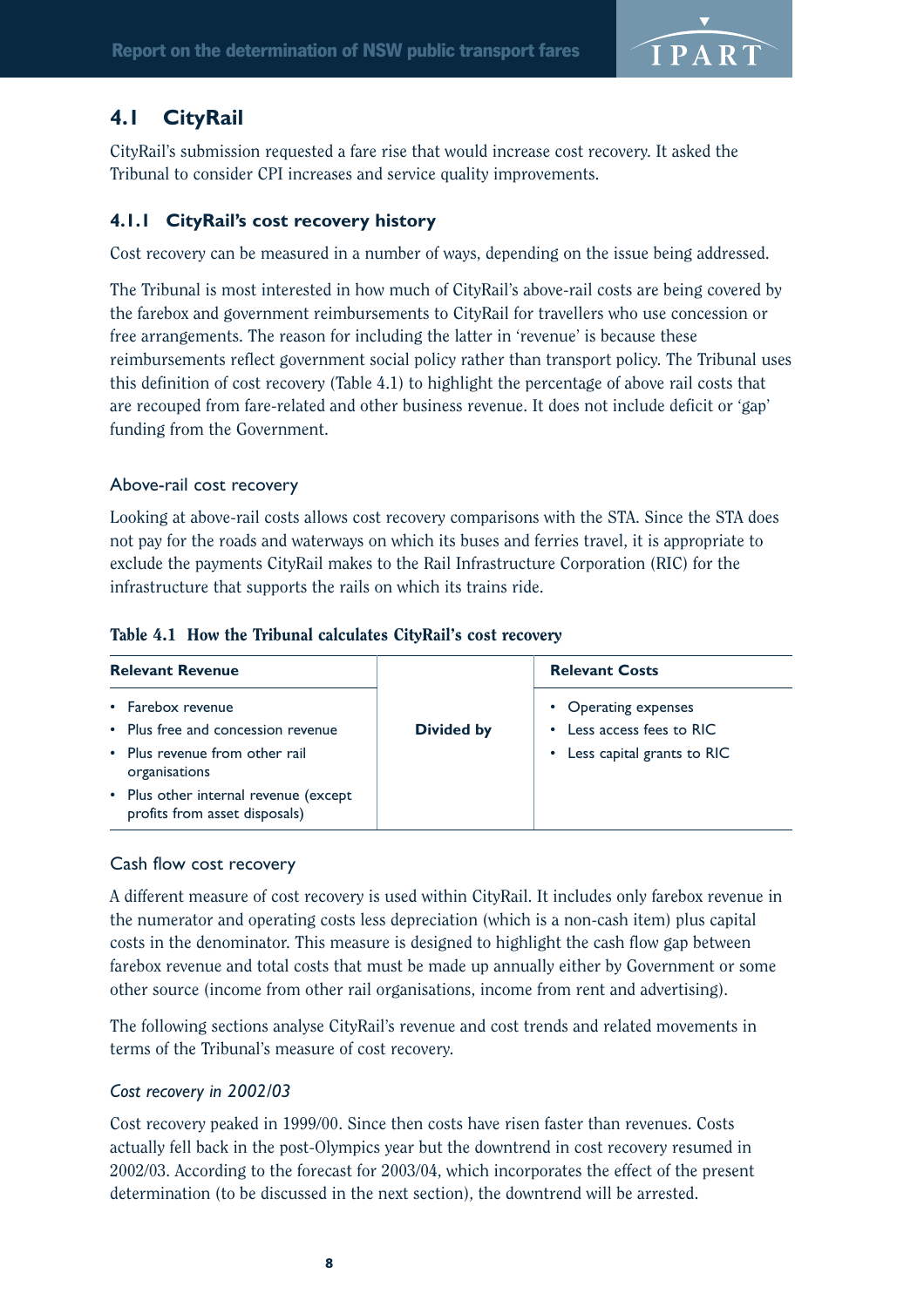## 4.1 CityRail

CityRail's submission requested a fare rise that would increase cost recovery. It asked the Tribunal to consider CPI increases and service quality improvements.

### 4.1.1 CityRail's cost recovery history

Cost recovery can be measured in a number of ways, depending on the issue being addressed.

The Tribunal is most interested in how much of CityRail's above-rail costs are being covered by the farebox and government reimbursements to CityRail for travellers who use concession or free arrangements. The reason for including the latter in 'revenue' is because these reimbursements reflect government social policy rather than transport policy. The Tribunal uses this definition of cost recovery (Table 4.1) to highlight the percentage of above rail costs that are recouped from fare-related and other business revenue. It does not include deficit or 'gap' funding from the Government.

#### Above-rail cost recovery

Looking at above-rail costs allows cost recovery comparisons with the STA. Since the STA does not pay for the roads and waterways on which its buses and ferries travel, it is appropriate to exclude the payments CityRail makes to the Rail Infrastructure Corporation (RIC) for the infrastructure that supports the rails on which its trains ride.

**Table 4.1 How the Tribunal calculates CityRail's cost recovery**

| Relevant Revenue | | Relevant Costs |
|---|---|---|
| • Farebox revenue<br>• Plus free and concession revenue<br>• Plus revenue from other rail organisations<br>• Plus other internal revenue (except profits from asset disposals) | **Divided by** | • Operating expenses<br>• Less access fees to RIC<br>• Less capital grants to RIC |

#### Cash flow cost recovery

A different measure of cost recovery is used within CityRail. It includes only farebox revenue in the numerator and operating costs less depreciation (which is a non-cash item) plus capital costs in the denominator. This measure is designed to highlight the cash flow gap between farebox revenue and total costs that must be made up annually either by Government or some other source (income from other rail organisations, income from rent and advertising).

The following sections analyse CityRail's revenue and cost trends and related movements in terms of the Tribunal's measure of cost recovery.

*Cost recovery in 2002/03*

Cost recovery peaked in 1999/00. Since then costs have risen faster than revenues. Costs actually fell back in the post-Olympics year but the downtrend in cost recovery resumed in 2002/03. According to the forecast for 2003/04, which incorporates the effect of the present determination (to be discussed in the next section), the downtrend will be arrested.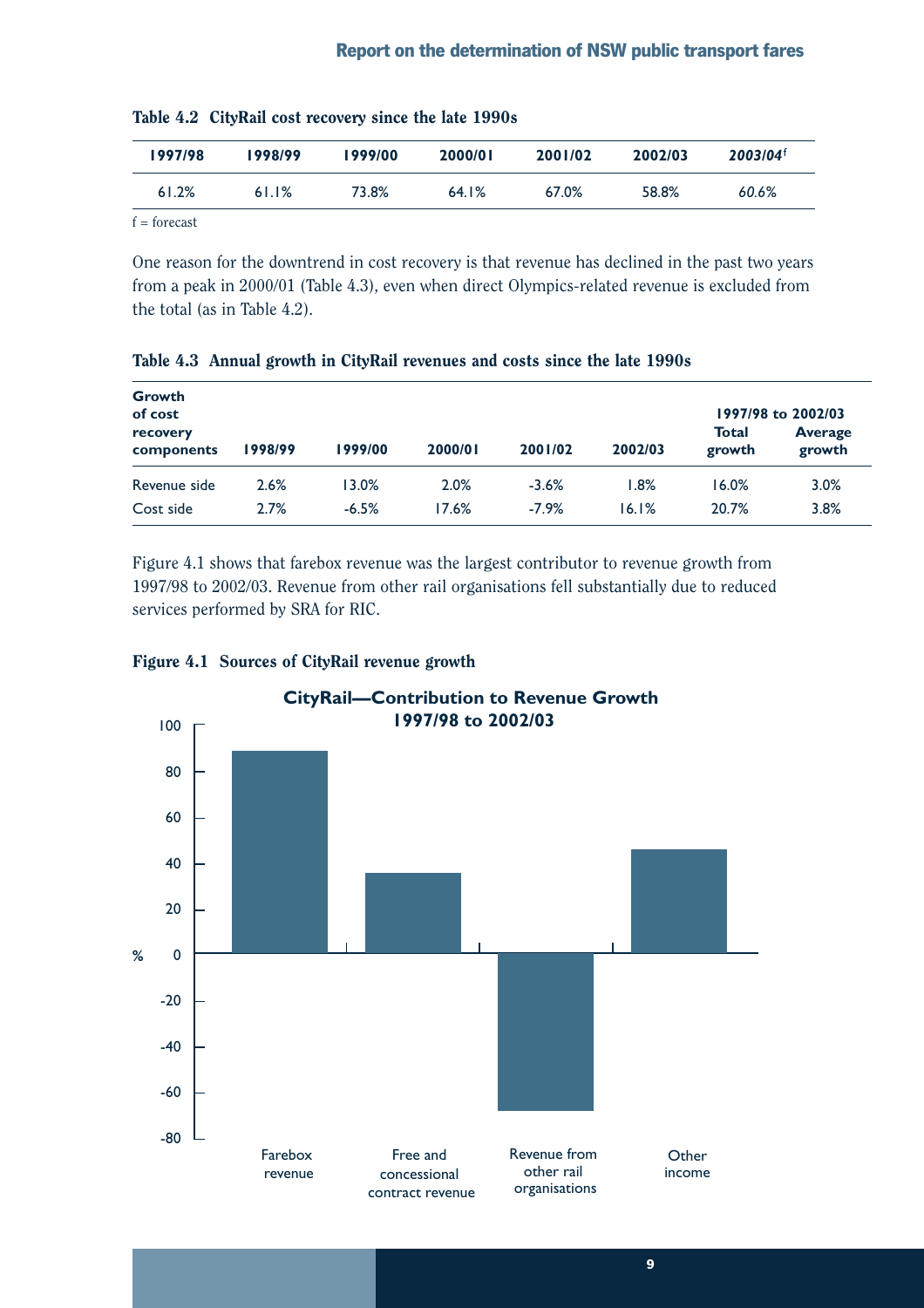**Table 4.2 CityRail cost recovery since the late 1990s**

| 1997/98 | 1998/99 | 1999/00 | 2000/01 | 2001/02 | 2002/03 | *2003/04*[f] |
|---|---|---|---|---|---|---|
| 61.2% | 61.1% | 73.8% | 64.1% | 67.0% | 58.8% | *60.6%* |

f = forecast

One reason for the downtrend in cost recovery is that revenue has declined in the past two years from a peak in 2000/01 (Table 4.3), even when direct Olympics-related revenue is excluded from the total (as in Table 4.2).

**Table 4.3 Annual growth in CityRail revenues and costs since the late 1990s**

| Growth of cost recovery components | 1998/99 | 1999/00 | 2000/01 | 2001/02 | 2002/03 | 1997/98 to 2002/03 Total growth | 1997/98 to 2002/03 Average growth |
|---|---|---|---|---|---|---|---|
| Revenue side | 2.6% | 13.0% | 2.0% | -3.6% | 1.8% | 16.0% | 3.0% |
| Cost side | 2.7% | -6.5% | 17.6% | -7.9% | 16.1% | 20.7% | 3.8% |

Figure 4.1 shows that farebox revenue was the largest contributor to revenue growth from 1997/98 to 2002/03. Revenue from other rail organisations fell substantially due to reduced services performed by SRA for RIC.

**Figure 4.1 Sources of CityRail revenue growth**

**CityRail—Contribution to Revenue Growth 1997/98 to 2002/03**

| Category | % (approx.) |
|---|---|
| Farebox revenue | 89 |
| Free and concessional contract revenue | 36 |
| Revenue from other rail organisations | -68 |
| Other income | 46 |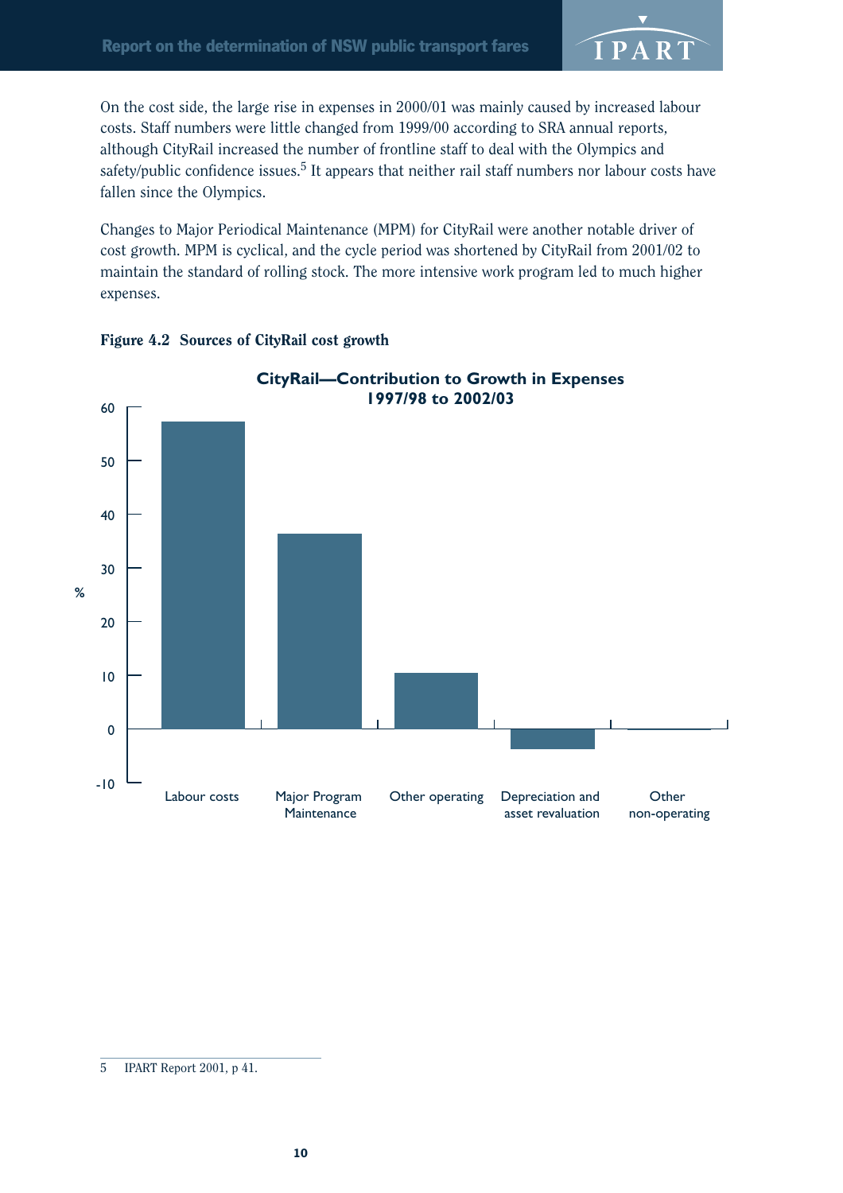On the cost side, the large rise in expenses in 2000/01 was mainly caused by increased labour costs. Staff numbers were little changed from 1999/00 according to SRA annual reports, although CityRail increased the number of frontline staff to deal with the Olympics and safety/public confidence issues.[5] It appears that neither rail staff numbers nor labour costs have fallen since the Olympics.

Changes to Major Periodical Maintenance (MPM) for CityRail were another notable driver of cost growth. MPM is cyclical, and the cycle period was shortened by CityRail from 2001/02 to maintain the standard of rolling stock. The more intensive work program led to much higher expenses.

**Figure 4.2 Sources of CityRail cost growth**

**CityRail—Contribution to Growth in Expenses 1997/98 to 2002/03**

| Category | % |
|---|---|
| Labour costs | ~57 |
| Major Program Maintenance | ~36 |
| Other operating | ~10 |
| Depreciation and asset revaluation | ~-4 |
| Other non-operating | ~0 |

5 IPART Report 2001, p 41.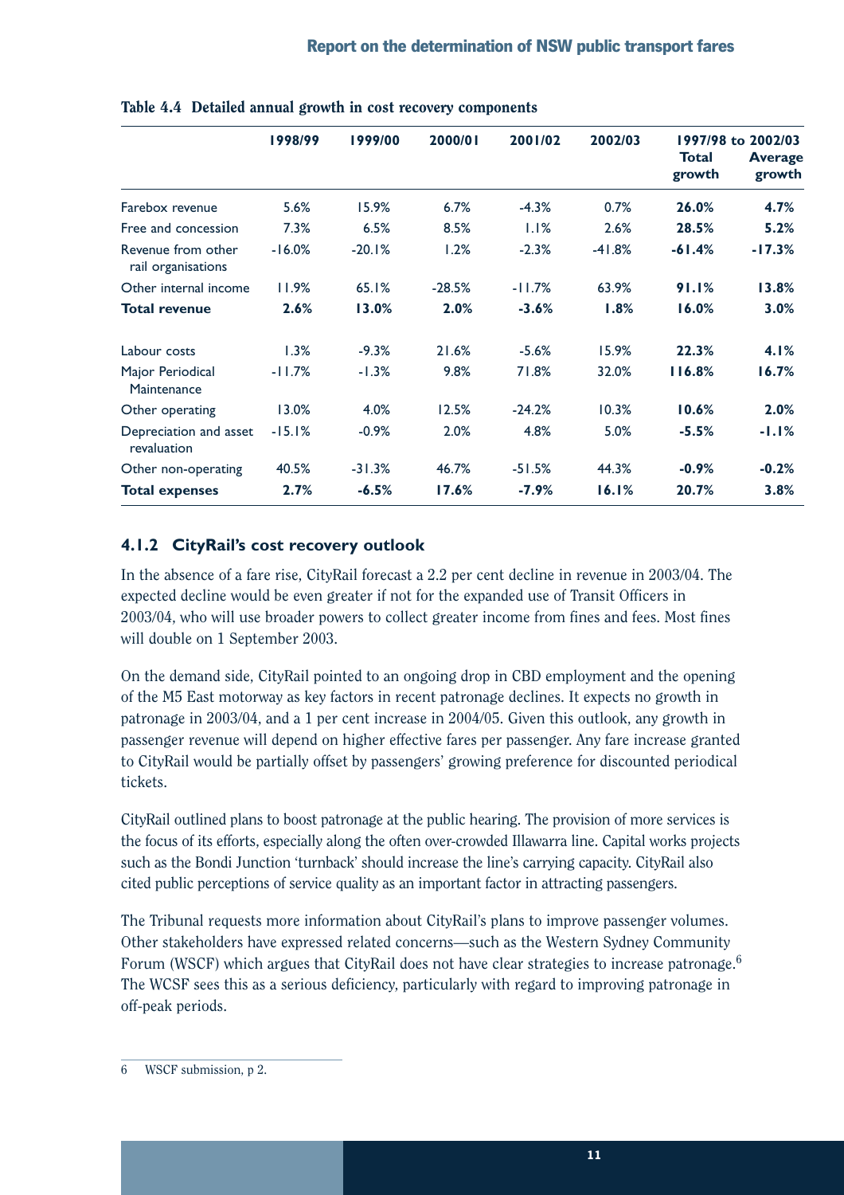**Table 4.4 Detailed annual growth in cost recovery components**

| | 1998/99 | 1999/00 | 2000/01 | 2001/02 | 2002/03 | 1997/98 to 2002/03 Total growth | 1997/98 to 2002/03 Average growth |
|---|---|---|---|---|---|---|---|
| Farebox revenue | 5.6% | 15.9% | 6.7% | -4.3% | 0.7% | **26.0%** | **4.7%** |
| Free and concession | 7.3% | 6.5% | 8.5% | 1.1% | 2.6% | **28.5%** | **5.2%** |
| Revenue from other rail organisations | -16.0% | -20.1% | 1.2% | -2.3% | -41.8% | **-61.4%** | **-17.3%** |
| Other internal income | 11.9% | 65.1% | -28.5% | -11.7% | 63.9% | **91.1%** | **13.8%** |
| **Total revenue** | **2.6%** | **13.0%** | **2.0%** | **-3.6%** | **1.8%** | **16.0%** | **3.0%** |
| Labour costs | 1.3% | -9.3% | 21.6% | -5.6% | 15.9% | **22.3%** | **4.1%** |
| Major Periodical Maintenance | -11.7% | -1.3% | 9.8% | 71.8% | 32.0% | **116.8%** | **16.7%** |
| Other operating | 13.0% | 4.0% | 12.5% | -24.2% | 10.3% | **10.6%** | **2.0%** |
| Depreciation and asset revaluation | -15.1% | -0.9% | 2.0% | 4.8% | 5.0% | **-5.5%** | **-1.1%** |
| Other non-operating | 40.5% | -31.3% | 46.7% | -51.5% | 44.3% | **-0.9%** | **-0.2%** |
| **Total expenses** | **2.7%** | **-6.5%** | **17.6%** | **-7.9%** | **16.1%** | **20.7%** | **3.8%** |

### 4.1.2 CityRail's cost recovery outlook

In the absence of a fare rise, CityRail forecast a 2.2 per cent decline in revenue in 2003/04. The expected decline would be even greater if not for the expanded use of Transit Officers in 2003/04, who will use broader powers to collect greater income from fines and fees. Most fines will double on 1 September 2003.

On the demand side, CityRail pointed to an ongoing drop in CBD employment and the opening of the M5 East motorway as key factors in recent patronage declines. It expects no growth in patronage in 2003/04, and a 1 per cent increase in 2004/05. Given this outlook, any growth in passenger revenue will depend on higher effective fares per passenger. Any fare increase granted to CityRail would be partially offset by passengers' growing preference for discounted periodical tickets.

CityRail outlined plans to boost patronage at the public hearing. The provision of more services is the focus of its efforts, especially along the often over-crowded Illawarra line. Capital works projects such as the Bondi Junction 'turnback' should increase the line's carrying capacity. CityRail also cited public perceptions of service quality as an important factor in attracting passengers.

The Tribunal requests more information about CityRail's plans to improve passenger volumes. Other stakeholders have expressed related concerns—such as the Western Sydney Community Forum (WSCF) which argues that CityRail does not have clear strategies to increase patronage.[6] The WCSF sees this as a serious deficiency, particularly with regard to improving patronage in off-peak periods.

6 WSCF submission, p 2.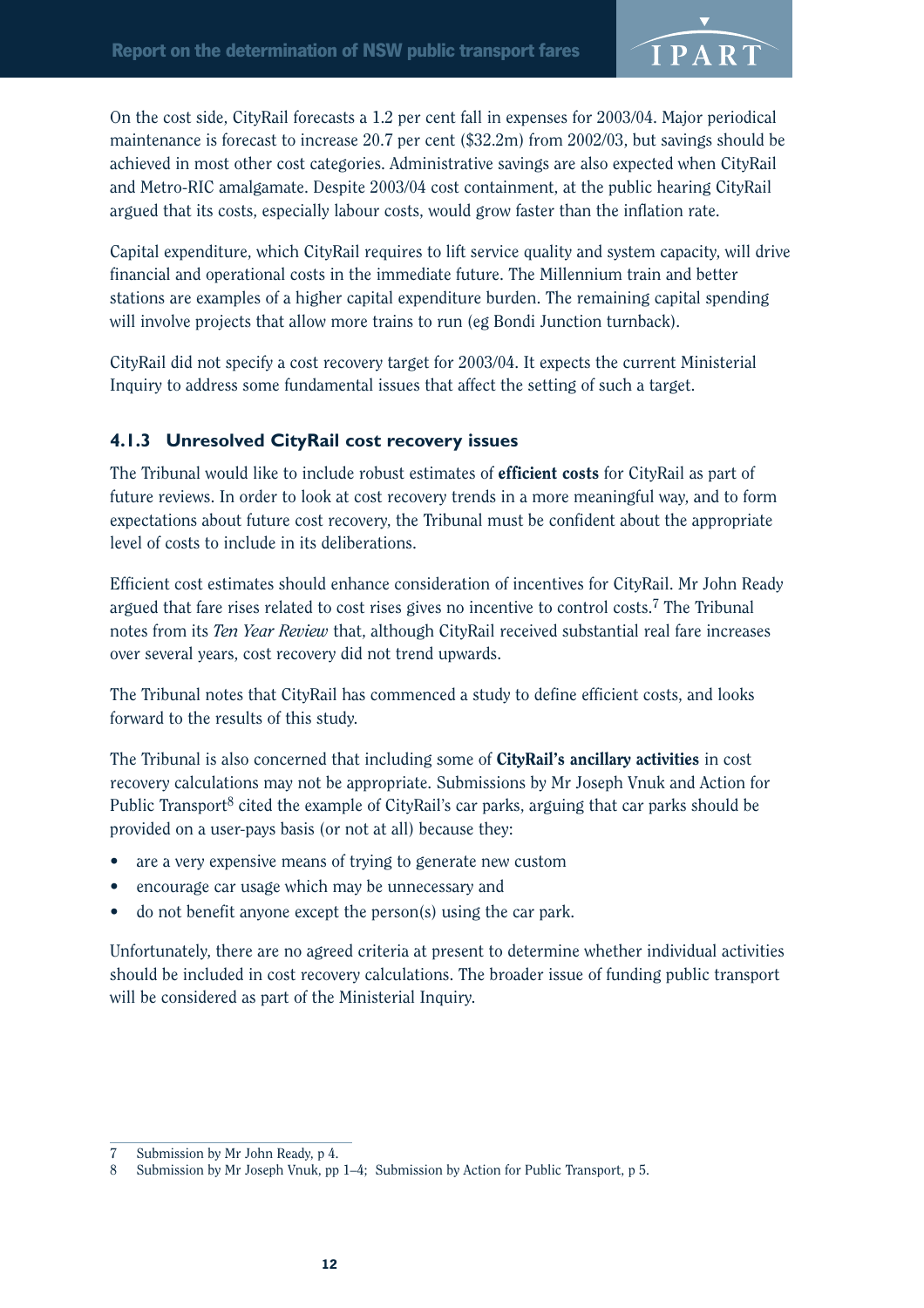On the cost side, CityRail forecasts a 1.2 per cent fall in expenses for 2003/04. Major periodical maintenance is forecast to increase 20.7 per cent ($32.2m) from 2002/03, but savings should be achieved in most other cost categories. Administrative savings are also expected when CityRail and Metro-RIC amalgamate. Despite 2003/04 cost containment, at the public hearing CityRail argued that its costs, especially labour costs, would grow faster than the inflation rate.

Capital expenditure, which CityRail requires to lift service quality and system capacity, will drive financial and operational costs in the immediate future. The Millennium train and better stations are examples of a higher capital expenditure burden. The remaining capital spending will involve projects that allow more trains to run (eg Bondi Junction turnback).

CityRail did not specify a cost recovery target for 2003/04. It expects the current Ministerial Inquiry to address some fundamental issues that affect the setting of such a target.

### 4.1.3 Unresolved CityRail cost recovery issues

The Tribunal would like to include robust estimates of **efficient costs** for CityRail as part of future reviews. In order to look at cost recovery trends in a more meaningful way, and to form expectations about future cost recovery, the Tribunal must be confident about the appropriate level of costs to include in its deliberations.

Efficient cost estimates should enhance consideration of incentives for CityRail. Mr John Ready argued that fare rises related to cost rises gives no incentive to control costs.[7] The Tribunal notes from its *Ten Year Review* that, although CityRail received substantial real fare increases over several years, cost recovery did not trend upwards.

The Tribunal notes that CityRail has commenced a study to define efficient costs, and looks forward to the results of this study.

The Tribunal is also concerned that including some of **CityRail's ancillary activities** in cost recovery calculations may not be appropriate. Submissions by Mr Joseph Vnuk and Action for Public Transport[8] cited the example of CityRail's car parks, arguing that car parks should be provided on a user-pays basis (or not at all) because they:

- are a very expensive means of trying to generate new custom
- encourage car usage which may be unnecessary and
- do not benefit anyone except the person(s) using the car park.

Unfortunately, there are no agreed criteria at present to determine whether individual activities should be included in cost recovery calculations. The broader issue of funding public transport will be considered as part of the Ministerial Inquiry.

---

7 Submission by Mr John Ready, p 4.

8 Submission by Mr Joseph Vnuk, pp 1–4; Submission by Action for Public Transport, p 5.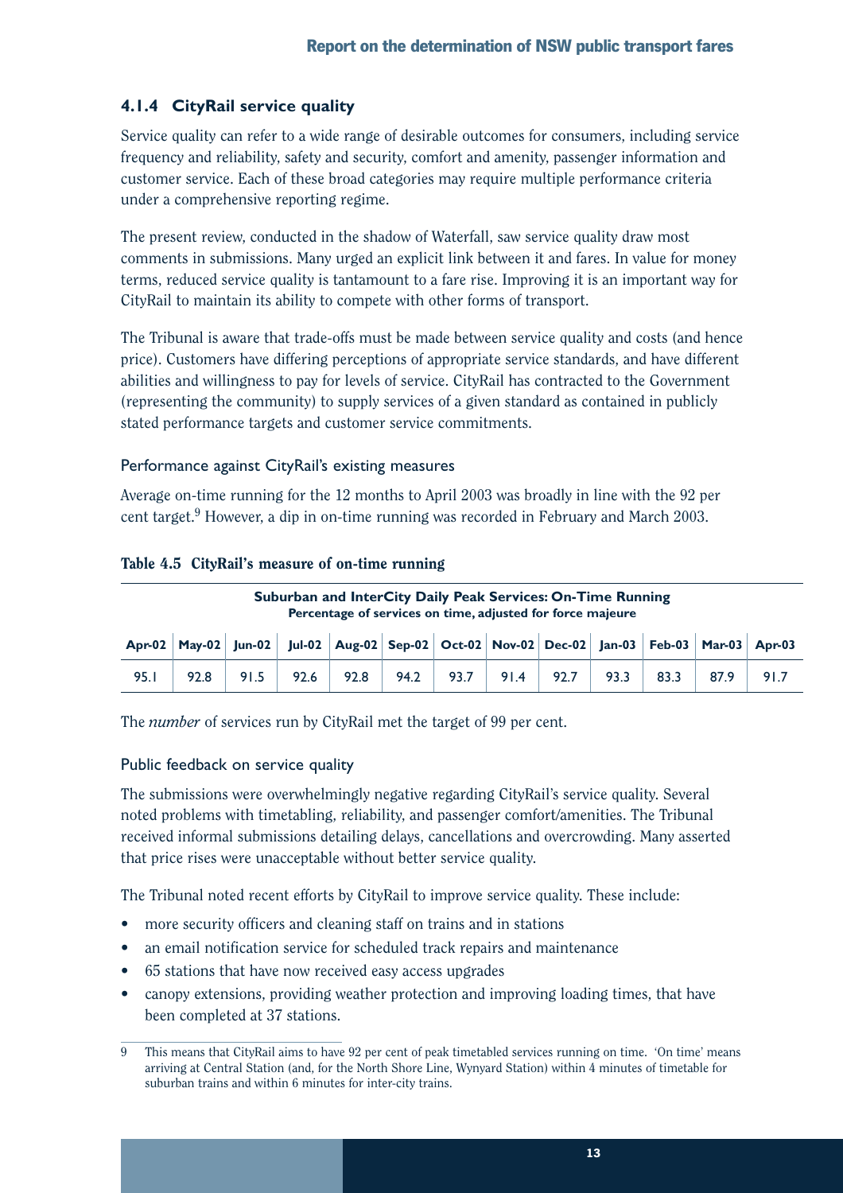### 4.1.4 CityRail service quality

Service quality can refer to a wide range of desirable outcomes for consumers, including service frequency and reliability, safety and security, comfort and amenity, passenger information and customer service. Each of these broad categories may require multiple performance criteria under a comprehensive reporting regime.

The present review, conducted in the shadow of Waterfall, saw service quality draw most comments in submissions. Many urged an explicit link between it and fares. In value for money terms, reduced service quality is tantamount to a fare rise. Improving it is an important way for CityRail to maintain its ability to compete with other forms of transport.

The Tribunal is aware that trade-offs must be made between service quality and costs (and hence price). Customers have differing perceptions of appropriate service standards, and have different abilities and willingness to pay for levels of service. CityRail has contracted to the Government (representing the community) to supply services of a given standard as contained in publicly stated performance targets and customer service commitments.

#### Performance against CityRail's existing measures

Average on-time running for the 12 months to April 2003 was broadly in line with the 92 per cent target.[9] However, a dip in on-time running was recorded in February and March 2003.

**Table 4.5 CityRail's measure of on-time running**

| **Suburban and InterCity Daily Peak Services: On-Time Running** Percentage of services on time, adjusted for force majeure | | | | | | | | | | | | |
|---|---|---|---|---|---|---|---|---|---|---|---|---|
| **Apr-02** | **May-02** | **Jun-02** | **Jul-02** | **Aug-02** | **Sep-02** | **Oct-02** | **Nov-02** | **Dec-02** | **Jan-03** | **Feb-03** | **Mar-03** | **Apr-03** |
| 95.1 | 92.8 | 91.5 | 92.6 | 92.8 | 94.2 | 93.7 | 91.4 | 92.7 | 93.3 | 83.3 | 87.9 | 91.7 |

The *number* of services run by CityRail met the target of 99 per cent.

#### Public feedback on service quality

The submissions were overwhelmingly negative regarding CityRail's service quality. Several noted problems with timetabling, reliability, and passenger comfort/amenities. The Tribunal received informal submissions detailing delays, cancellations and overcrowding. Many asserted that price rises were unacceptable without better service quality.

The Tribunal noted recent efforts by CityRail to improve service quality. These include:

- more security officers and cleaning staff on trains and in stations
- an email notification service for scheduled track repairs and maintenance
- 65 stations that have now received easy access upgrades
- canopy extensions, providing weather protection and improving loading times, that have been completed at 37 stations.

---

9 This means that CityRail aims to have 92 per cent of peak timetabled services running on time. 'On time' means arriving at Central Station (and, for the North Shore Line, Wynyard Station) within 4 minutes of timetable for suburban trains and within 6 minutes for inter-city trains.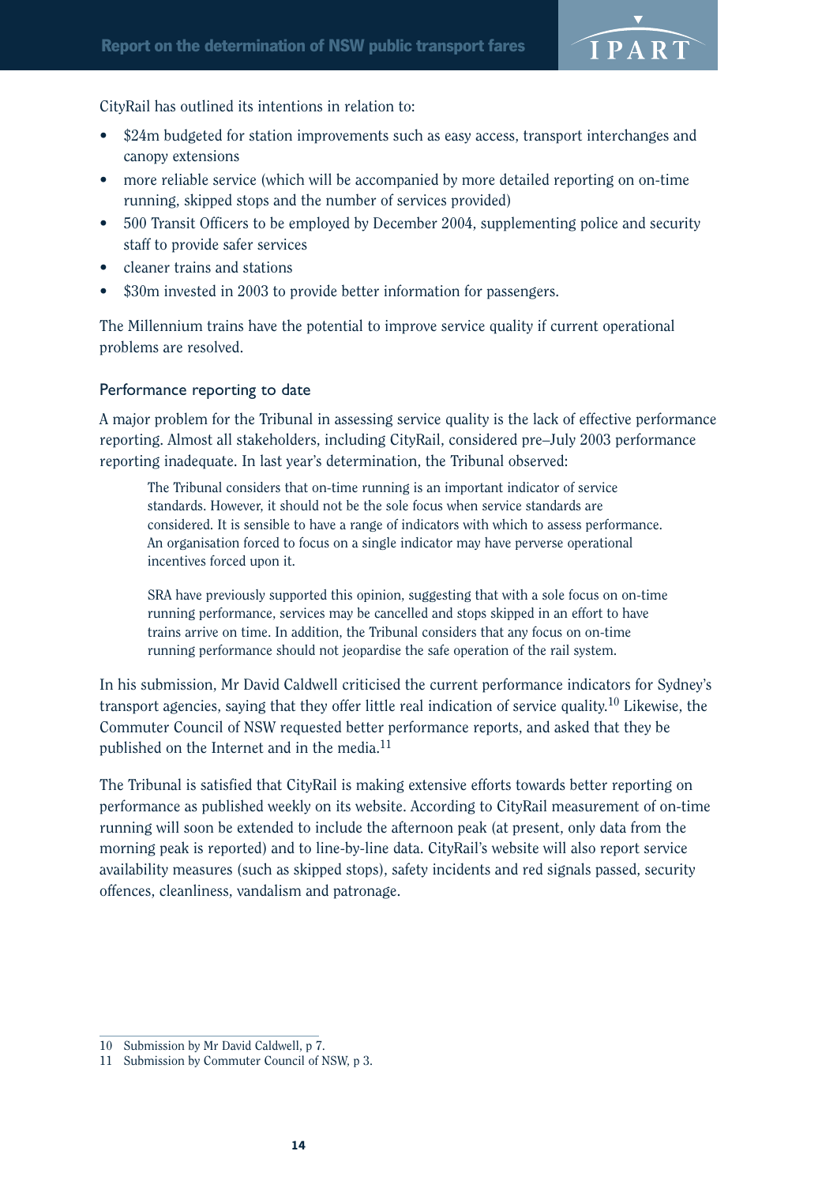CityRail has outlined its intentions in relation to:

- $24m budgeted for station improvements such as easy access, transport interchanges and canopy extensions
- more reliable service (which will be accompanied by more detailed reporting on on-time running, skipped stops and the number of services provided)
- 500 Transit Officers to be employed by December 2004, supplementing police and security staff to provide safer services
- cleaner trains and stations
- $30m invested in 2003 to provide better information for passengers.

The Millennium trains have the potential to improve service quality if current operational problems are resolved.

### Performance reporting to date

A major problem for the Tribunal in assessing service quality is the lack of effective performance reporting. Almost all stakeholders, including CityRail, considered pre–July 2003 performance reporting inadequate. In last year's determination, the Tribunal observed:

> The Tribunal considers that on-time running is an important indicator of service standards. However, it should not be the sole focus when service standards are considered. It is sensible to have a range of indicators with which to assess performance. An organisation forced to focus on a single indicator may have perverse operational incentives forced upon it.
>
> SRA have previously supported this opinion, suggesting that with a sole focus on on-time running performance, services may be cancelled and stops skipped in an effort to have trains arrive on time. In addition, the Tribunal considers that any focus on on-time running performance should not jeopardise the safe operation of the rail system.

In his submission, Mr David Caldwell criticised the current performance indicators for Sydney's transport agencies, saying that they offer little real indication of service quality.[10] Likewise, the Commuter Council of NSW requested better performance reports, and asked that they be published on the Internet and in the media.[11]

The Tribunal is satisfied that CityRail is making extensive efforts towards better reporting on performance as published weekly on its website. According to CityRail measurement of on-time running will soon be extended to include the afternoon peak (at present, only data from the morning peak is reported) and to line-by-line data. CityRail's website will also report service availability measures (such as skipped stops), safety incidents and red signals passed, security offences, cleanliness, vandalism and patronage.

---

10 Submission by Mr David Caldwell, p 7.

11 Submission by Commuter Council of NSW, p 3.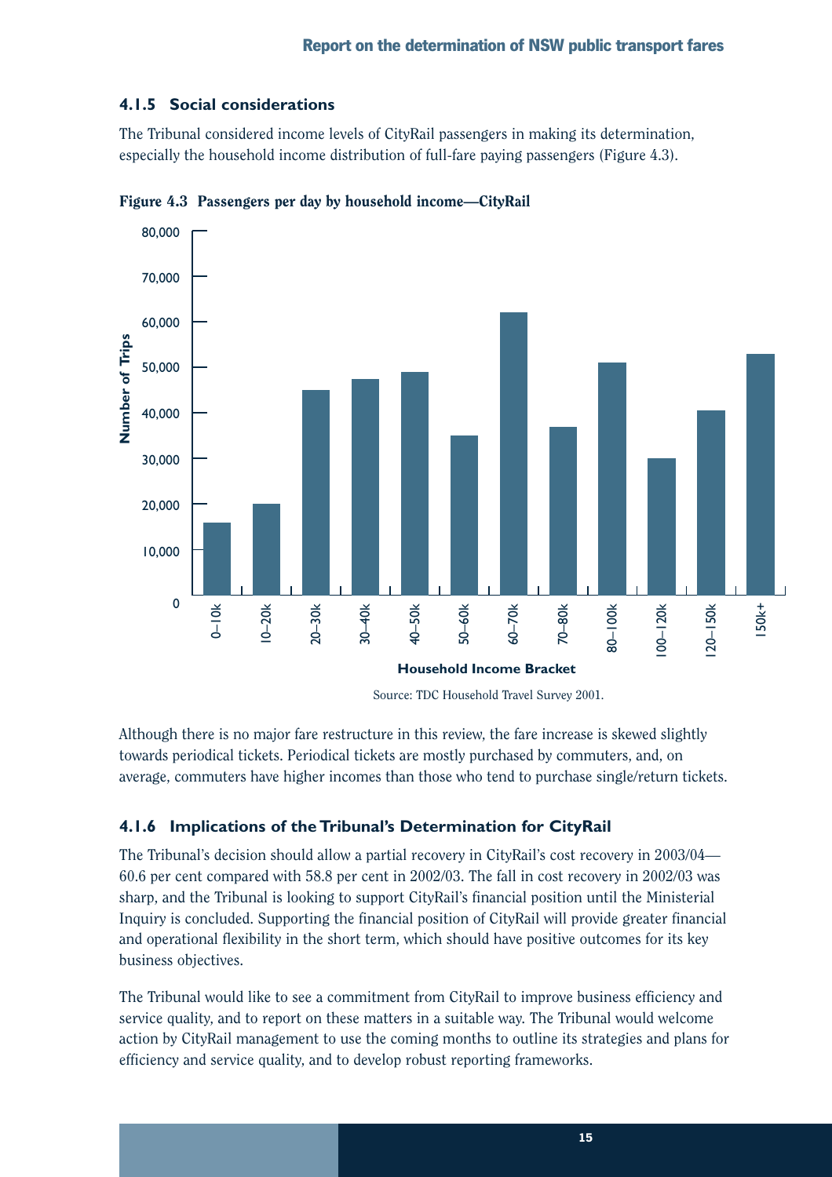### 4.1.5 Social considerations

The Tribunal considered income levels of CityRail passengers in making its determination, especially the household income distribution of full-fare paying passengers (Figure 4.3).

**Figure 4.3 Passengers per day by household income—CityRail**

Source: TDC Household Travel Survey 2001.

Although there is no major fare restructure in this review, the fare increase is skewed slightly towards periodical tickets. Periodical tickets are mostly purchased by commuters, and, on average, commuters have higher incomes than those who tend to purchase single/return tickets.

### 4.1.6 Implications of the Tribunal's Determination for CityRail

The Tribunal's decision should allow a partial recovery in CityRail's cost recovery in 2003/04—60.6 per cent compared with 58.8 per cent in 2002/03. The fall in cost recovery in 2002/03 was sharp, and the Tribunal is looking to support CityRail's financial position until the Ministerial Inquiry is concluded. Supporting the financial position of CityRail will provide greater financial and operational flexibility in the short term, which should have positive outcomes for its key business objectives.

The Tribunal would like to see a commitment from CityRail to improve business efficiency and service quality, and to report on these matters in a suitable way. The Tribunal would welcome action by CityRail management to use the coming months to outline its strategies and plans for efficiency and service quality, and to develop robust reporting frameworks.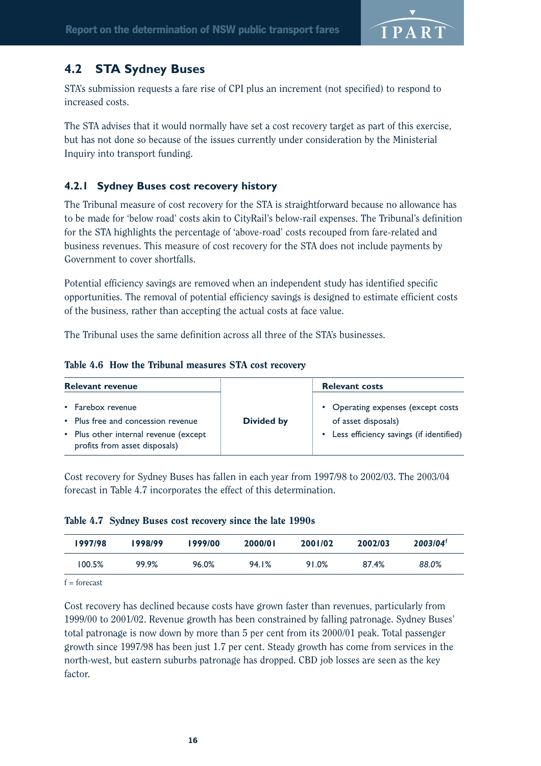## 4.2 STA Sydney Buses

STA's submission requests a fare rise of CPI plus an increment (not specified) to respond to increased costs.

The STA advises that it would normally have set a cost recovery target as part of this exercise, but has not done so because of the issues currently under consideration by the Ministerial Inquiry into transport funding.

### 4.2.1 Sydney Buses cost recovery history

The Tribunal measure of cost recovery for the STA is straightforward because no allowance has to be made for 'below road' costs akin to CityRail's below-rail expenses. The Tribunal's definition for the STA highlights the percentage of 'above-road' costs recouped from fare-related and business revenues. This measure of cost recovery for the STA does not include payments by Government to cover shortfalls.

Potential efficiency savings are removed when an independent study has identified specific opportunities. The removal of potential efficiency savings is designed to estimate efficient costs of the business, rather than accepting the actual costs at face value.

The Tribunal uses the same definition across all three of the STA's businesses.

**Table 4.6 How the Tribunal measures STA cost recovery**

| Relevant revenue | | Relevant costs |
|---|---|---|
| • Farebox revenue<br>• Plus free and concession revenue<br>• Plus other internal revenue (except profits from asset disposals) | **Divided by** | • Operating expenses (except costs of asset disposals)<br>• Less efficiency savings (if identified) |

Cost recovery for Sydney Buses has fallen in each year from 1997/98 to 2002/03. The 2003/04 forecast in Table 4.7 incorporates the effect of this determination.

**Table 4.7 Sydney Buses cost recovery since the late 1990s**

| 1997/98 | 1998/99 | 1999/00 | 2000/01 | 2001/02 | 2002/03 | *2003/04*[f] |
|---|---|---|---|---|---|---|
| 100.5% | 99.9% | 96.0% | 94.1% | 91.0% | 87.4% | *88.0%* |

f = forecast

Cost recovery has declined because costs have grown faster than revenues, particularly from 1999/00 to 2001/02. Revenue growth has been constrained by falling patronage. Sydney Buses' total patronage is now down by more than 5 per cent from its 2000/01 peak. Total passenger growth since 1997/98 has been just 1.7 per cent. Steady growth has come from services in the north-west, but eastern suburbs patronage has dropped. CBD job losses are seen as the key factor.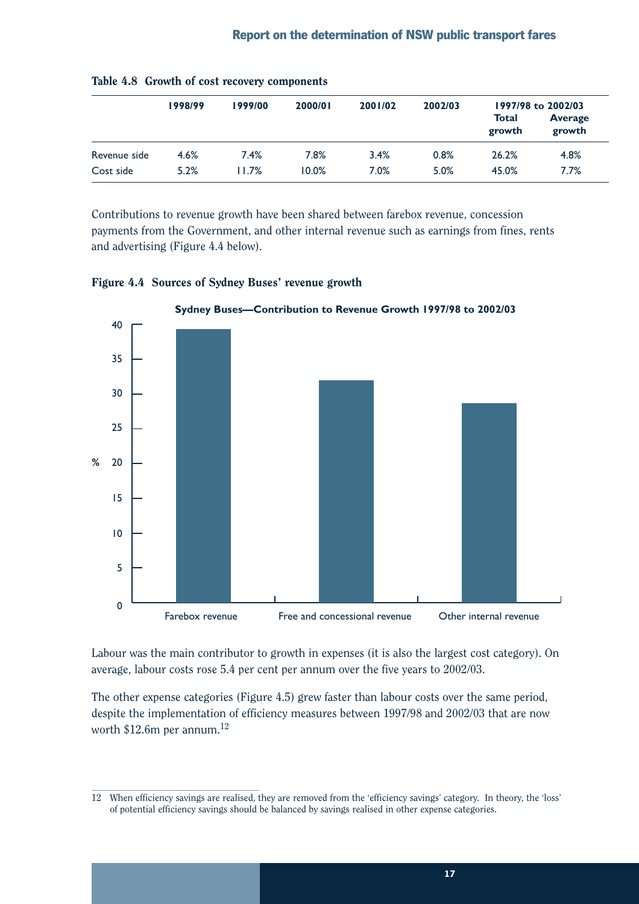**Table 4.8 Growth of cost recovery components**

| | 1998/99 | 1999/00 | 2000/01 | 2001/02 | 2002/03 | 1997/98 to 2002/03 | |
|---|---|---|---|---|---|---|---|
| | | | | | | Total growth | Average growth |
| Revenue side | 4.6% | 7.4% | 7.8% | 3.4% | 0.8% | 26.2% | 4.8% |
| Cost side | 5.2% | 11.7% | 10.0% | 7.0% | 5.0% | 45.0% | 7.7% |

Contributions to revenue growth have been shared between farebox revenue, concession payments from the Government, and other internal revenue such as earnings from fines, rents and advertising (Figure 4.4 below).

**Figure 4.4 Sources of Sydney Buses' revenue growth**

Labour was the main contributor to growth in expenses (it is also the largest cost category). On average, labour costs rose 5.4 per cent per annum over the five years to 2002/03.

The other expense categories (Figure 4.5) grew faster than labour costs over the same period, despite the implementation of efficiency measures between 1997/98 and 2002/03 that are now worth \$12.6m per annum.[12]

12 When efficiency savings are realised, they are removed from the 'efficiency savings' category. In theory, the 'loss' of potential efficiency savings should be balanced by savings realised in other expense categories.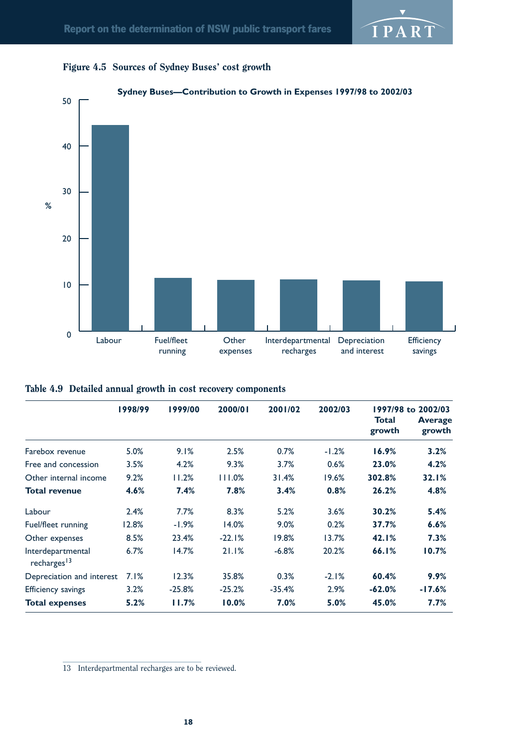**Figure 4.5 Sources of Sydney Buses' cost growth**

Sydney Buses—Contribution to Growth in Expenses 1997/98 to 2002/03

**Table 4.9 Detailed annual growth in cost recovery components**

| | 1998/99 | 1999/00 | 2000/01 | 2001/02 | 2002/03 | 1997/98 to 2002/03 Total growth | Average growth |
|---|---|---|---|---|---|---|---|
| Farebox revenue | 5.0% | 9.1% | 2.5% | 0.7% | -1.2% | **16.9%** | **3.2%** |
| Free and concession | 3.5% | 4.2% | 9.3% | 3.7% | 0.6% | **23.0%** | **4.2%** |
| Other internal income | 9.2% | 11.2% | 111.0% | 31.4% | 19.6% | **302.8%** | **32.1%** |
| **Total revenue** | **4.6%** | **7.4%** | **7.8%** | **3.4%** | **0.8%** | **26.2%** | **4.8%** |
| Labour | 2.4% | 7.7% | 8.3% | 5.2% | 3.6% | **30.2%** | **5.4%** |
| Fuel/fleet running | 12.8% | -1.9% | 14.0% | 9.0% | 0.2% | **37.7%** | **6.6%** |
| Other expenses | 8.5% | 23.4% | -22.1% | 19.8% | 13.7% | **42.1%** | **7.3%** |
| Interdepartmental recharges[13] | 6.7% | 14.7% | 21.1% | -6.8% | 20.2% | **66.1%** | **10.7%** |
| Depreciation and interest | 7.1% | 12.3% | 35.8% | 0.3% | -2.1% | **60.4%** | **9.9%** |
| Efficiency savings | 3.2% | -25.8% | -25.2% | -35.4% | 2.9% | **-62.0%** | **-17.6%** |
| **Total expenses** | **5.2%** | **11.7%** | **10.0%** | **7.0%** | **5.0%** | **45.0%** | **7.7%** |

13 Interdepartmental recharges are to be reviewed.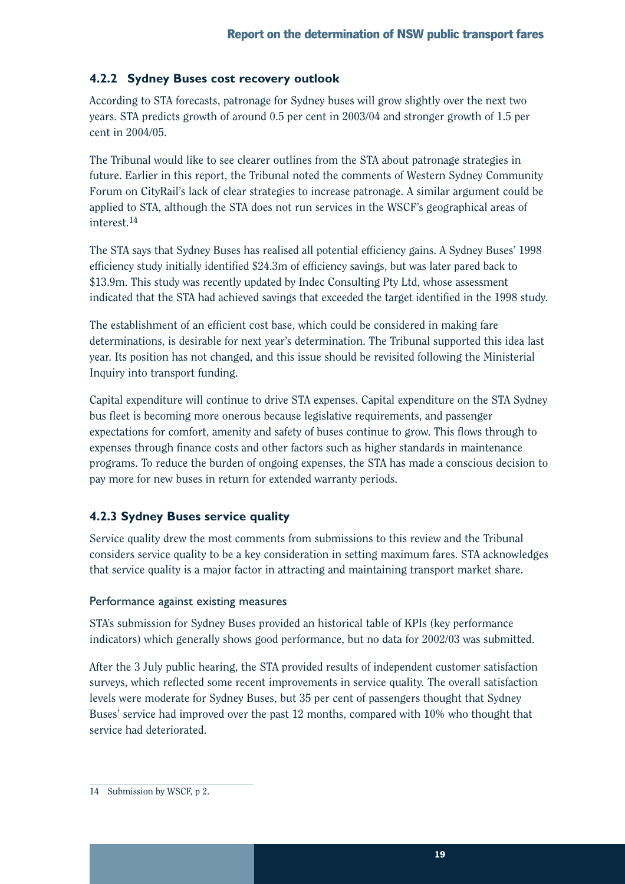### 4.2.2 Sydney Buses cost recovery outlook

According to STA forecasts, patronage for Sydney buses will grow slightly over the next two years. STA predicts growth of around 0.5 per cent in 2003/04 and stronger growth of 1.5 per cent in 2004/05.

The Tribunal would like to see clearer outlines from the STA about patronage strategies in future. Earlier in this report, the Tribunal noted the comments of Western Sydney Community Forum on CityRail's lack of clear strategies to increase patronage. A similar argument could be applied to STA, although the STA does not run services in the WSCF's geographical areas of interest.[14]

The STA says that Sydney Buses has realised all potential efficiency gains. A Sydney Buses' 1998 efficiency study initially identified $24.3m of efficiency savings, but was later pared back to $13.9m. This study was recently updated by Indec Consulting Pty Ltd, whose assessment indicated that the STA had achieved savings that exceeded the target identified in the 1998 study.

The establishment of an efficient cost base, which could be considered in making fare determinations, is desirable for next year's determination. The Tribunal supported this idea last year. Its position has not changed, and this issue should be revisited following the Ministerial Inquiry into transport funding.

Capital expenditure will continue to drive STA expenses. Capital expenditure on the STA Sydney bus fleet is becoming more onerous because legislative requirements, and passenger expectations for comfort, amenity and safety of buses continue to grow. This flows through to expenses through finance costs and other factors such as higher standards in maintenance programs. To reduce the burden of ongoing expenses, the STA has made a conscious decision to pay more for new buses in return for extended warranty periods.

### 4.2.3 Sydney Buses service quality

Service quality drew the most comments from submissions to this review and the Tribunal considers service quality to be a key consideration in setting maximum fares. STA acknowledges that service quality is a major factor in attracting and maintaining transport market share.

#### Performance against existing measures

STA's submission for Sydney Buses provided an historical table of KPIs (key performance indicators) which generally shows good performance, but no data for 2002/03 was submitted.

After the 3 July public hearing, the STA provided results of independent customer satisfaction surveys, which reflected some recent improvements in service quality. The overall satisfaction levels were moderate for Sydney Buses, but 35 per cent of passengers thought that Sydney Buses' service had improved over the past 12 months, compared with 10% who thought that service had deteriorated.

---

14 Submission by WSCF, p 2.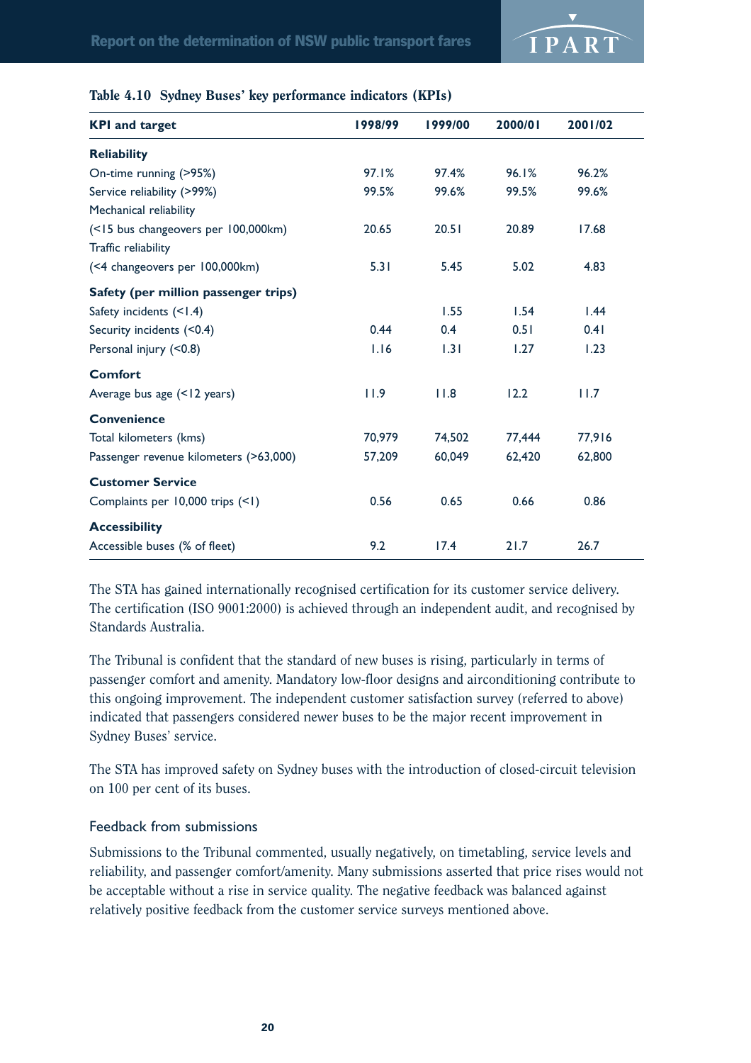**Table 4.10 Sydney Buses' key performance indicators (KPIs)**

| KPI and target | 1998/99 | 1999/00 | 2000/01 | 2001/02 |
|---|---|---|---|---|
| **Reliability** | | | | |
| On-time running (>95%) | 97.1% | 97.4% | 96.1% | 96.2% |
| Service reliability (>99%) | 99.5% | 99.6% | 99.5% | 99.6% |
| Mechanical reliability | | | | |
| (<15 bus changeovers per 100,000km) | 20.65 | 20.51 | 20.89 | 17.68 |
| Traffic reliability | | | | |
| (<4 changeovers per 100,000km) | 5.31 | 5.45 | 5.02 | 4.83 |
| **Safety (per million passenger trips)** | | | | |
| Safety incidents (<1.4) | | 1.55 | 1.54 | 1.44 |
| Security incidents (<0.4) | 0.44 | 0.4 | 0.51 | 0.41 |
| Personal injury (<0.8) | 1.16 | 1.31 | 1.27 | 1.23 |
| **Comfort** | | | | |
| Average bus age (<12 years) | 11.9 | 11.8 | 12.2 | 11.7 |
| **Convenience** | | | | |
| Total kilometers (kms) | 70,979 | 74,502 | 77,444 | 77,916 |
| Passenger revenue kilometers (>63,000) | 57,209 | 60,049 | 62,420 | 62,800 |
| **Customer Service** | | | | |
| Complaints per 10,000 trips (<1) | 0.56 | 0.65 | 0.66 | 0.86 |
| **Accessibility** | | | | |
| Accessible buses (% of fleet) | 9.2 | 17.4 | 21.7 | 26.7 |

The STA has gained internationally recognised certification for its customer service delivery. The certification (ISO 9001:2000) is achieved through an independent audit, and recognised by Standards Australia.

The Tribunal is confident that the standard of new buses is rising, particularly in terms of passenger comfort and amenity. Mandatory low-floor designs and airconditioning contribute to this ongoing improvement. The independent customer satisfaction survey (referred to above) indicated that passengers considered newer buses to be the major recent improvement in Sydney Buses' service.

The STA has improved safety on Sydney buses with the introduction of closed-circuit television on 100 per cent of its buses.

### Feedback from submissions

Submissions to the Tribunal commented, usually negatively, on timetabling, service levels and reliability, and passenger comfort/amenity. Many submissions asserted that price rises would not be acceptable without a rise in service quality. The negative feedback was balanced against relatively positive feedback from the customer service surveys mentioned above.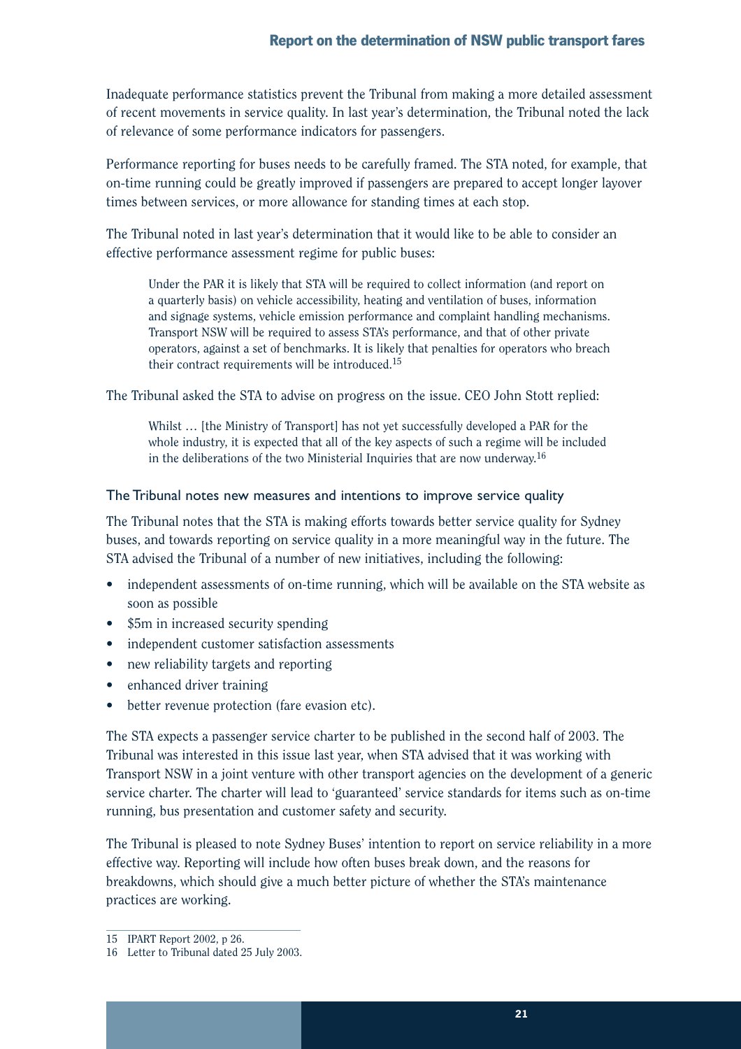Inadequate performance statistics prevent the Tribunal from making a more detailed assessment of recent movements in service quality. In last year's determination, the Tribunal noted the lack of relevance of some performance indicators for passengers.

Performance reporting for buses needs to be carefully framed. The STA noted, for example, that on-time running could be greatly improved if passengers are prepared to accept longer layover times between services, or more allowance for standing times at each stop.

The Tribunal noted in last year's determination that it would like to be able to consider an effective performance assessment regime for public buses:

> Under the PAR it is likely that STA will be required to collect information (and report on a quarterly basis) on vehicle accessibility, heating and ventilation of buses, information and signage systems, vehicle emission performance and complaint handling mechanisms. Transport NSW will be required to assess STA's performance, and that of other private operators, against a set of benchmarks. It is likely that penalties for operators who breach their contract requirements will be introduced.[15]

The Tribunal asked the STA to advise on progress on the issue. CEO John Stott replied:

> Whilst … [the Ministry of Transport] has not yet successfully developed a PAR for the whole industry, it is expected that all of the key aspects of such a regime will be included in the deliberations of the two Ministerial Inquiries that are now underway.[16]

### The Tribunal notes new measures and intentions to improve service quality

The Tribunal notes that the STA is making efforts towards better service quality for Sydney buses, and towards reporting on service quality in a more meaningful way in the future. The STA advised the Tribunal of a number of new initiatives, including the following:

- independent assessments of on-time running, which will be available on the STA website as soon as possible
- $5m in increased security spending
- independent customer satisfaction assessments
- new reliability targets and reporting
- enhanced driver training
- better revenue protection (fare evasion etc).

The STA expects a passenger service charter to be published in the second half of 2003. The Tribunal was interested in this issue last year, when STA advised that it was working with Transport NSW in a joint venture with other transport agencies on the development of a generic service charter. The charter will lead to 'guaranteed' service standards for items such as on-time running, bus presentation and customer safety and security.

The Tribunal is pleased to note Sydney Buses' intention to report on service reliability in a more effective way. Reporting will include how often buses break down, and the reasons for breakdowns, which should give a much better picture of whether the STA's maintenance practices are working.

---

15 IPART Report 2002, p 26.

16 Letter to Tribunal dated 25 July 2003.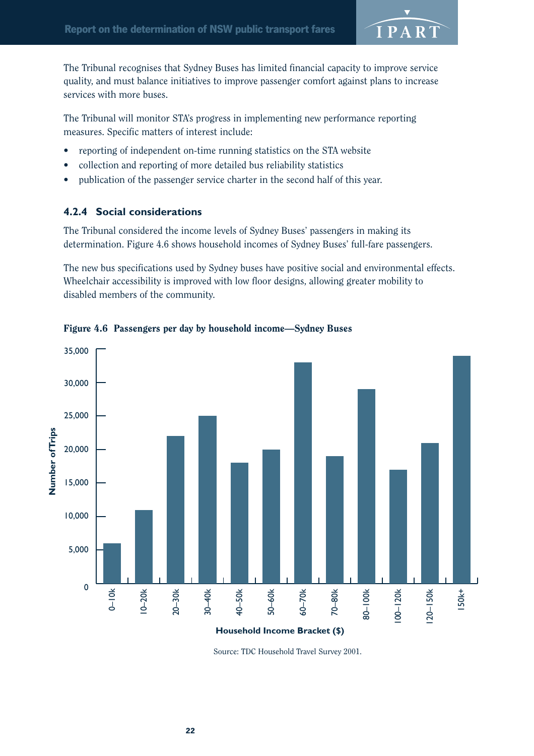The Tribunal recognises that Sydney Buses has limited financial capacity to improve service quality, and must balance initiatives to improve passenger comfort against plans to increase services with more buses.

The Tribunal will monitor STA's progress in implementing new performance reporting measures. Specific matters of interest include:

- reporting of independent on-time running statistics on the STA website
- collection and reporting of more detailed bus reliability statistics
- publication of the passenger service charter in the second half of this year.

### 4.2.4 Social considerations

The Tribunal considered the income levels of Sydney Buses' passengers in making its determination. Figure 4.6 shows household incomes of Sydney Buses' full-fare passengers.

The new bus specifications used by Sydney buses have positive social and environmental effects. Wheelchair accessibility is improved with low floor designs, allowing greater mobility to disabled members of the community.

**Figure 4.6 Passengers per day by household income—Sydney Buses**

Source: TDC Household Travel Survey 2001.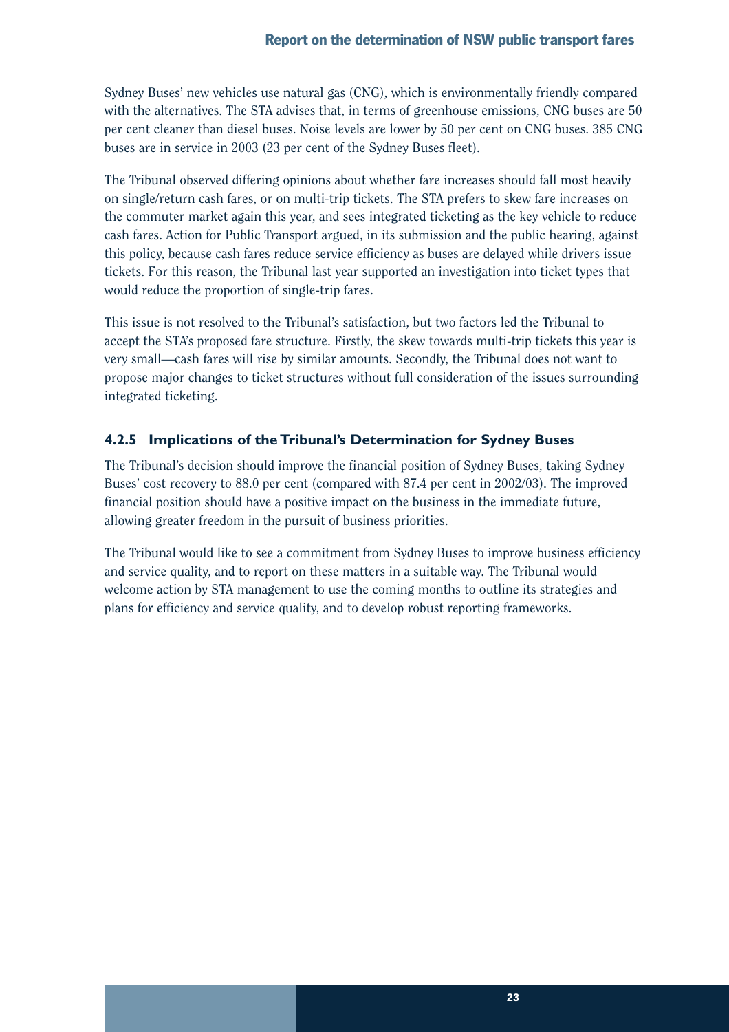Sydney Buses' new vehicles use natural gas (CNG), which is environmentally friendly compared with the alternatives. The STA advises that, in terms of greenhouse emissions, CNG buses are 50 per cent cleaner than diesel buses. Noise levels are lower by 50 per cent on CNG buses. 385 CNG buses are in service in 2003 (23 per cent of the Sydney Buses fleet).

The Tribunal observed differing opinions about whether fare increases should fall most heavily on single/return cash fares, or on multi-trip tickets. The STA prefers to skew fare increases on the commuter market again this year, and sees integrated ticketing as the key vehicle to reduce cash fares. Action for Public Transport argued, in its submission and the public hearing, against this policy, because cash fares reduce service efficiency as buses are delayed while drivers issue tickets. For this reason, the Tribunal last year supported an investigation into ticket types that would reduce the proportion of single-trip fares.

This issue is not resolved to the Tribunal's satisfaction, but two factors led the Tribunal to accept the STA's proposed fare structure. Firstly, the skew towards multi-trip tickets this year is very small—cash fares will rise by similar amounts. Secondly, the Tribunal does not want to propose major changes to ticket structures without full consideration of the issues surrounding integrated ticketing.

### 4.2.5 Implications of the Tribunal's Determination for Sydney Buses

The Tribunal's decision should improve the financial position of Sydney Buses, taking Sydney Buses' cost recovery to 88.0 per cent (compared with 87.4 per cent in 2002/03). The improved financial position should have a positive impact on the business in the immediate future, allowing greater freedom in the pursuit of business priorities.

The Tribunal would like to see a commitment from Sydney Buses to improve business efficiency and service quality, and to report on these matters in a suitable way. The Tribunal would welcome action by STA management to use the coming months to outline its strategies and plans for efficiency and service quality, and to develop robust reporting frameworks.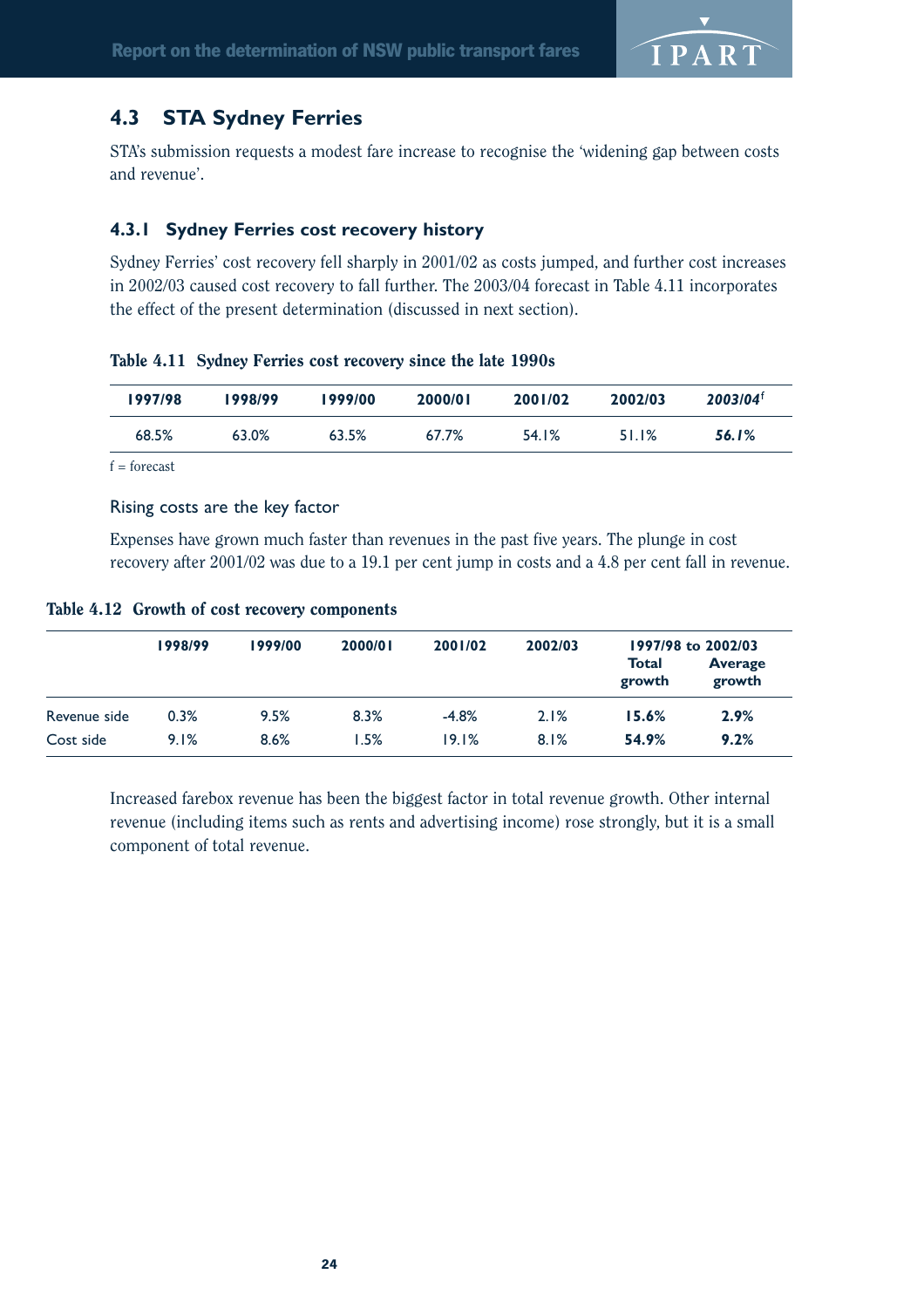## 4.3 STA Sydney Ferries

STA's submission requests a modest fare increase to recognise the 'widening gap between costs and revenue'.

### 4.3.1 Sydney Ferries cost recovery history

Sydney Ferries' cost recovery fell sharply in 2001/02 as costs jumped, and further cost increases in 2002/03 caused cost recovery to fall further. The 2003/04 forecast in Table 4.11 incorporates the effect of the present determination (discussed in next section).

**Table 4.11 Sydney Ferries cost recovery since the late 1990s**

| 1997/98 | 1998/99 | 1999/00 | 2000/01 | 2001/02 | 2002/03 | *2003/04*[f] |
|---|---|---|---|---|---|---|
| 68.5% | 63.0% | 63.5% | 67.7% | 54.1% | 51.1% | ***56.1%*** |

f = forecast

#### Rising costs are the key factor

Expenses have grown much faster than revenues in the past five years. The plunge in cost recovery after 2001/02 was due to a 19.1 per cent jump in costs and a 4.8 per cent fall in revenue.

**Table 4.12 Growth of cost recovery components**

| | 1998/99 | 1999/00 | 2000/01 | 2001/02 | 2002/03 | 1997/98 to 2002/03 | |
|---|---|---|---|---|---|---|---|
| | | | | | | Total growth | Average growth |
| Revenue side | 0.3% | 9.5% | 8.3% | -4.8% | 2.1% | **15.6%** | **2.9%** |
| Cost side | 9.1% | 8.6% | 1.5% | 19.1% | 8.1% | **54.9%** | **9.2%** |

Increased farebox revenue has been the biggest factor in total revenue growth. Other internal revenue (including items such as rents and advertising income) rose strongly, but it is a small component of total revenue.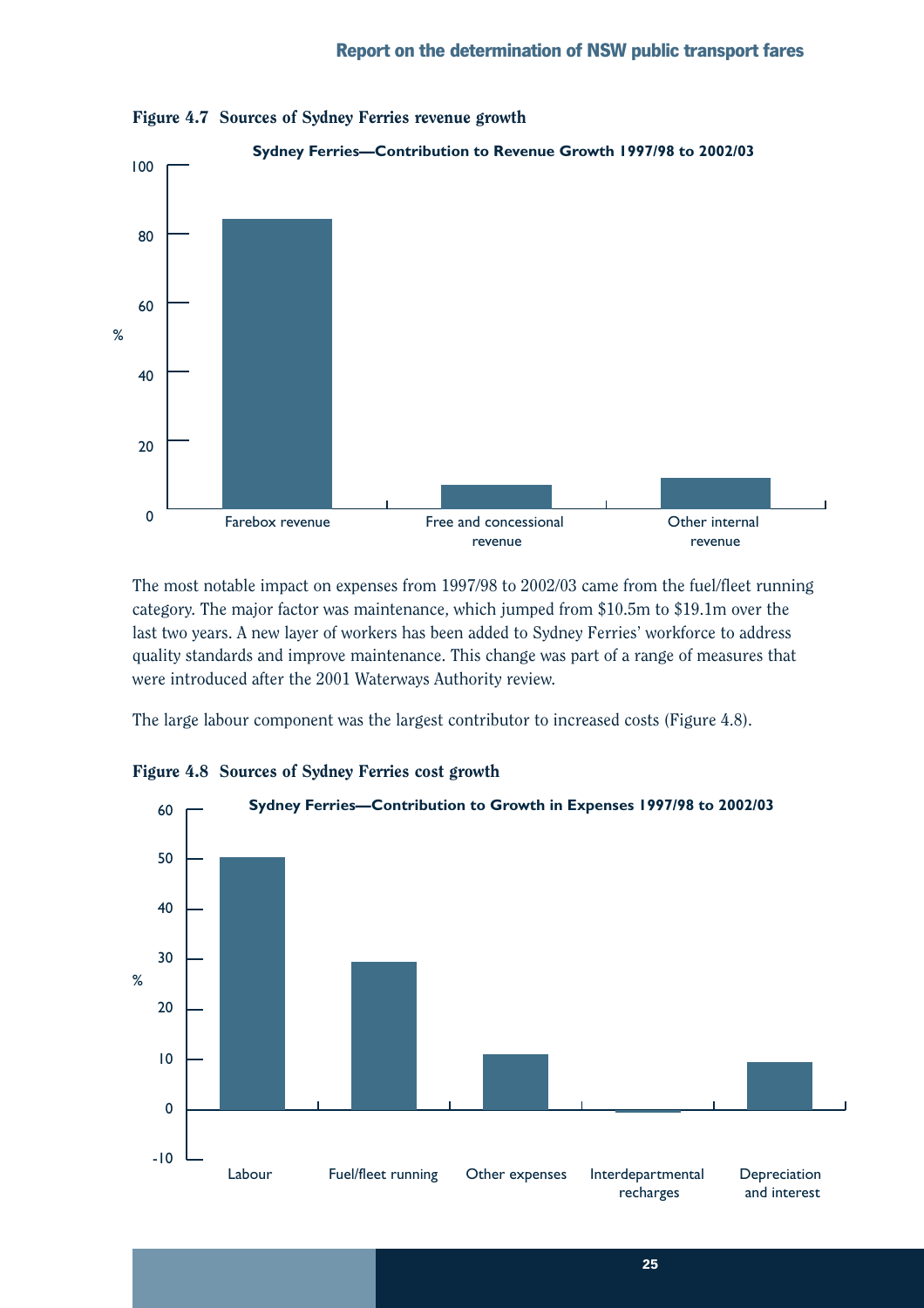**Figure 4.7 Sources of Sydney Ferries revenue growth**

The most notable impact on expenses from 1997/98 to 2002/03 came from the fuel/fleet running category. The major factor was maintenance, which jumped from $10.5m to $19.1m over the last two years. A new layer of workers has been added to Sydney Ferries' workforce to address quality standards and improve maintenance. This change was part of a range of measures that were introduced after the 2001 Waterways Authority review.

The large labour component was the largest contributor to increased costs (Figure 4.8).

**Figure 4.8 Sources of Sydney Ferries cost growth**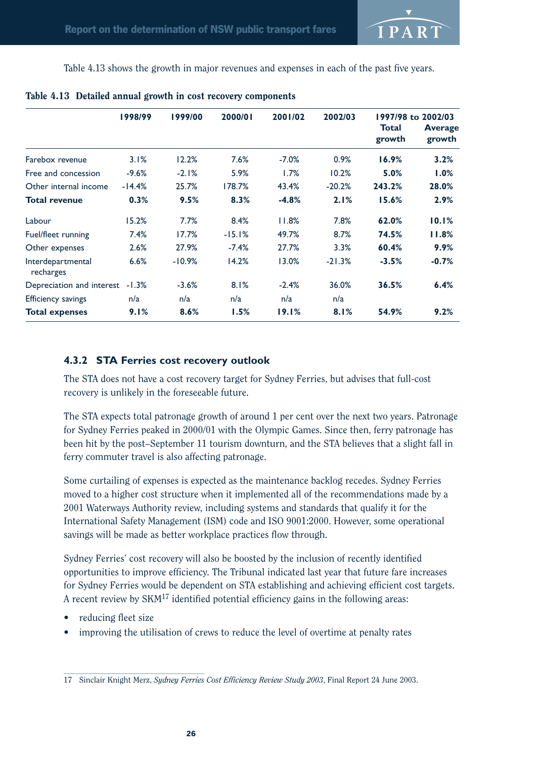Table 4.13 shows the growth in major revenues and expenses in each of the past five years.

**Table 4.13 Detailed annual growth in cost recovery components**

| | 1998/99 | 1999/00 | 2000/01 | 2001/02 | 2002/03 | 1997/98 to 2002/03 Total growth | Average growth |
|---|---|---|---|---|---|---|---|
| Farebox revenue | 3.1% | 12.2% | 7.6% | -7.0% | 0.9% | **16.9%** | **3.2%** |
| Free and concession | -9.6% | -2.1% | 5.9% | 1.7% | 10.2% | **5.0%** | **1.0%** |
| Other internal income | -14.4% | 25.7% | 178.7% | 43.4% | -20.2% | **243.2%** | **28.0%** |
| **Total revenue** | **0.3%** | **9.5%** | **8.3%** | **-4.8%** | **2.1%** | **15.6%** | **2.9%** |
| Labour | 15.2% | 7.7% | 8.4% | 11.8% | 7.8% | **62.0%** | **10.1%** |
| Fuel/fleet running | 7.4% | 17.7% | -15.1% | 49.7% | 8.7% | **74.5%** | **11.8%** |
| Other expenses | 2.6% | 27.9% | -7.4% | 27.7% | 3.3% | **60.4%** | **9.9%** |
| Interdepartmental recharges | 6.6% | -10.9% | 14.2% | 13.0% | -21.3% | **-3.5%** | **-0.7%** |
| Depreciation and interest | -1.3% | -3.6% | 8.1% | -2.4% | 36.0% | **36.5%** | **6.4%** |
| Efficiency savings | n/a | n/a | n/a | n/a | n/a | | |
| **Total expenses** | **9.1%** | **8.6%** | **1.5%** | **19.1%** | **8.1%** | **54.9%** | **9.2%** |

### 4.3.2 STA Ferries cost recovery outlook

The STA does not have a cost recovery target for Sydney Ferries, but advises that full-cost recovery is unlikely in the foreseeable future.

The STA expects total patronage growth of around 1 per cent over the next two years. Patronage for Sydney Ferries peaked in 2000/01 with the Olympic Games. Since then, ferry patronage has been hit by the post–September 11 tourism downturn, and the STA believes that a slight fall in ferry commuter travel is also affecting patronage.

Some curtailing of expenses is expected as the maintenance backlog recedes. Sydney Ferries moved to a higher cost structure when it implemented all of the recommendations made by a 2001 Waterways Authority review, including systems and standards that qualify it for the International Safety Management (ISM) code and ISO 9001:2000. However, some operational savings will be made as better workplace practices flow through.

Sydney Ferries' cost recovery will also be boosted by the inclusion of recently identified opportunities to improve efficiency. The Tribunal indicated last year that future fare increases for Sydney Ferries would be dependent on STA establishing and achieving efficient cost targets. A recent review by SKM[17] identified potential efficiency gains in the following areas:

- reducing fleet size
- improving the utilisation of crews to reduce the level of overtime at penalty rates

17 Sinclair Knight Merz, *Sydney Ferries Cost Efficiency Review Study 2003*, Final Report 24 June 2003.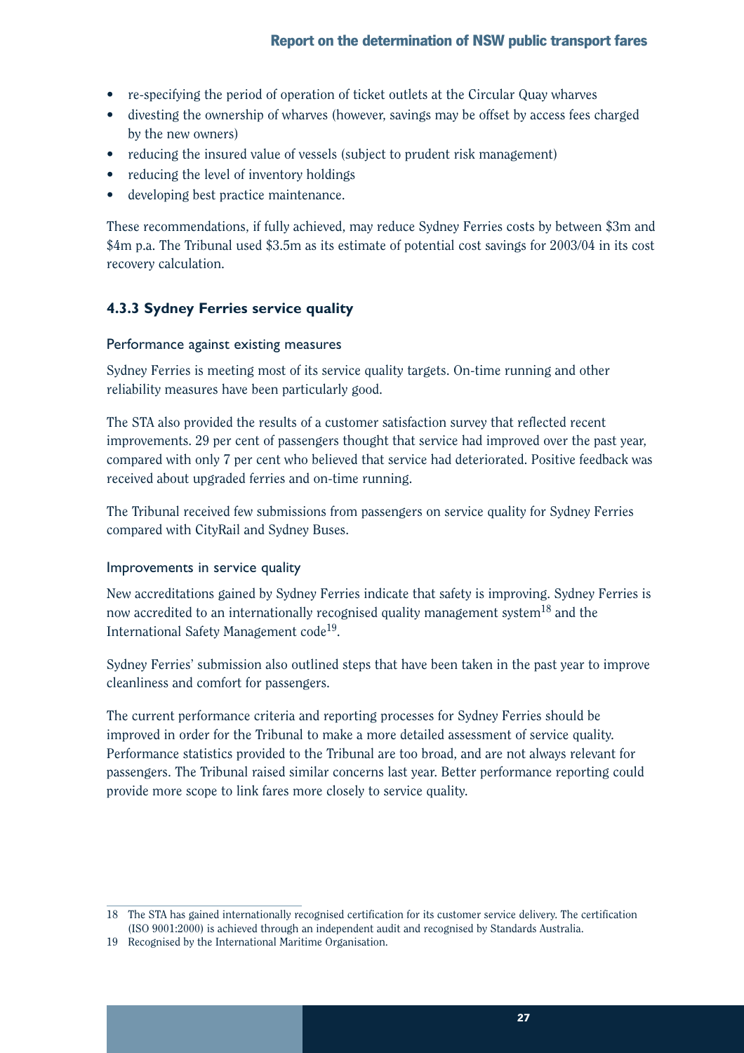- re-specifying the period of operation of ticket outlets at the Circular Quay wharves
- divesting the ownership of wharves (however, savings may be offset by access fees charged by the new owners)
- reducing the insured value of vessels (subject to prudent risk management)
- reducing the level of inventory holdings
- developing best practice maintenance.

These recommendations, if fully achieved, may reduce Sydney Ferries costs by between $3m and $4m p.a. The Tribunal used $3.5m as its estimate of potential cost savings for 2003/04 in its cost recovery calculation.

### 4.3.3 Sydney Ferries service quality

#### Performance against existing measures

Sydney Ferries is meeting most of its service quality targets. On-time running and other reliability measures have been particularly good.

The STA also provided the results of a customer satisfaction survey that reflected recent improvements. 29 per cent of passengers thought that service had improved over the past year, compared with only 7 per cent who believed that service had deteriorated. Positive feedback was received about upgraded ferries and on-time running.

The Tribunal received few submissions from passengers on service quality for Sydney Ferries compared with CityRail and Sydney Buses.

#### Improvements in service quality

New accreditations gained by Sydney Ferries indicate that safety is improving. Sydney Ferries is now accredited to an internationally recognised quality management system[18] and the International Safety Management code[19].

Sydney Ferries' submission also outlined steps that have been taken in the past year to improve cleanliness and comfort for passengers.

The current performance criteria and reporting processes for Sydney Ferries should be improved in order for the Tribunal to make a more detailed assessment of service quality. Performance statistics provided to the Tribunal are too broad, and are not always relevant for passengers. The Tribunal raised similar concerns last year. Better performance reporting could provide more scope to link fares more closely to service quality.

---

18 The STA has gained internationally recognised certification for its customer service delivery. The certification (ISO 9001:2000) is achieved through an independent audit and recognised by Standards Australia.

19 Recognised by the International Maritime Organisation.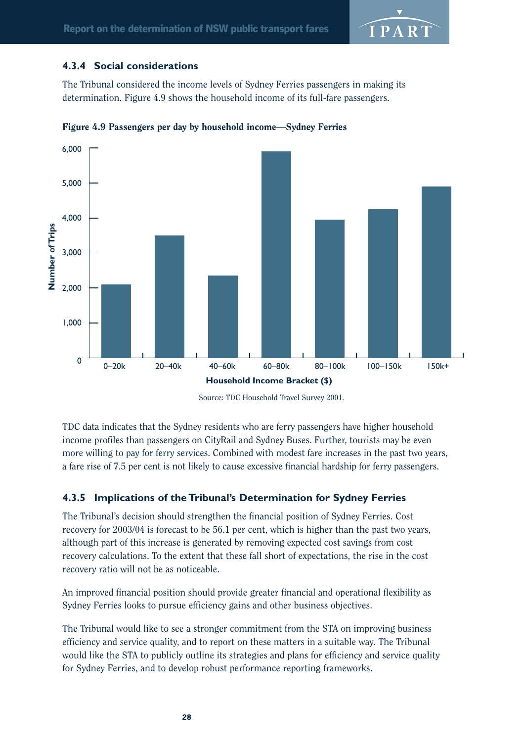### 4.3.4 Social considerations

The Tribunal considered the income levels of Sydney Ferries passengers in making its determination. Figure 4.9 shows the household income of its full-fare passengers.

**Figure 4.9 Passengers per day by household income—Sydney Ferries**

Source: TDC Household Travel Survey 2001.

TDC data indicates that the Sydney residents who are ferry passengers have higher household income profiles than passengers on CityRail and Sydney Buses. Further, tourists may be even more willing to pay for ferry services. Combined with modest fare increases in the past two years, a fare rise of 7.5 per cent is not likely to cause excessive financial hardship for ferry passengers.

### 4.3.5 Implications of the Tribunal's Determination for Sydney Ferries

The Tribunal's decision should strengthen the financial position of Sydney Ferries. Cost recovery for 2003/04 is forecast to be 56.1 per cent, which is higher than the past two years, although part of this increase is generated by removing expected cost savings from cost recovery calculations. To the extent that these fall short of expectations, the rise in the cost recovery ratio will not be as noticeable.

An improved financial position should provide greater financial and operational flexibility as Sydney Ferries looks to pursue efficiency gains and other business objectives.

The Tribunal would like to see a stronger commitment from the STA on improving business efficiency and service quality, and to report on these matters in a suitable way. The Tribunal would like the STA to publicly outline its strategies and plans for efficiency and service quality for Sydney Ferries, and to develop robust performance reporting frameworks.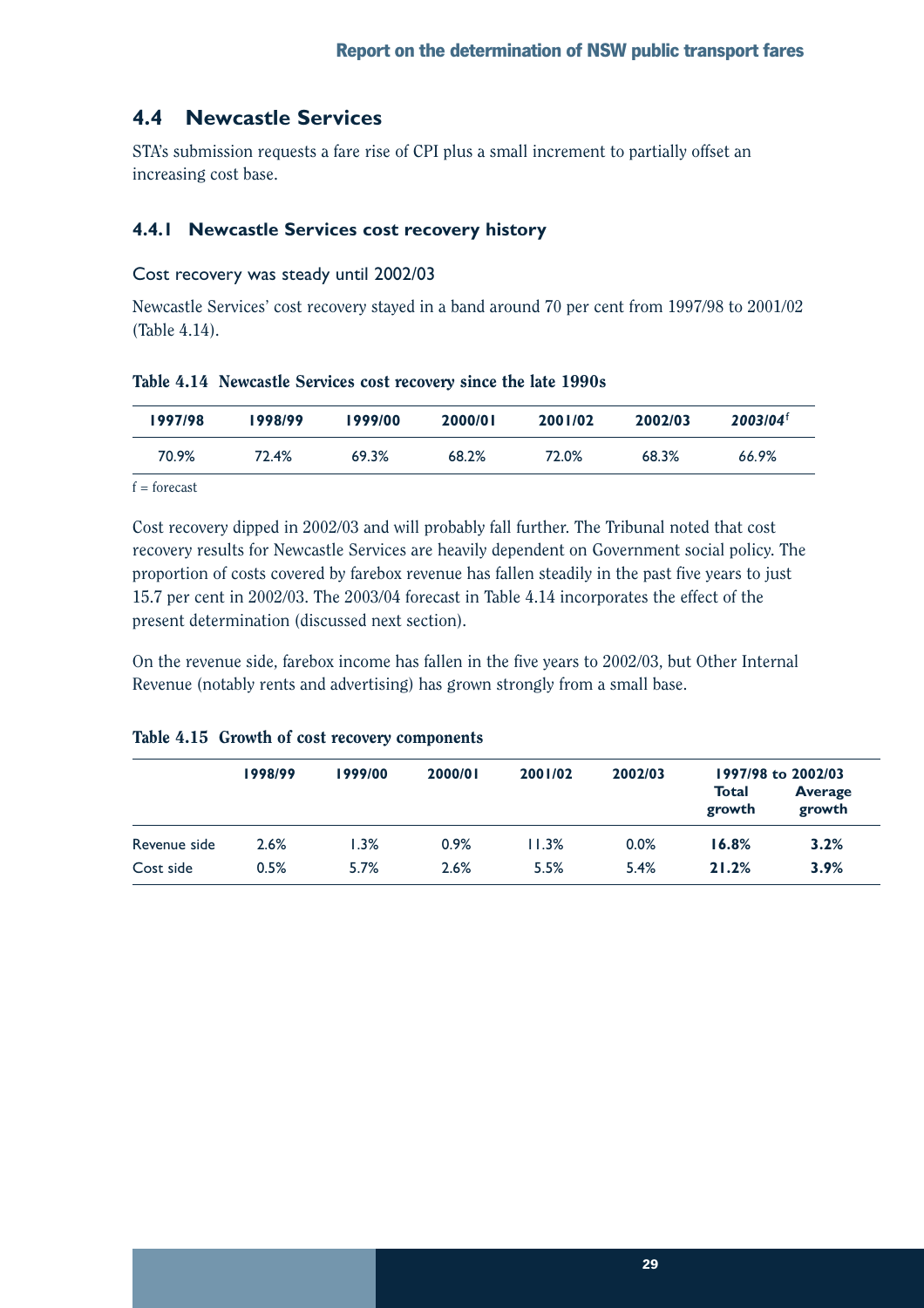## 4.4 Newcastle Services

STA's submission requests a fare rise of CPI plus a small increment to partially offset an increasing cost base.

### 4.4.1 Newcastle Services cost recovery history

Cost recovery was steady until 2002/03

Newcastle Services' cost recovery stayed in a band around 70 per cent from 1997/98 to 2001/02 (Table 4.14).

**Table 4.14 Newcastle Services cost recovery since the late 1990s**

| 1997/98 | 1998/99 | 1999/00 | 2000/01 | 2001/02 | 2002/03 | *2003/04*[f] |
|---|---|---|---|---|---|---|
| 70.9% | 72.4% | 69.3% | 68.2% | 72.0% | 68.3% | *66.9%* |

f = forecast

Cost recovery dipped in 2002/03 and will probably fall further. The Tribunal noted that cost recovery results for Newcastle Services are heavily dependent on Government social policy. The proportion of costs covered by farebox revenue has fallen steadily in the past five years to just 15.7 per cent in 2002/03. The 2003/04 forecast in Table 4.14 incorporates the effect of the present determination (discussed next section).

On the revenue side, farebox income has fallen in the five years to 2002/03, but Other Internal Revenue (notably rents and advertising) has grown strongly from a small base.

**Table 4.15 Growth of cost recovery components**

| | 1998/99 | 1999/00 | 2000/01 | 2001/02 | 2002/03 | 1997/98 to 2002/03 | |
|---|---|---|---|---|---|---|---|
| | | | | | | Total growth | Average growth |
| Revenue side | 2.6% | 1.3% | 0.9% | 11.3% | 0.0% | **16.8%** | **3.2%** |
| Cost side | 0.5% | 5.7% | 2.6% | 5.5% | 5.4% | **21.2%** | **3.9%** |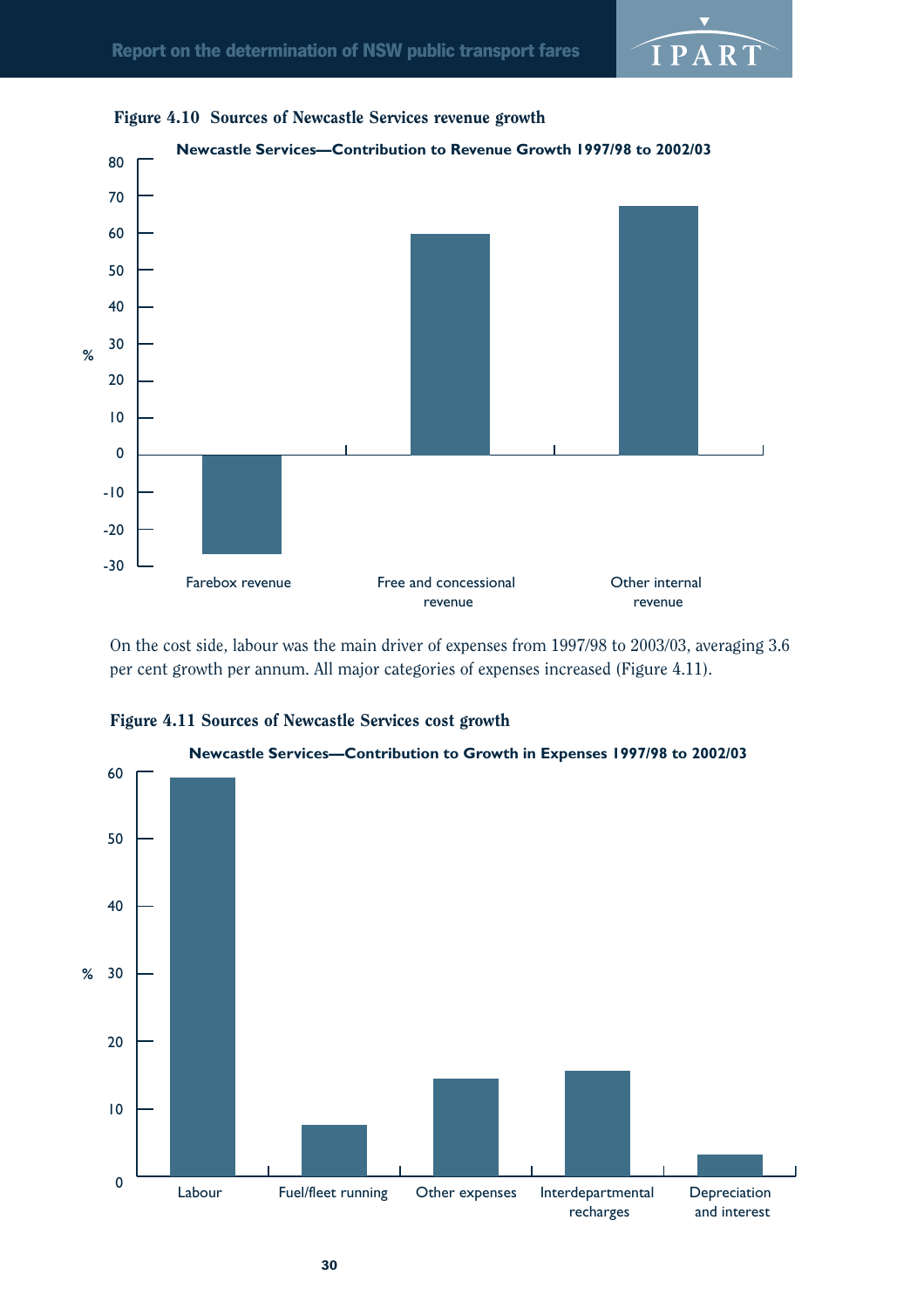**Figure 4.10 Sources of Newcastle Services revenue growth**

**Newcastle Services—Contribution to Revenue Growth 1997/98 to 2002/03**

| | % |
|---|---|
| Farebox revenue | -27 |
| Free and concessional revenue | 60 |
| Other internal revenue | 67 |

On the cost side, labour was the main driver of expenses from 1997/98 to 2003/03, averaging 3.6 per cent growth per annum. All major categories of expenses increased (Figure 4.11).

**Figure 4.11 Sources of Newcastle Services cost growth**

**Newcastle Services—Contribution to Growth in Expenses 1997/98 to 2002/03**

| | % |
|---|---|
| Labour | 59 |
| Fuel/fleet running | 7.5 |
| Other expenses | 14.5 |
| Interdepartmental recharges | 15.5 |
| Depreciation and interest | 3 |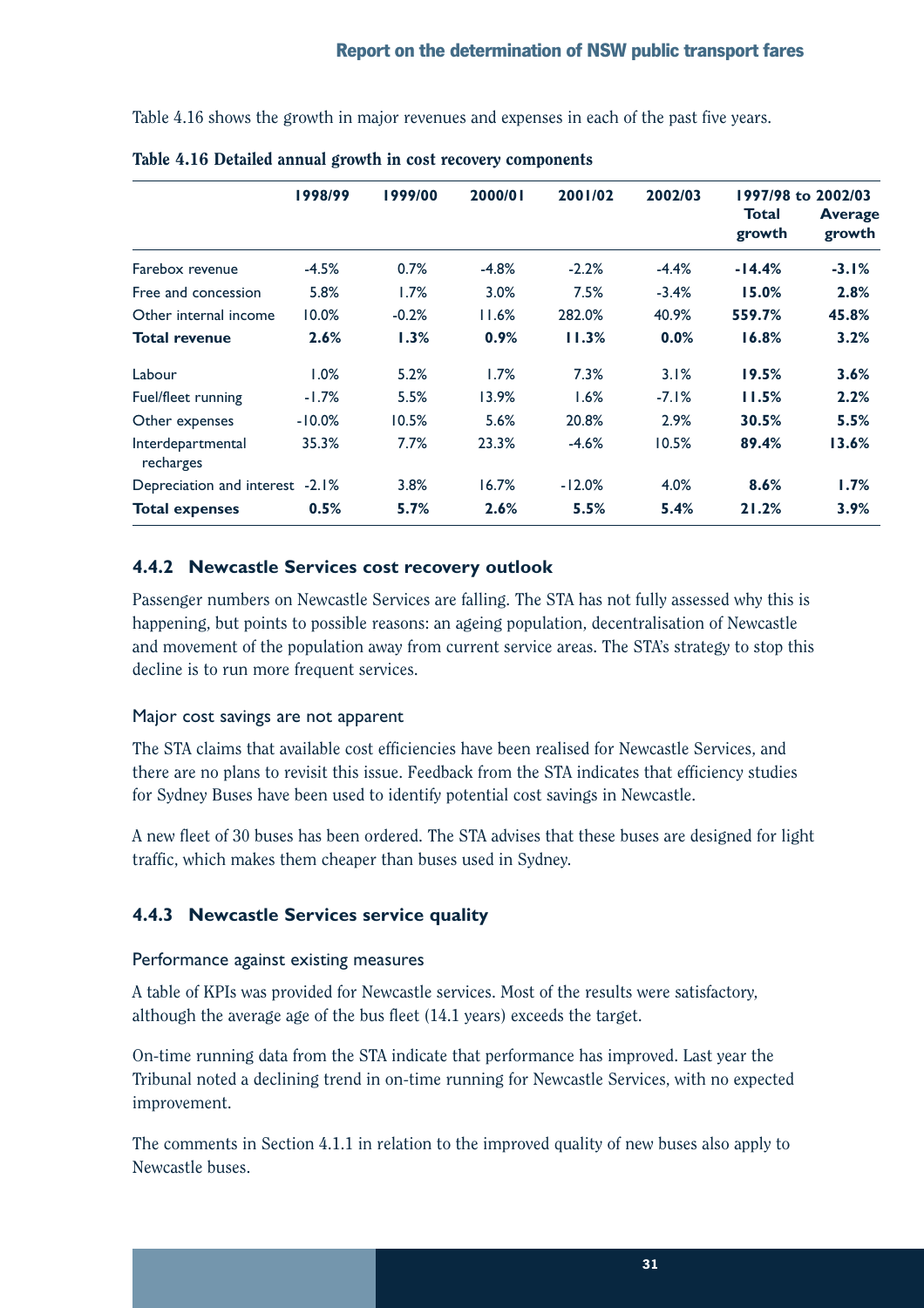Table 4.16 shows the growth in major revenues and expenses in each of the past five years.

**Table 4.16 Detailed annual growth in cost recovery components**

| | 1998/99 | 1999/00 | 2000/01 | 2001/02 | 2002/03 | 1997/98 to 2002/03 Total growth | Average growth |
|---|---|---|---|---|---|---|---|
| Farebox revenue | -4.5% | 0.7% | -4.8% | -2.2% | -4.4% | **-14.4%** | **-3.1%** |
| Free and concession | 5.8% | 1.7% | 3.0% | 7.5% | -3.4% | **15.0%** | **2.8%** |
| Other internal income | 10.0% | -0.2% | 11.6% | 282.0% | 40.9% | **559.7%** | **45.8%** |
| **Total revenue** | **2.6%** | **1.3%** | **0.9%** | **11.3%** | **0.0%** | **16.8%** | **3.2%** |
| Labour | 1.0% | 5.2% | 1.7% | 7.3% | 3.1% | **19.5%** | **3.6%** |
| Fuel/fleet running | -1.7% | 5.5% | 13.9% | 1.6% | -7.1% | **11.5%** | **2.2%** |
| Other expenses | -10.0% | 10.5% | 5.6% | 20.8% | 2.9% | **30.5%** | **5.5%** |
| Interdepartmental recharges | 35.3% | 7.7% | 23.3% | -4.6% | 10.5% | **89.4%** | **13.6%** |
| Depreciation and interest | -2.1% | 3.8% | 16.7% | -12.0% | 4.0% | **8.6%** | **1.7%** |
| **Total expenses** | **0.5%** | **5.7%** | **2.6%** | **5.5%** | **5.4%** | **21.2%** | **3.9%** |

### 4.4.2 Newcastle Services cost recovery outlook

Passenger numbers on Newcastle Services are falling. The STA has not fully assessed why this is happening, but points to possible reasons: an ageing population, decentralisation of Newcastle and movement of the population away from current service areas. The STA's strategy to stop this decline is to run more frequent services.

#### Major cost savings are not apparent

The STA claims that available cost efficiencies have been realised for Newcastle Services, and there are no plans to revisit this issue. Feedback from the STA indicates that efficiency studies for Sydney Buses have been used to identify potential cost savings in Newcastle.

A new fleet of 30 buses has been ordered. The STA advises that these buses are designed for light traffic, which makes them cheaper than buses used in Sydney.

### 4.4.3 Newcastle Services service quality

#### Performance against existing measures

A table of KPIs was provided for Newcastle services. Most of the results were satisfactory, although the average age of the bus fleet (14.1 years) exceeds the target.

On-time running data from the STA indicate that performance has improved. Last year the Tribunal noted a declining trend in on-time running for Newcastle Services, with no expected improvement.

The comments in Section 4.1.1 in relation to the improved quality of new buses also apply to Newcastle buses.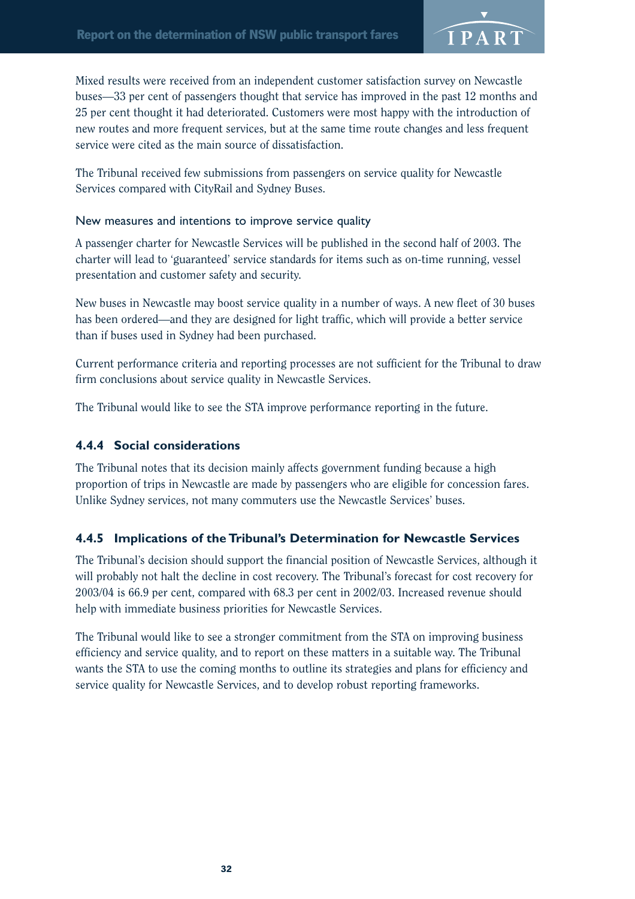Mixed results were received from an independent customer satisfaction survey on Newcastle buses—33 per cent of passengers thought that service has improved in the past 12 months and 25 per cent thought it had deteriorated. Customers were most happy with the introduction of new routes and more frequent services, but at the same time route changes and less frequent service were cited as the main source of dissatisfaction.

The Tribunal received few submissions from passengers on service quality for Newcastle Services compared with CityRail and Sydney Buses.

#### New measures and intentions to improve service quality

A passenger charter for Newcastle Services will be published in the second half of 2003. The charter will lead to 'guaranteed' service standards for items such as on-time running, vessel presentation and customer safety and security.

New buses in Newcastle may boost service quality in a number of ways. A new fleet of 30 buses has been ordered—and they are designed for light traffic, which will provide a better service than if buses used in Sydney had been purchased.

Current performance criteria and reporting processes are not sufficient for the Tribunal to draw firm conclusions about service quality in Newcastle Services.

The Tribunal would like to see the STA improve performance reporting in the future.

### 4.4.4 Social considerations

The Tribunal notes that its decision mainly affects government funding because a high proportion of trips in Newcastle are made by passengers who are eligible for concession fares. Unlike Sydney services, not many commuters use the Newcastle Services' buses.

### 4.4.5 Implications of the Tribunal's Determination for Newcastle Services

The Tribunal's decision should support the financial position of Newcastle Services, although it will probably not halt the decline in cost recovery. The Tribunal's forecast for cost recovery for 2003/04 is 66.9 per cent, compared with 68.3 per cent in 2002/03. Increased revenue should help with immediate business priorities for Newcastle Services.

The Tribunal would like to see a stronger commitment from the STA on improving business efficiency and service quality, and to report on these matters in a suitable way. The Tribunal wants the STA to use the coming months to outline its strategies and plans for efficiency and service quality for Newcastle Services, and to develop robust reporting frameworks.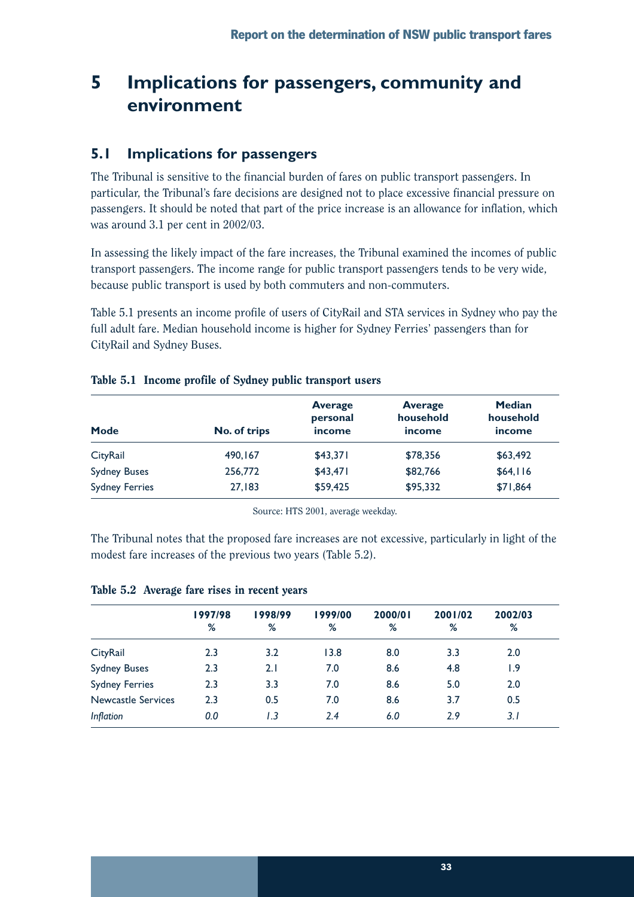# 5 Implications for passengers, community and environment

## 5.1 Implications for passengers

The Tribunal is sensitive to the financial burden of fares on public transport passengers. In particular, the Tribunal's fare decisions are designed not to place excessive financial pressure on passengers. It should be noted that part of the price increase is an allowance for inflation, which was around 3.1 per cent in 2002/03.

In assessing the likely impact of the fare increases, the Tribunal examined the incomes of public transport passengers. The income range for public transport passengers tends to be very wide, because public transport is used by both commuters and non-commuters.

Table 5.1 presents an income profile of users of CityRail and STA services in Sydney who pay the full adult fare. Median household income is higher for Sydney Ferries' passengers than for CityRail and Sydney Buses.

**Table 5.1 Income profile of Sydney public transport users**

| Mode | No. of trips | Average personal income | Average household income | Median household income |
|---|---|---|---|---|
| CityRail | 490,167 | $43,371 | $78,356 | $63,492 |
| Sydney Buses | 256,772 | $43,471 | $82,766 | $64,116 |
| Sydney Ferries | 27,183 | $59,425 | $95,332 | $71,864 |

Source: HTS 2001, average weekday.

The Tribunal notes that the proposed fare increases are not excessive, particularly in light of the modest fare increases of the previous two years (Table 5.2).

**Table 5.2 Average fare rises in recent years**

| | 1997/98 % | 1998/99 % | 1999/00 % | 2000/01 % | 2001/02 % | 2002/03 % |
|---|---|---|---|---|---|---|
| CityRail | 2.3 | 3.2 | 13.8 | 8.0 | 3.3 | 2.0 |
| Sydney Buses | 2.3 | 2.1 | 7.0 | 8.6 | 4.8 | 1.9 |
| Sydney Ferries | 2.3 | 3.3 | 7.0 | 8.6 | 5.0 | 2.0 |
| Newcastle Services | 2.3 | 0.5 | 7.0 | 8.6 | 3.7 | 0.5 |
| *Inflation* | *0.0* | *1.3* | *2.4* | *6.0* | *2.9* | *3.1* |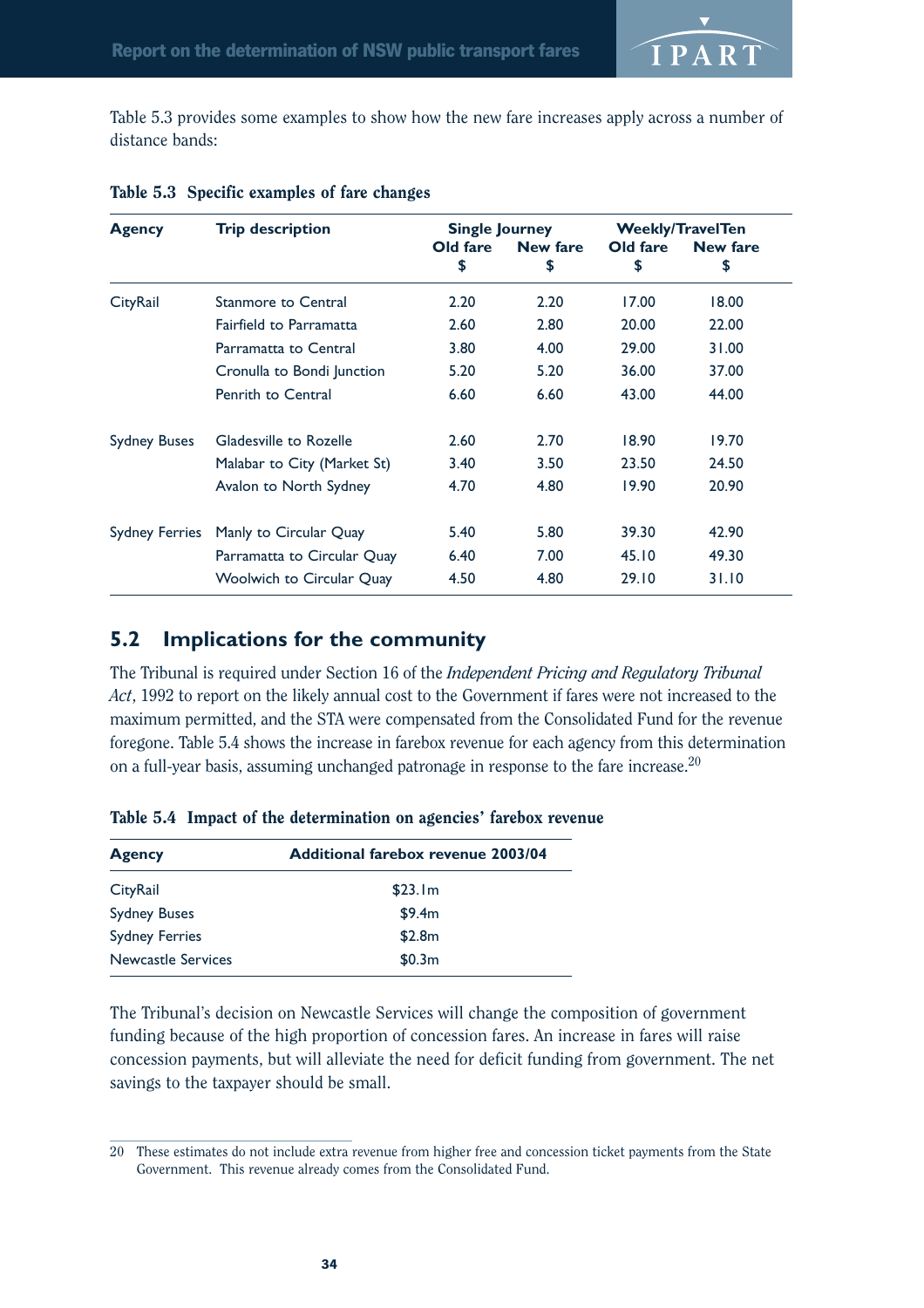Table 5.3 provides some examples to show how the new fare increases apply across a number of distance bands:

**Table 5.3 Specific examples of fare changes**

| Agency | Trip description | Single Journey | | Weekly/TravelTen | |
|---|---|---|---|---|---|
| | | Old fare $ | New fare $ | Old fare $ | New fare $ |
| CityRail | Stanmore to Central | 2.20 | 2.20 | 17.00 | 18.00 |
| | Fairfield to Parramatta | 2.60 | 2.80 | 20.00 | 22.00 |
| | Parramatta to Central | 3.80 | 4.00 | 29.00 | 31.00 |
| | Cronulla to Bondi Junction | 5.20 | 5.20 | 36.00 | 37.00 |
| | Penrith to Central | 6.60 | 6.60 | 43.00 | 44.00 |
| Sydney Buses | Gladesville to Rozelle | 2.60 | 2.70 | 18.90 | 19.70 |
| | Malabar to City (Market St) | 3.40 | 3.50 | 23.50 | 24.50 |
| | Avalon to North Sydney | 4.70 | 4.80 | 19.90 | 20.90 |
| Sydney Ferries | Manly to Circular Quay | 5.40 | 5.80 | 39.30 | 42.90 |
| | Parramatta to Circular Quay | 6.40 | 7.00 | 45.10 | 49.30 |
| | Woolwich to Circular Quay | 4.50 | 4.80 | 29.10 | 31.10 |

## 5.2 Implications for the community

The Tribunal is required under Section 16 of the *Independent Pricing and Regulatory Tribunal Act*, 1992 to report on the likely annual cost to the Government if fares were not increased to the maximum permitted, and the STA were compensated from the Consolidated Fund for the revenue foregone. Table 5.4 shows the increase in farebox revenue for each agency from this determination on a full-year basis, assuming unchanged patronage in response to the fare increase.[20]

**Table 5.4 Impact of the determination on agencies' farebox revenue**

| Agency | Additional farebox revenue 2003/04 |
|---|---|
| CityRail | $23.1m |
| Sydney Buses | $9.4m |
| Sydney Ferries | $2.8m |
| Newcastle Services | $0.3m |

The Tribunal's decision on Newcastle Services will change the composition of government funding because of the high proportion of concession fares. An increase in fares will raise concession payments, but will alleviate the need for deficit funding from government. The net savings to the taxpayer should be small.

20 These estimates do not include extra revenue from higher free and concession ticket payments from the State Government. This revenue already comes from the Consolidated Fund.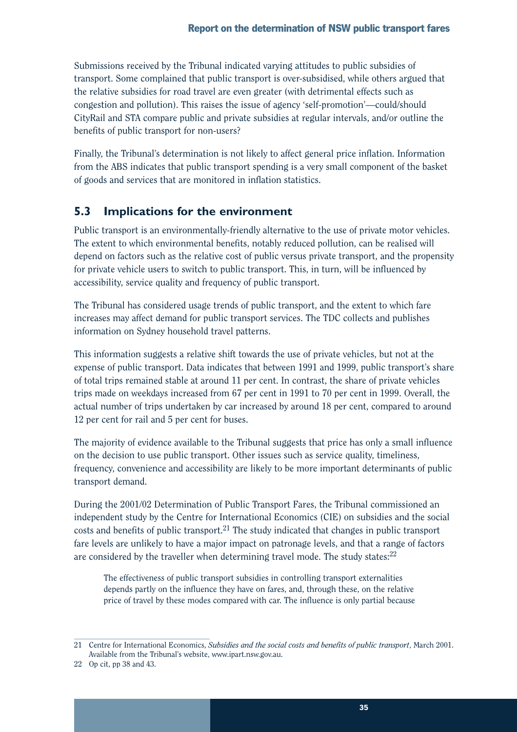Submissions received by the Tribunal indicated varying attitudes to public subsidies of transport. Some complained that public transport is over-subsidised, while others argued that the relative subsidies for road travel are even greater (with detrimental effects such as congestion and pollution). This raises the issue of agency 'self-promotion'—could/should CityRail and STA compare public and private subsidies at regular intervals, and/or outline the benefits of public transport for non-users?

Finally, the Tribunal's determination is not likely to affect general price inflation. Information from the ABS indicates that public transport spending is a very small component of the basket of goods and services that are monitored in inflation statistics.

## 5.3 Implications for the environment

Public transport is an environmentally-friendly alternative to the use of private motor vehicles. The extent to which environmental benefits, notably reduced pollution, can be realised will depend on factors such as the relative cost of public versus private transport, and the propensity for private vehicle users to switch to public transport. This, in turn, will be influenced by accessibility, service quality and frequency of public transport.

The Tribunal has considered usage trends of public transport, and the extent to which fare increases may affect demand for public transport services. The TDC collects and publishes information on Sydney household travel patterns.

This information suggests a relative shift towards the use of private vehicles, but not at the expense of public transport. Data indicates that between 1991 and 1999, public transport's share of total trips remained stable at around 11 per cent. In contrast, the share of private vehicles trips made on weekdays increased from 67 per cent in 1991 to 70 per cent in 1999. Overall, the actual number of trips undertaken by car increased by around 18 per cent, compared to around 12 per cent for rail and 5 per cent for buses.

The majority of evidence available to the Tribunal suggests that price has only a small influence on the decision to use public transport. Other issues such as service quality, timeliness, frequency, convenience and accessibility are likely to be more important determinants of public transport demand.

During the 2001/02 Determination of Public Transport Fares, the Tribunal commissioned an independent study by the Centre for International Economics (CIE) on subsidies and the social costs and benefits of public transport.[21] The study indicated that changes in public transport fare levels are unlikely to have a major impact on patronage levels, and that a range of factors are considered by the traveller when determining travel mode. The study states:[22]

> The effectiveness of public transport subsidies in controlling transport externalities depends partly on the influence they have on fares, and, through these, on the relative price of travel by these modes compared with car. The influence is only partial because

---

21 Centre for International Economics, *Subsidies and the social costs and benefits of public transport*, March 2001. Available from the Tribunal's website, www.ipart.nsw.gov.au.

22 Op cit, pp 38 and 43.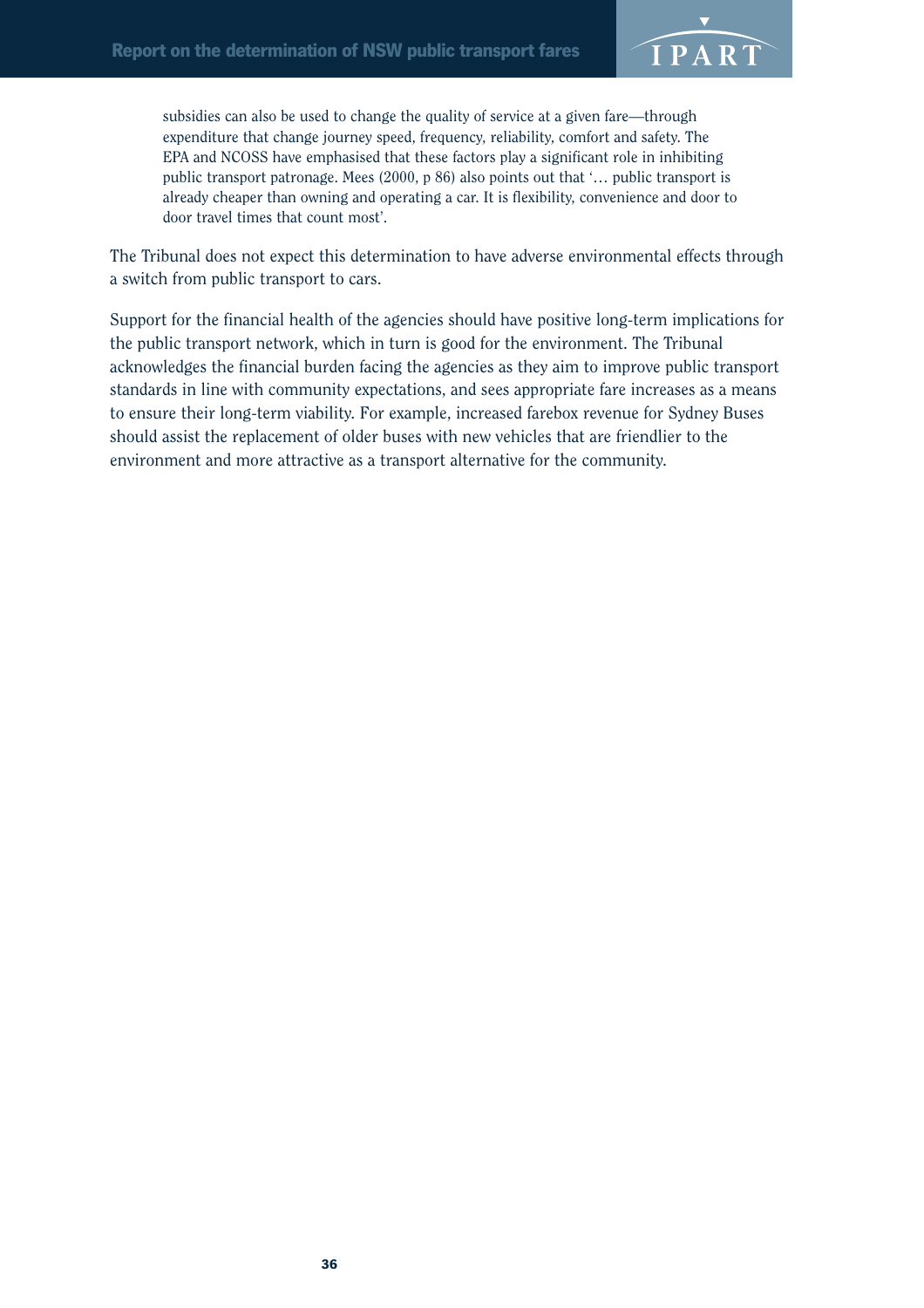subsidies can also be used to change the quality of service at a given fare—through expenditure that change journey speed, frequency, reliability, comfort and safety. The EPA and NCOSS have emphasised that these factors play a significant role in inhibiting public transport patronage. Mees (2000, p 86) also points out that '… public transport is already cheaper than owning and operating a car. It is flexibility, convenience and door to door travel times that count most'.

The Tribunal does not expect this determination to have adverse environmental effects through a switch from public transport to cars.

Support for the financial health of the agencies should have positive long-term implications for the public transport network, which in turn is good for the environment. The Tribunal acknowledges the financial burden facing the agencies as they aim to improve public transport standards in line with community expectations, and sees appropriate fare increases as a means to ensure their long-term viability. For example, increased farebox revenue for Sydney Buses should assist the replacement of older buses with new vehicles that are friendlier to the environment and more attractive as a transport alternative for the community.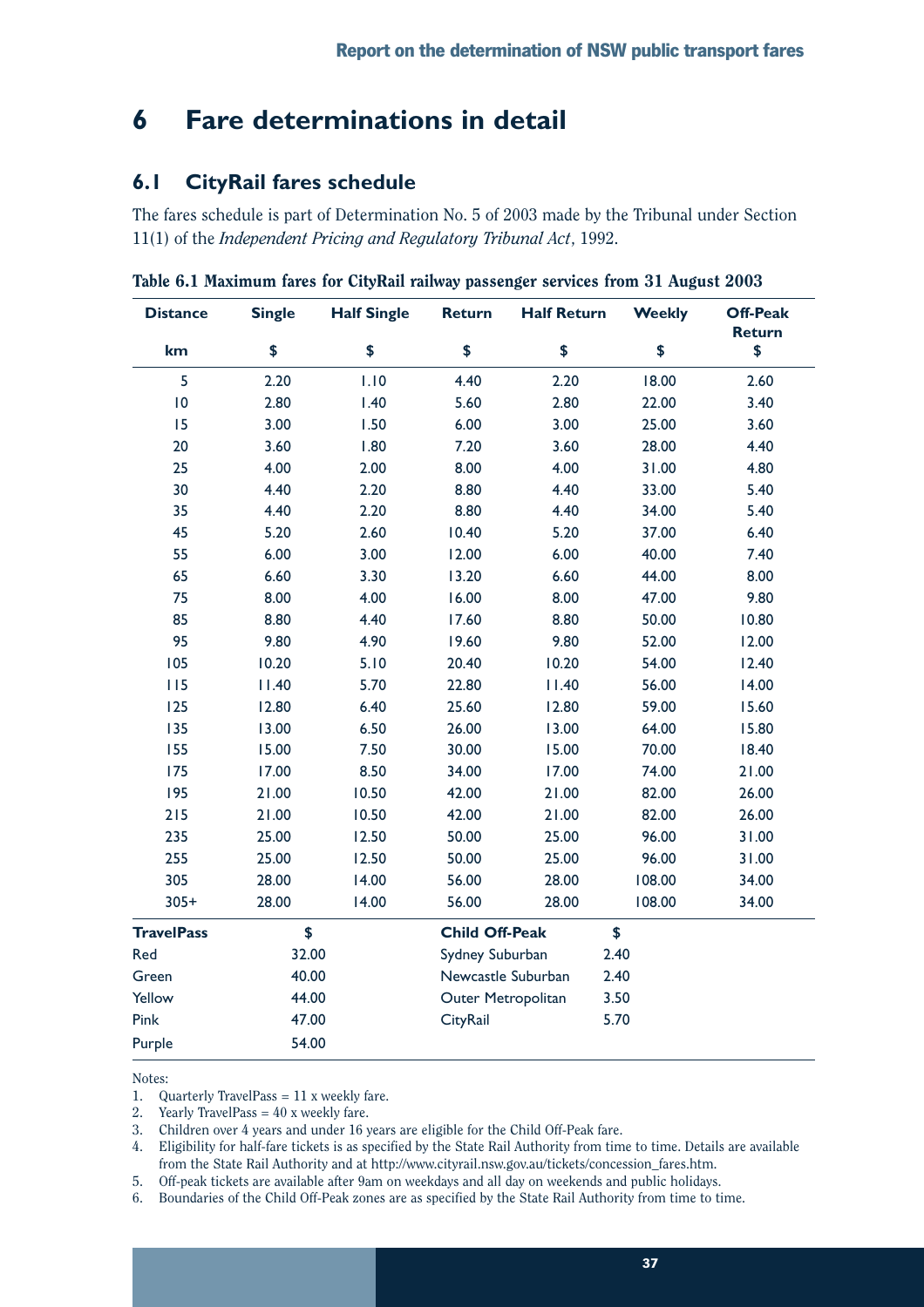# 6 Fare determinations in detail

## 6.1 CityRail fares schedule

The fares schedule is part of Determination No. 5 of 2003 made by the Tribunal under Section 11(1) of the *Independent Pricing and Regulatory Tribunal Act*, 1992.

**Table 6.1 Maximum fares for CityRail railway passenger services from 31 August 2003**

| Distance | Single | Half Single | Return | Half Return | Weekly | Off-Peak Return |
|---|---|---|---|---|---|---|
| km | $ | $ | $ | $ | $ | $ |
| 5 | 2.20 | 1.10 | 4.40 | 2.20 | 18.00 | 2.60 |
| 10 | 2.80 | 1.40 | 5.60 | 2.80 | 22.00 | 3.40 |
| 15 | 3.00 | 1.50 | 6.00 | 3.00 | 25.00 | 3.60 |
| 20 | 3.60 | 1.80 | 7.20 | 3.60 | 28.00 | 4.40 |
| 25 | 4.00 | 2.00 | 8.00 | 4.00 | 31.00 | 4.80 |
| 30 | 4.40 | 2.20 | 8.80 | 4.40 | 33.00 | 5.40 |
| 35 | 4.40 | 2.20 | 8.80 | 4.40 | 34.00 | 5.40 |
| 45 | 5.20 | 2.60 | 10.40 | 5.20 | 37.00 | 6.40 |
| 55 | 6.00 | 3.00 | 12.00 | 6.00 | 40.00 | 7.40 |
| 65 | 6.60 | 3.30 | 13.20 | 6.60 | 44.00 | 8.00 |
| 75 | 8.00 | 4.00 | 16.00 | 8.00 | 47.00 | 9.80 |
| 85 | 8.80 | 4.40 | 17.60 | 8.80 | 50.00 | 10.80 |
| 95 | 9.80 | 4.90 | 19.60 | 9.80 | 52.00 | 12.00 |
| 105 | 10.20 | 5.10 | 20.40 | 10.20 | 54.00 | 12.40 |
| 115 | 11.40 | 5.70 | 22.80 | 11.40 | 56.00 | 14.00 |
| 125 | 12.80 | 6.40 | 25.60 | 12.80 | 59.00 | 15.60 |
| 135 | 13.00 | 6.50 | 26.00 | 13.00 | 64.00 | 15.80 |
| 155 | 15.00 | 7.50 | 30.00 | 15.00 | 70.00 | 18.40 |
| 175 | 17.00 | 8.50 | 34.00 | 17.00 | 74.00 | 21.00 |
| 195 | 21.00 | 10.50 | 42.00 | 21.00 | 82.00 | 26.00 |
| 215 | 21.00 | 10.50 | 42.00 | 21.00 | 82.00 | 26.00 |
| 235 | 25.00 | 12.50 | 50.00 | 25.00 | 96.00 | 31.00 |
| 255 | 25.00 | 12.50 | 50.00 | 25.00 | 96.00 | 31.00 |
| 305 | 28.00 | 14.00 | 56.00 | 28.00 | 108.00 | 34.00 |
| 305+ | 28.00 | 14.00 | 56.00 | 28.00 | 108.00 | 34.00 |

| TravelPass | $ | Child Off-Peak | $ |
|---|---|---|---|
| Red | 32.00 | Sydney Suburban | 2.40 |
| Green | 40.00 | Newcastle Suburban | 2.40 |
| Yellow | 44.00 | Outer Metropolitan | 3.50 |
| Pink | 47.00 | CityRail | 5.70 |
| Purple | 54.00 | | |

Notes:

1. Quarterly TravelPass = 11 x weekly fare.
2. Yearly TravelPass = 40 x weekly fare.
3. Children over 4 years and under 16 years are eligible for the Child Off-Peak fare.
4. Eligibility for half-fare tickets is as specified by the State Rail Authority from time to time. Details are available from the State Rail Authority and at http://www.cityrail.nsw.gov.au/tickets/concession_fares.htm.
5. Off-peak tickets are available after 9am on weekdays and all day on weekends and public holidays.
6. Boundaries of the Child Off-Peak zones are as specified by the State Rail Authority from time to time.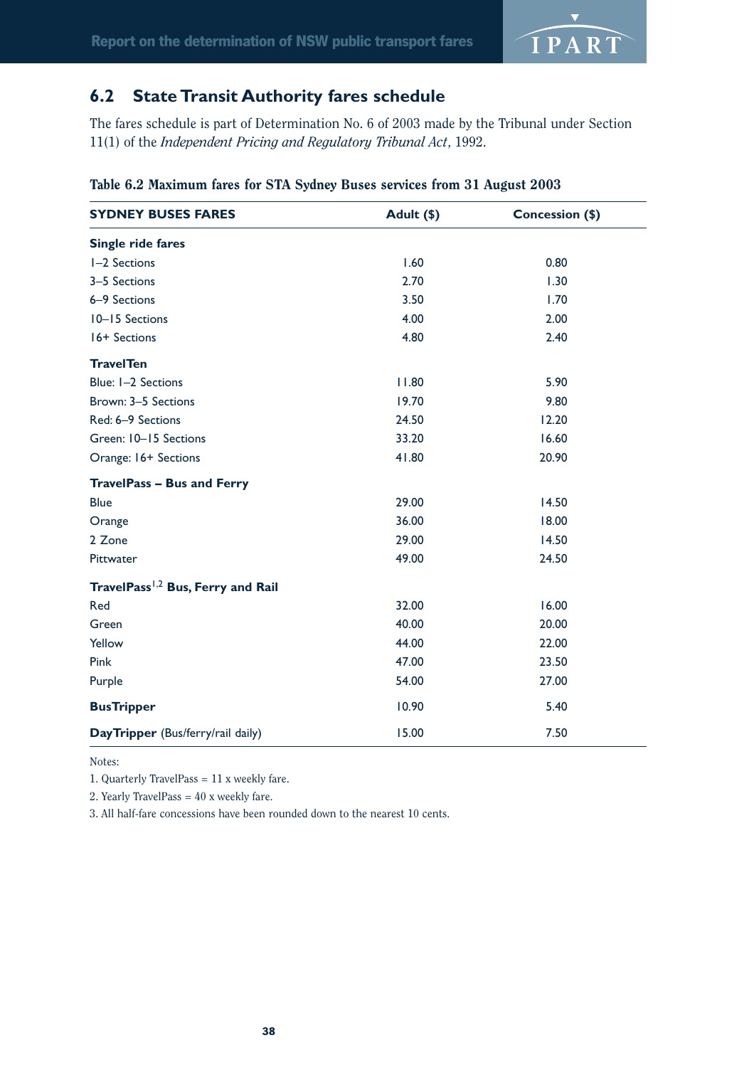## 6.2 State Transit Authority fares schedule

The fares schedule is part of Determination No. 6 of 2003 made by the Tribunal under Section 11(1) of the *Independent Pricing and Regulatory Tribunal Act*, 1992.

**Table 6.2 Maximum fares for STA Sydney Buses services from 31 August 2003**

| SYDNEY BUSES FARES | Adult ($) | Concession ($) |
|---|---|---|
| **Single ride fares** | | |
| 1–2 Sections | 1.60 | 0.80 |
| 3–5 Sections | 2.70 | 1.30 |
| 6–9 Sections | 3.50 | 1.70 |
| 10–15 Sections | 4.00 | 2.00 |
| 16+ Sections | 4.80 | 2.40 |
| **TravelTen** | | |
| Blue: 1–2 Sections | 11.80 | 5.90 |
| Brown: 3–5 Sections | 19.70 | 9.80 |
| Red: 6–9 Sections | 24.50 | 12.20 |
| Green: 10–15 Sections | 33.20 | 16.60 |
| Orange: 16+ Sections | 41.80 | 20.90 |
| **TravelPass – Bus and Ferry** | | |
| Blue | 29.00 | 14.50 |
| Orange | 36.00 | 18.00 |
| 2 Zone | 29.00 | 14.50 |
| Pittwater | 49.00 | 24.50 |
| **TravelPass[1,2] Bus, Ferry and Rail** | | |
| Red | 32.00 | 16.00 |
| Green | 40.00 | 20.00 |
| Yellow | 44.00 | 22.00 |
| Pink | 47.00 | 23.50 |
| Purple | 54.00 | 27.00 |
| **BusTripper** | 10.90 | 5.40 |
| **DayTripper** (Bus/ferry/rail daily) | 15.00 | 7.50 |

Notes:

1. Quarterly TravelPass = 11 x weekly fare.
2. Yearly TravelPass = 40 x weekly fare.
3. All half-fare concessions have been rounded down to the nearest 10 cents.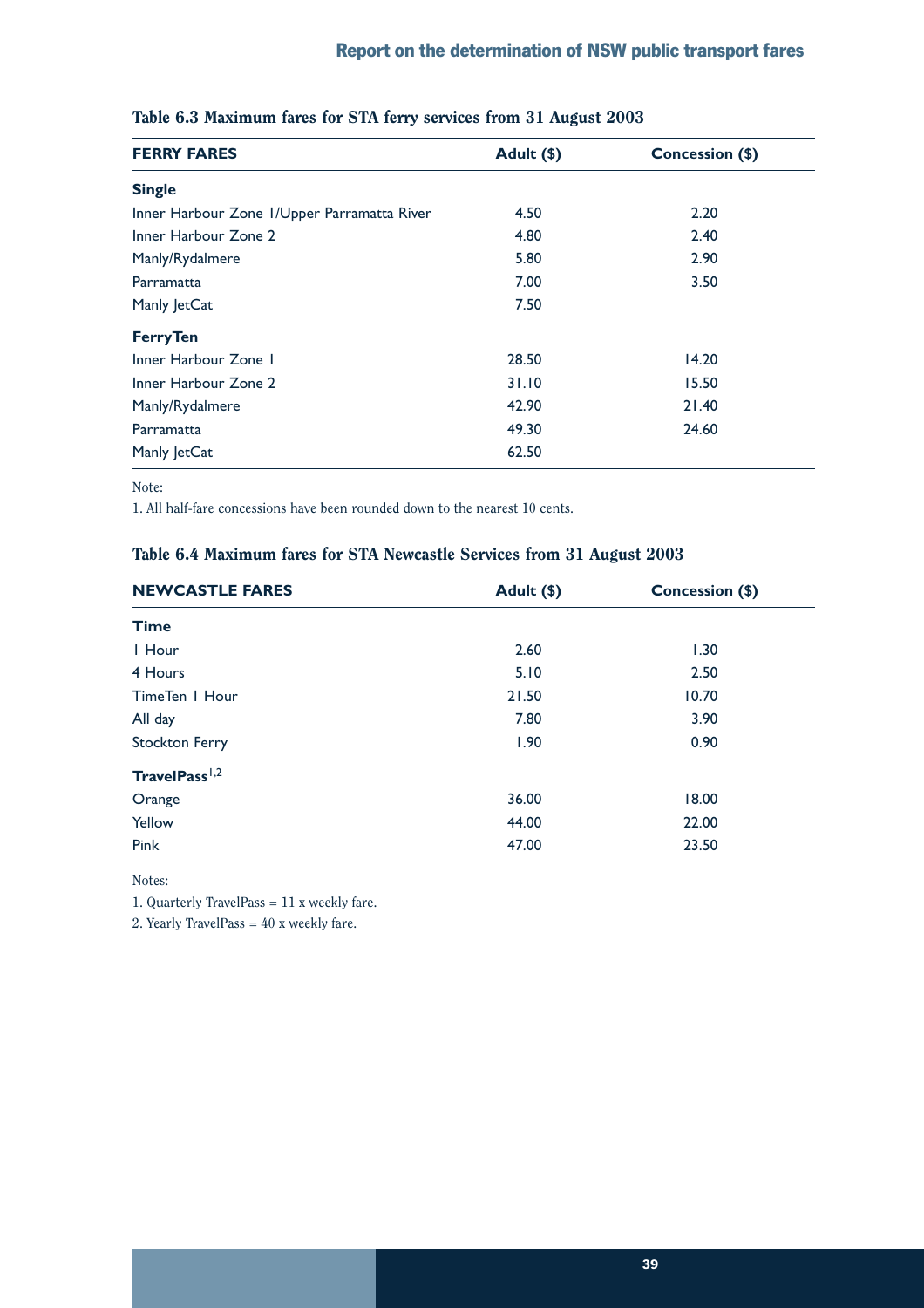## Table 6.3 Maximum fares for STA ferry services from 31 August 2003

| FERRY FARES | Adult ($) | Concession ($) |
|---|---|---|
| **Single** | | |
| Inner Harbour Zone 1/Upper Parramatta River | 4.50 | 2.20 |
| Inner Harbour Zone 2 | 4.80 | 2.40 |
| Manly/Rydalmere | 5.80 | 2.90 |
| Parramatta | 7.00 | 3.50 |
| Manly JetCat | 7.50 | |
| **FerryTen** | | |
| Inner Harbour Zone 1 | 28.50 | 14.20 |
| Inner Harbour Zone 2 | 31.10 | 15.50 |
| Manly/Rydalmere | 42.90 | 21.40 |
| Parramatta | 49.30 | 24.60 |
| Manly JetCat | 62.50 | |

Note:

1. All half-fare concessions have been rounded down to the nearest 10 cents.

## Table 6.4 Maximum fares for STA Newcastle Services from 31 August 2003

| NEWCASTLE FARES | Adult ($) | Concession ($) |
|---|---|---|
| **Time** | | |
| 1 Hour | 2.60 | 1.30 |
| 4 Hours | 5.10 | 2.50 |
| TimeTen 1 Hour | 21.50 | 10.70 |
| All day | 7.80 | 3.90 |
| Stockton Ferry | 1.90 | 0.90 |
| **TravelPass**[1,2] | | |
| Orange | 36.00 | 18.00 |
| Yellow | 44.00 | 22.00 |
| Pink | 47.00 | 23.50 |

Notes:

1. Quarterly TravelPass = 11 x weekly fare.

2. Yearly TravelPass = 40 x weekly fare.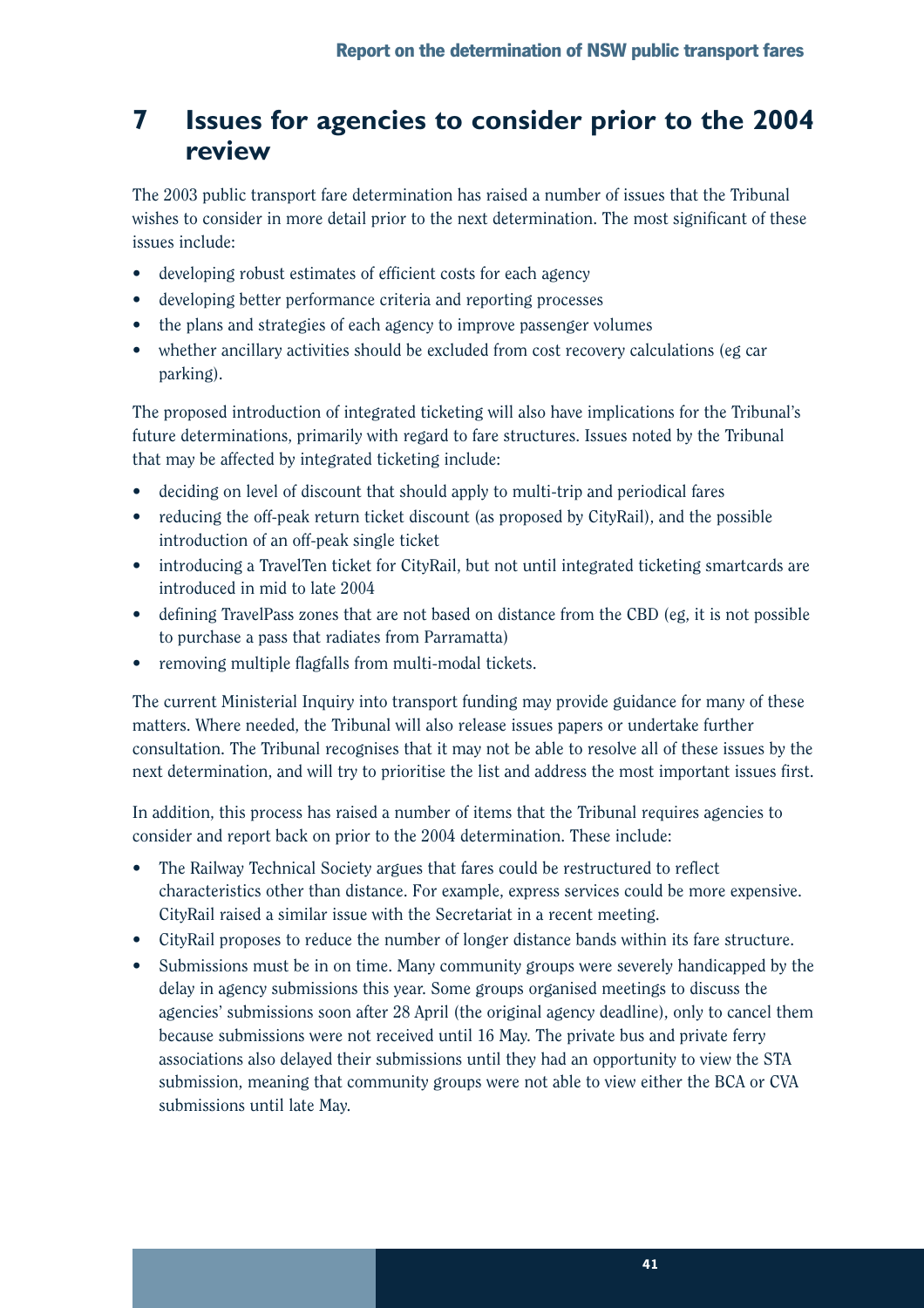# 7 Issues for agencies to consider prior to the 2004 review

The 2003 public transport fare determination has raised a number of issues that the Tribunal wishes to consider in more detail prior to the next determination. The most significant of these issues include:

- developing robust estimates of efficient costs for each agency
- developing better performance criteria and reporting processes
- the plans and strategies of each agency to improve passenger volumes
- whether ancillary activities should be excluded from cost recovery calculations (eg car parking).

The proposed introduction of integrated ticketing will also have implications for the Tribunal's future determinations, primarily with regard to fare structures. Issues noted by the Tribunal that may be affected by integrated ticketing include:

- deciding on level of discount that should apply to multi-trip and periodical fares
- reducing the off-peak return ticket discount (as proposed by CityRail), and the possible introduction of an off-peak single ticket
- introducing a TravelTen ticket for CityRail, but not until integrated ticketing smartcards are introduced in mid to late 2004
- defining TravelPass zones that are not based on distance from the CBD (eg, it is not possible to purchase a pass that radiates from Parramatta)
- removing multiple flagfalls from multi-modal tickets.

The current Ministerial Inquiry into transport funding may provide guidance for many of these matters. Where needed, the Tribunal will also release issues papers or undertake further consultation. The Tribunal recognises that it may not be able to resolve all of these issues by the next determination, and will try to prioritise the list and address the most important issues first.

In addition, this process has raised a number of items that the Tribunal requires agencies to consider and report back on prior to the 2004 determination. These include:

- The Railway Technical Society argues that fares could be restructured to reflect characteristics other than distance. For example, express services could be more expensive. CityRail raised a similar issue with the Secretariat in a recent meeting.
- CityRail proposes to reduce the number of longer distance bands within its fare structure.
- Submissions must be in on time. Many community groups were severely handicapped by the delay in agency submissions this year. Some groups organised meetings to discuss the agencies' submissions soon after 28 April (the original agency deadline), only to cancel them because submissions were not received until 16 May. The private bus and private ferry associations also delayed their submissions until they had an opportunity to view the STA submission, meaning that community groups were not able to view either the BCA or CVA submissions until late May.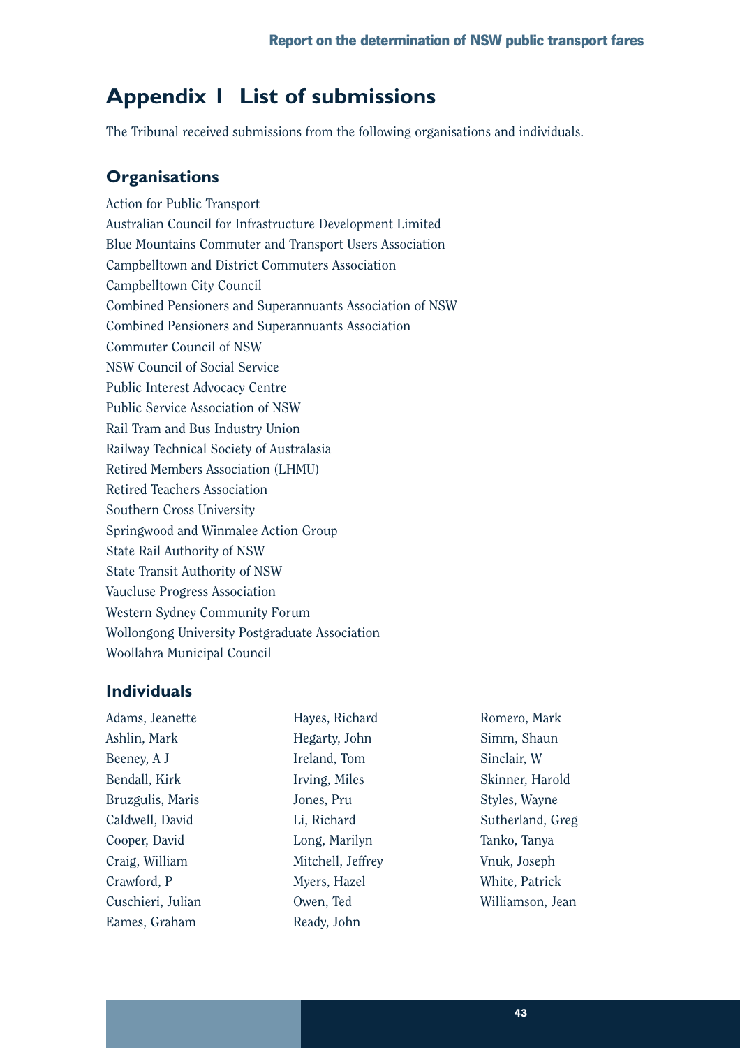# Appendix 1 List of submissions

The Tribunal received submissions from the following organisations and individuals.

## Organisations

Action for Public Transport
Australian Council for Infrastructure Development Limited
Blue Mountains Commuter and Transport Users Association
Campbelltown and District Commuters Association
Campbelltown City Council
Combined Pensioners and Superannuants Association of NSW
Combined Pensioners and Superannuants Association
Commuter Council of NSW
NSW Council of Social Service
Public Interest Advocacy Centre
Public Service Association of NSW
Rail Tram and Bus Industry Union
Railway Technical Society of Australasia
Retired Members Association (LHMU)
Retired Teachers Association
Southern Cross University
Springwood and Winmalee Action Group
State Rail Authority of NSW
State Transit Authority of NSW
Vaucluse Progress Association
Western Sydney Community Forum
Wollongong University Postgraduate Association
Woollahra Municipal Council

## Individuals

Adams, Jeanette
Ashlin, Mark
Beeney, A J
Bendall, Kirk
Bruzgulis, Maris
Caldwell, David
Cooper, David
Craig, William
Crawford, P
Cuschieri, Julian
Eames, Graham
Hayes, Richard
Hegarty, John
Ireland, Tom
Irving, Miles
Jones, Pru
Li, Richard
Long, Marilyn
Mitchell, Jeffrey
Myers, Hazel
Owen, Ted
Ready, John
Romero, Mark
Simm, Shaun
Sinclair, W
Skinner, Harold
Styles, Wayne
Sutherland, Greg
Tanko, Tanya
Vnuk, Joseph
White, Patrick
Williamson, Jean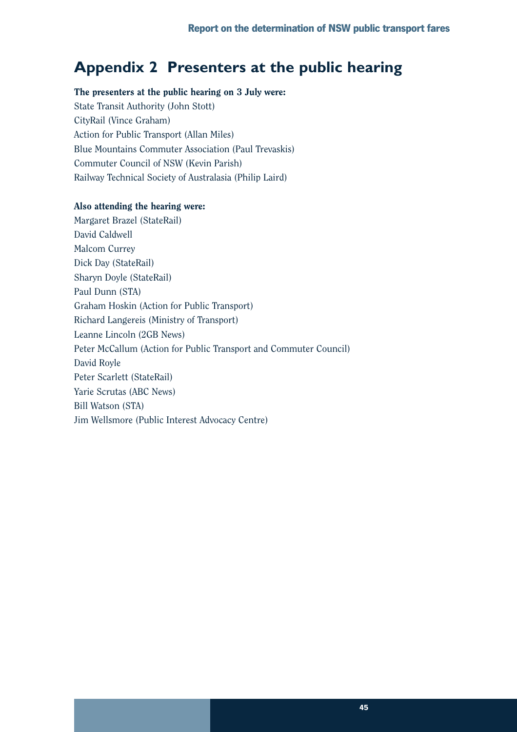# Appendix 2 Presenters at the public hearing

**The presenters at the public hearing on 3 July were:**

State Transit Authority (John Stott)
CityRail (Vince Graham)
Action for Public Transport (Allan Miles)
Blue Mountains Commuter Association (Paul Trevaskis)
Commuter Council of NSW (Kevin Parish)
Railway Technical Society of Australasia (Philip Laird)

**Also attending the hearing were:**

Margaret Brazel (StateRail)
David Caldwell
Malcom Currey
Dick Day (StateRail)
Sharyn Doyle (StateRail)
Paul Dunn (STA)
Graham Hoskin (Action for Public Transport)
Richard Langereis (Ministry of Transport)
Leanne Lincoln (2GB News)
Peter McCallum (Action for Public Transport and Commuter Council)
David Royle
Peter Scarlett (StateRail)
Yarie Scrutas (ABC News)
Bill Watson (STA)
Jim Wellsmore (Public Interest Advocacy Centre)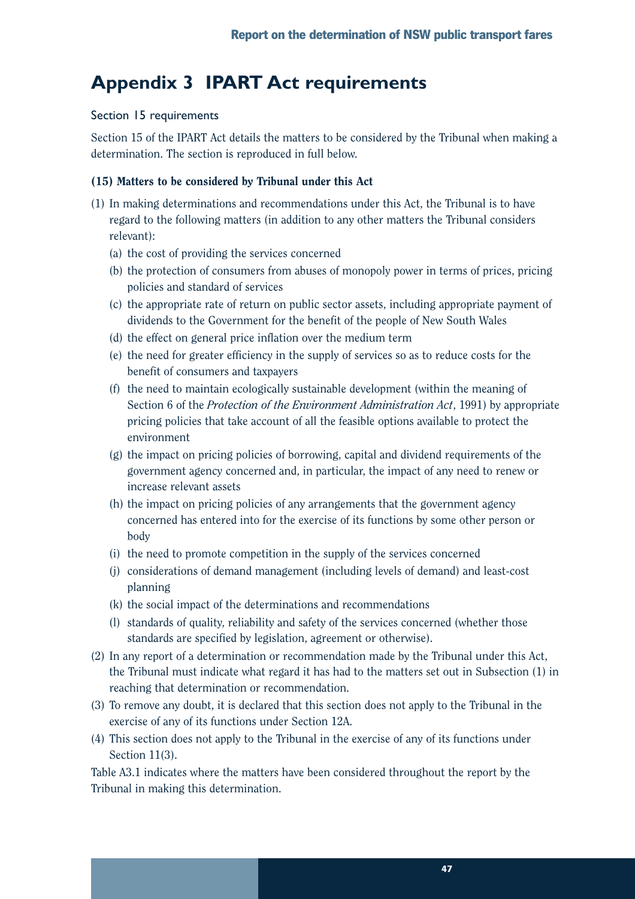# Appendix 3 IPART Act requirements

Section 15 requirements

Section 15 of the IPART Act details the matters to be considered by the Tribunal when making a determination. The section is reproduced in full below.

### (15) Matters to be considered by Tribunal under this Act

(1) In making determinations and recommendations under this Act, the Tribunal is to have regard to the following matters (in addition to any other matters the Tribunal considers relevant):

  (a) the cost of providing the services concerned

  (b) the protection of consumers from abuses of monopoly power in terms of prices, pricing policies and standard of services

  (c) the appropriate rate of return on public sector assets, including appropriate payment of dividends to the Government for the benefit of the people of New South Wales

  (d) the effect on general price inflation over the medium term

  (e) the need for greater efficiency in the supply of services so as to reduce costs for the benefit of consumers and taxpayers

  (f) the need to maintain ecologically sustainable development (within the meaning of Section 6 of the *Protection of the Environment Administration Act*, 1991) by appropriate pricing policies that take account of all the feasible options available to protect the environment

  (g) the impact on pricing policies of borrowing, capital and dividend requirements of the government agency concerned and, in particular, the impact of any need to renew or increase relevant assets

  (h) the impact on pricing policies of any arrangements that the government agency concerned has entered into for the exercise of its functions by some other person or body

  (i) the need to promote competition in the supply of the services concerned

  (j) considerations of demand management (including levels of demand) and least-cost planning

  (k) the social impact of the determinations and recommendations

  (l) standards of quality, reliability and safety of the services concerned (whether those standards are specified by legislation, agreement or otherwise).

(2) In any report of a determination or recommendation made by the Tribunal under this Act, the Tribunal must indicate what regard it has had to the matters set out in Subsection (1) in reaching that determination or recommendation.

(3) To remove any doubt, it is declared that this section does not apply to the Tribunal in the exercise of any of its functions under Section 12A.

(4) This section does not apply to the Tribunal in the exercise of any of its functions under Section 11(3).

Table A3.1 indicates where the matters have been considered throughout the report by the Tribunal in making this determination.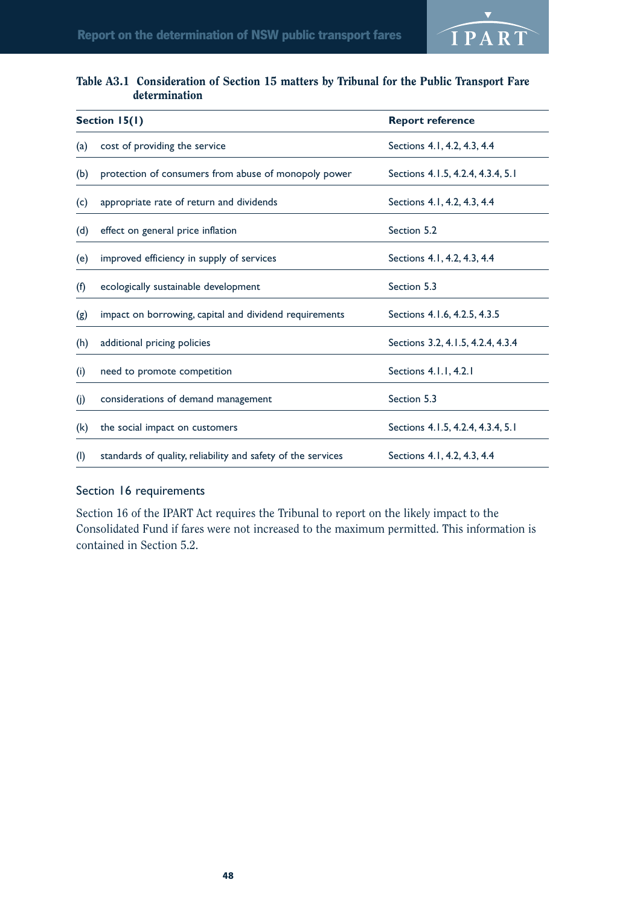**Table A3.1 Consideration of Section 15 matters by Tribunal for the Public Transport Fare determination**

| Section 15(1) | | Report reference |
|---|---|---|
| (a) | cost of providing the service | Sections 4.1, 4.2, 4.3, 4.4 |
| (b) | protection of consumers from abuse of monopoly power | Sections 4.1.5, 4.2.4, 4.3.4, 5.1 |
| (c) | appropriate rate of return and dividends | Sections 4.1, 4.2, 4.3, 4.4 |
| (d) | effect on general price inflation | Section 5.2 |
| (e) | improved efficiency in supply of services | Sections 4.1, 4.2, 4.3, 4.4 |
| (f) | ecologically sustainable development | Section 5.3 |
| (g) | impact on borrowing, capital and dividend requirements | Sections 4.1.6, 4.2.5, 4.3.5 |
| (h) | additional pricing policies | Sections 3.2, 4.1.5, 4.2.4, 4.3.4 |
| (i) | need to promote competition | Sections 4.1.1, 4.2.1 |
| (j) | considerations of demand management | Section 5.3 |
| (k) | the social impact on customers | Sections 4.1.5, 4.2.4, 4.3.4, 5.1 |
| (l) | standards of quality, reliability and safety of the services | Sections 4.1, 4.2, 4.3, 4.4 |

## Section 16 requirements

Section 16 of the IPART Act requires the Tribunal to report on the likely impact to the Consolidated Fund if fares were not increased to the maximum permitted. This information is contained in Section 5.2.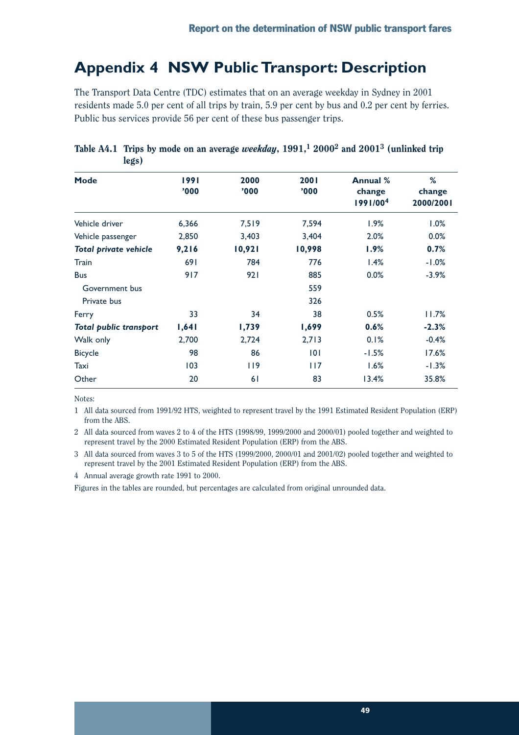# Appendix 4 NSW Public Transport: Description

The Transport Data Centre (TDC) estimates that on an average weekday in Sydney in 2001 residents made 5.0 per cent of all trips by train, 5.9 per cent by bus and 0.2 per cent by ferries. Public bus services provide 56 per cent of these bus passenger trips.

**Table A4.1 Trips by mode on an average *weekday*, 1991,[1] 2000[2] and 2001[3] (unlinked trip legs)**

| Mode | 1991 '000 | 2000 '000 | 2001 '000 | Annual % change 1991/00[4] | % change 2000/2001 |
|---|---|---|---|---|---|
| Vehicle driver | 6,366 | 7,519 | 7,594 | 1.9% | 1.0% |
| Vehicle passenger | 2,850 | 3,403 | 3,404 | 2.0% | 0.0% |
| ***Total private vehicle*** | **9,216** | **10,921** | **10,998** | **1.9%** | **0.7%** |
| Train | 691 | 784 | 776 | 1.4% | -1.0% |
| Bus | 917 | 921 | 885 | 0.0% | -3.9% |
| Government bus | | | 559 | | |
| Private bus | | | 326 | | |
| Ferry | 33 | 34 | 38 | 0.5% | 11.7% |
| ***Total public transport*** | **1,641** | **1,739** | **1,699** | **0.6%** | **-2.3%** |
| Walk only | 2,700 | 2,724 | 2,713 | 0.1% | -0.4% |
| Bicycle | 98 | 86 | 101 | -1.5% | 17.6% |
| Taxi | 103 | 119 | 117 | 1.6% | -1.3% |
| Other | 20 | 61 | 83 | 13.4% | 35.8% |

Notes:

1 All data sourced from 1991/92 HTS, weighted to represent travel by the 1991 Estimated Resident Population (ERP) from the ABS.

2 All data sourced from waves 2 to 4 of the HTS (1998/99, 1999/2000 and 2000/01) pooled together and weighted to represent travel by the 2000 Estimated Resident Population (ERP) from the ABS.

3 All data sourced from waves 3 to 5 of the HTS (1999/2000, 2000/01 and 2001/02) pooled together and weighted to represent travel by the 2001 Estimated Resident Population (ERP) from the ABS.

4 Annual average growth rate 1991 to 2000.

Figures in the tables are rounded, but percentages are calculated from original unrounded data.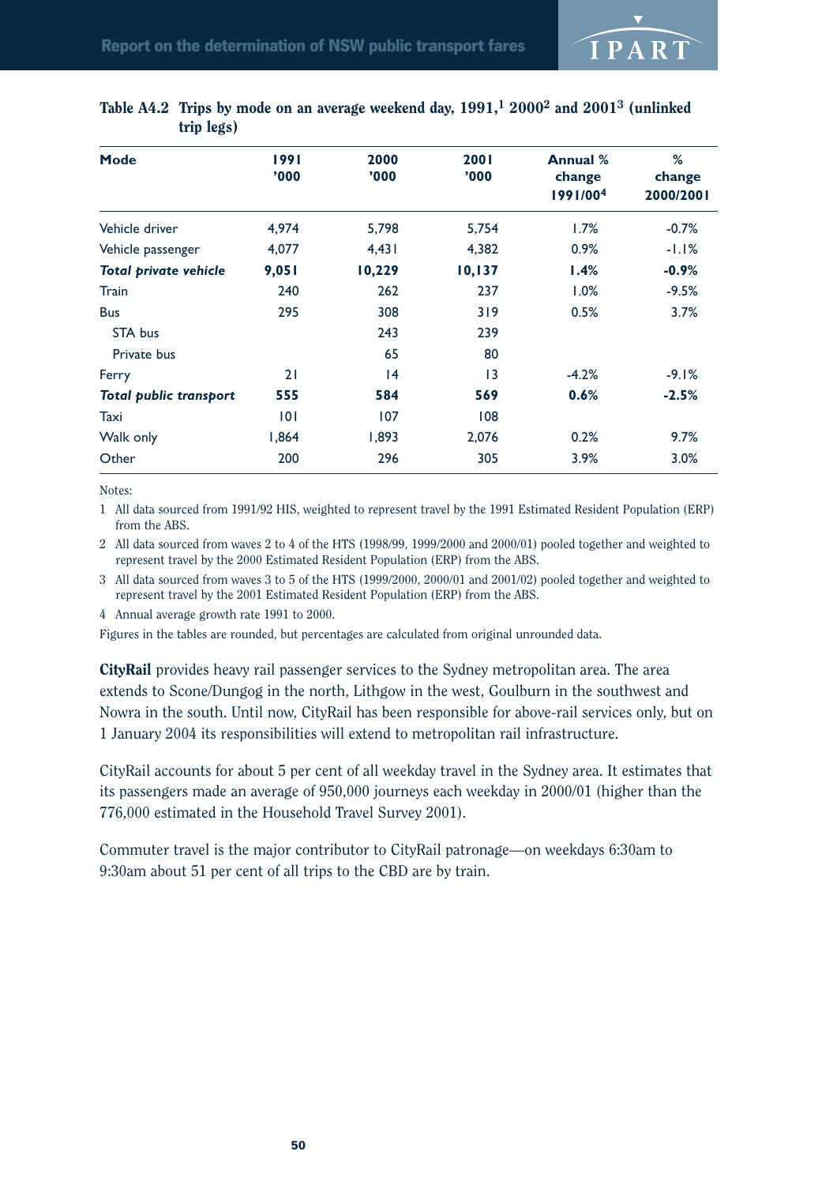**Table A4.2 Trips by mode on an average weekend day, 1991,[1] 2000[2] and 2001[3] (unlinked trip legs)**

| Mode | 1991 '000 | 2000 '000 | 2001 '000 | Annual % change 1991/00[4] | % change 2000/2001 |
|---|---|---|---|---|---|
| Vehicle driver | 4,974 | 5,798 | 5,754 | 1.7% | -0.7% |
| Vehicle passenger | 4,077 | 4,431 | 4,382 | 0.9% | -1.1% |
| ***Total private vehicle*** | **9,051** | **10,229** | **10,137** | **1.4%** | **-0.9%** |
| Train | 240 | 262 | 237 | 1.0% | -9.5% |
| Bus | 295 | 308 | 319 | 0.5% | 3.7% |
| STA bus | | 243 | 239 | | |
| Private bus | | 65 | 80 | | |
| Ferry | 21 | 14 | 13 | -4.2% | -9.1% |
| ***Total public transport*** | **555** | **584** | **569** | **0.6%** | **-2.5%** |
| Taxi | 101 | 107 | 108 | | |
| Walk only | 1,864 | 1,893 | 2,076 | 0.2% | 9.7% |
| Other | 200 | 296 | 305 | 3.9% | 3.0% |

Notes:

1 All data sourced from 1991/92 HIS, weighted to represent travel by the 1991 Estimated Resident Population (ERP) from the ABS.

2 All data sourced from waves 2 to 4 of the HTS (1998/99, 1999/2000 and 2000/01) pooled together and weighted to represent travel by the 2000 Estimated Resident Population (ERP) from the ABS.

3 All data sourced from waves 3 to 5 of the HTS (1999/2000, 2000/01 and 2001/02) pooled together and weighted to represent travel by the 2001 Estimated Resident Population (ERP) from the ABS.

4 Annual average growth rate 1991 to 2000.

Figures in the tables are rounded, but percentages are calculated from original unrounded data.

**CityRail** provides heavy rail passenger services to the Sydney metropolitan area. The area extends to Scone/Dungog in the north, Lithgow in the west, Goulburn in the southwest and Nowra in the south. Until now, CityRail has been responsible for above-rail services only, but on 1 January 2004 its responsibilities will extend to metropolitan rail infrastructure.

CityRail accounts for about 5 per cent of all weekday travel in the Sydney area. It estimates that its passengers made an average of 950,000 journeys each weekday in 2000/01 (higher than the 776,000 estimated in the Household Travel Survey 2001).

Commuter travel is the major contributor to CityRail patronage—on weekdays 6:30am to 9:30am about 51 per cent of all trips to the CBD are by train.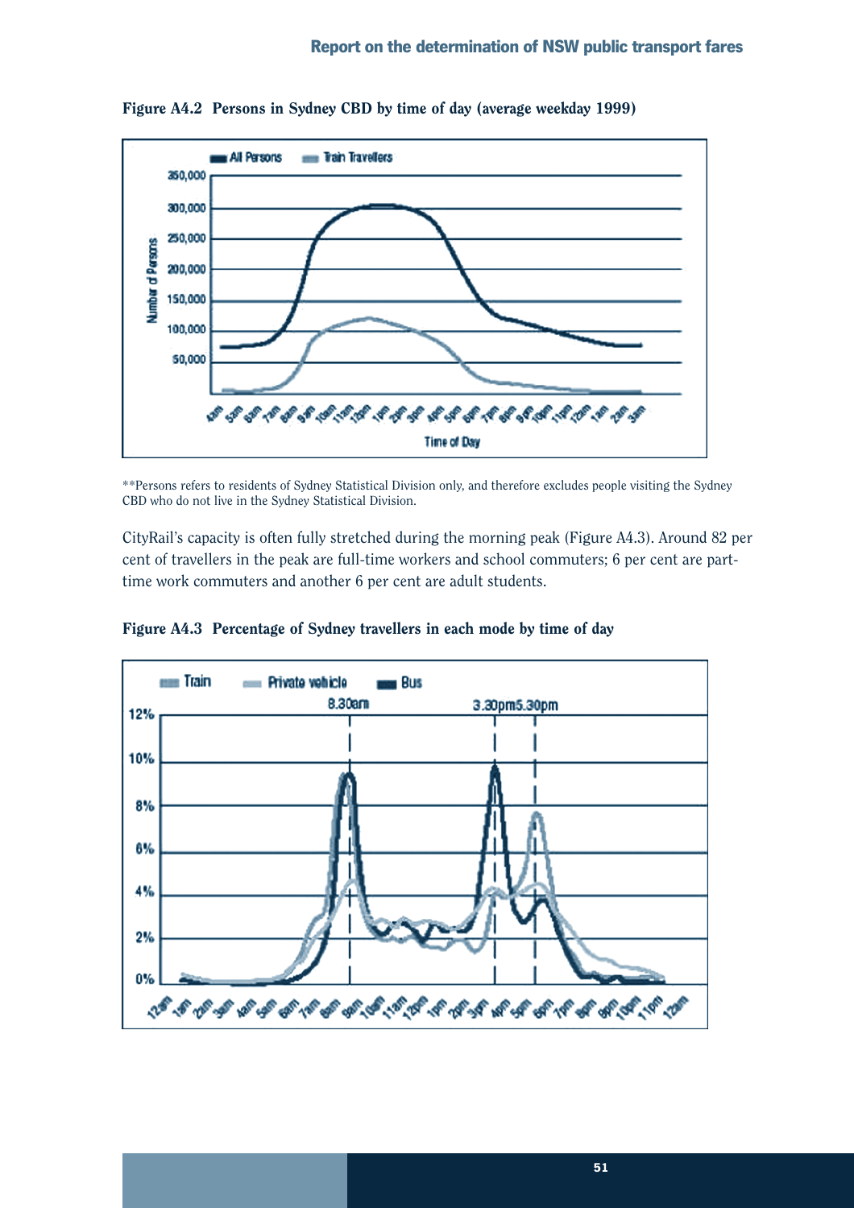**Figure A4.2 Persons in Sydney CBD by time of day (average weekday 1999)**

\*\*Persons refers to residents of Sydney Statistical Division only, and therefore excludes people visiting the Sydney CBD who do not live in the Sydney Statistical Division.

CityRail's capacity is often fully stretched during the morning peak (Figure A4.3). Around 82 per cent of travellers in the peak are full-time workers and school commuters; 6 per cent are part-time work commuters and another 6 per cent are adult students.

**Figure A4.3 Percentage of Sydney travellers in each mode by time of day**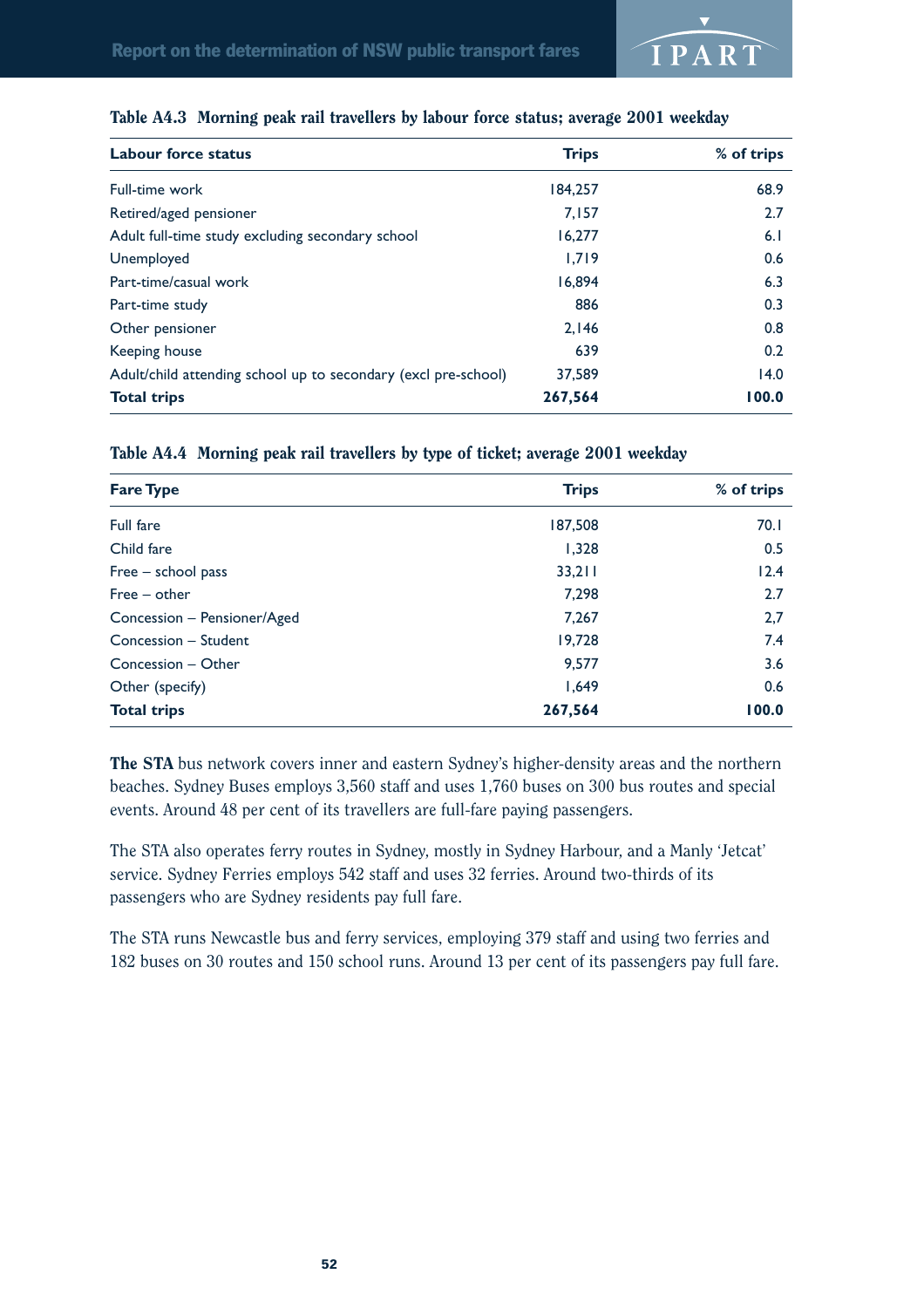### Table A4.3 Morning peak rail travellers by labour force status; average 2001 weekday

| Labour force status | Trips | % of trips |
|---|---|---|
| Full-time work | 184,257 | 68.9 |
| Retired/aged pensioner | 7,157 | 2.7 |
| Adult full-time study excluding secondary school | 16,277 | 6.1 |
| Unemployed | 1,719 | 0.6 |
| Part-time/casual work | 16,894 | 6.3 |
| Part-time study | 886 | 0.3 |
| Other pensioner | 2,146 | 0.8 |
| Keeping house | 639 | 0.2 |
| Adult/child attending school up to secondary (excl pre-school) | 37,589 | 14.0 |
| **Total trips** | **267,564** | **100.0** |

### Table A4.4 Morning peak rail travellers by type of ticket; average 2001 weekday

| Fare Type | Trips | % of trips |
|---|---|---|
| Full fare | 187,508 | 70.1 |
| Child fare | 1,328 | 0.5 |
| Free – school pass | 33,211 | 12.4 |
| Free – other | 7,298 | 2.7 |
| Concession – Pensioner/Aged | 7,267 | 2,7 |
| Concession – Student | 19,728 | 7.4 |
| Concession – Other | 9,577 | 3.6 |
| Other (specify) | 1,649 | 0.6 |
| **Total trips** | **267,564** | **100.0** |

**The STA** bus network covers inner and eastern Sydney's higher-density areas and the northern beaches. Sydney Buses employs 3,560 staff and uses 1,760 buses on 300 bus routes and special events. Around 48 per cent of its travellers are full-fare paying passengers.

The STA also operates ferry routes in Sydney, mostly in Sydney Harbour, and a Manly 'Jetcat' service. Sydney Ferries employs 542 staff and uses 32 ferries. Around two-thirds of its passengers who are Sydney residents pay full fare.

The STA runs Newcastle bus and ferry services, employing 379 staff and using two ferries and 182 buses on 30 routes and 150 school runs. Around 13 per cent of its passengers pay full fare.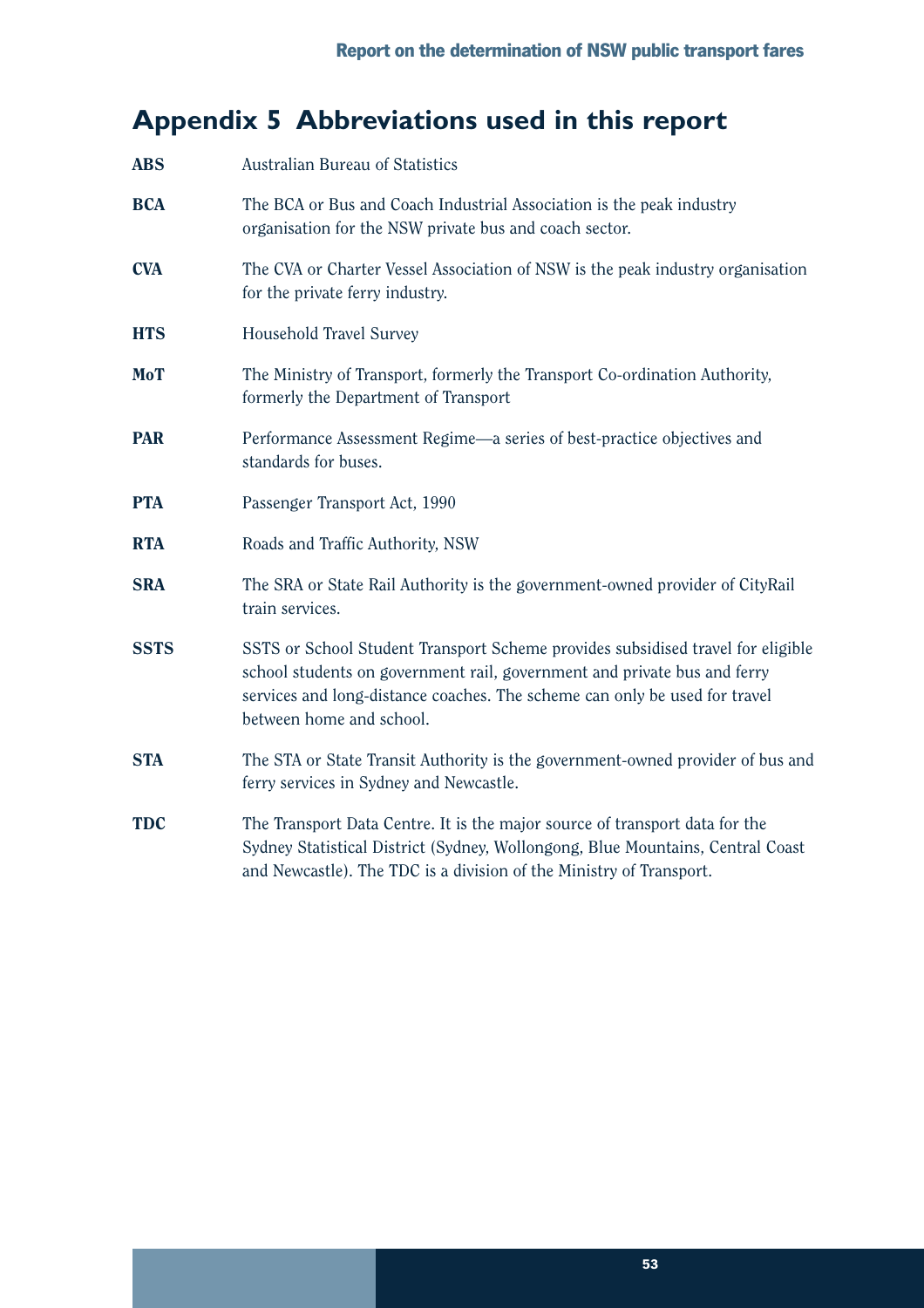# Appendix 5 Abbreviations used in this report

| | |
|---|---|
| **ABS** | Australian Bureau of Statistics |
| **BCA** | The BCA or Bus and Coach Industrial Association is the peak industry organisation for the NSW private bus and coach sector. |
| **CVA** | The CVA or Charter Vessel Association of NSW is the peak industry organisation for the private ferry industry. |
| **HTS** | Household Travel Survey |
| **MoT** | The Ministry of Transport, formerly the Transport Co-ordination Authority, formerly the Department of Transport |
| **PAR** | Performance Assessment Regime—a series of best-practice objectives and standards for buses. |
| **PTA** | Passenger Transport Act, 1990 |
| **RTA** | Roads and Traffic Authority, NSW |
| **SRA** | The SRA or State Rail Authority is the government-owned provider of CityRail train services. |
| **SSTS** | SSTS or School Student Transport Scheme provides subsidised travel for eligible school students on government rail, government and private bus and ferry services and long-distance coaches. The scheme can only be used for travel between home and school. |
| **STA** | The STA or State Transit Authority is the government-owned provider of bus and ferry services in Sydney and Newcastle. |
| **TDC** | The Transport Data Centre. It is the major source of transport data for the Sydney Statistical District (Sydney, Wollongong, Blue Mountains, Central Coast and Newcastle). The TDC is a division of the Ministry of Transport. |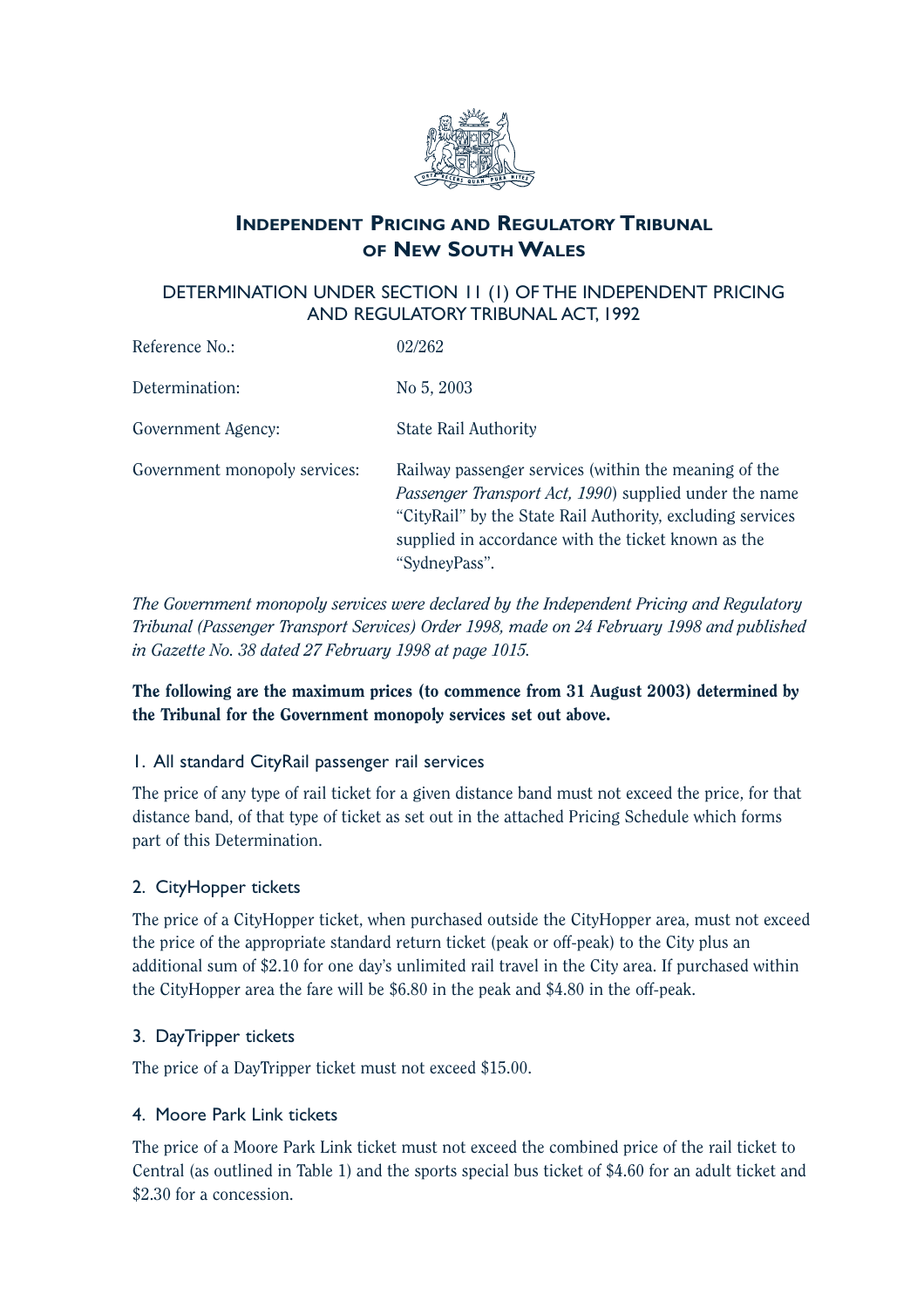# Independent Pricing and Regulatory Tribunal of New South Wales

## DETERMINATION UNDER SECTION 11 (1) OF THE INDEPENDENT PRICING AND REGULATORY TRIBUNAL ACT, 1992

| | |
|---|---|
| Reference No.: | 02/262 |
| Determination: | No 5, 2003 |
| Government Agency: | State Rail Authority |
| Government monopoly services: | Railway passenger services (within the meaning of the *Passenger Transport Act, 1990*) supplied under the name "CityRail" by the State Rail Authority, excluding services supplied in accordance with the ticket known as the "SydneyPass". |

*The Government monopoly services were declared by the Independent Pricing and Regulatory Tribunal (Passenger Transport Services) Order 1998, made on 24 February 1998 and published in Gazette No. 38 dated 27 February 1998 at page 1015.*

**The following are the maximum prices (to commence from 31 August 2003) determined by the Tribunal for the Government monopoly services set out above.**

### 1. All standard CityRail passenger rail services

The price of any type of rail ticket for a given distance band must not exceed the price, for that distance band, of that type of ticket as set out in the attached Pricing Schedule which forms part of this Determination.

### 2. CityHopper tickets

The price of a CityHopper ticket, when purchased outside the CityHopper area, must not exceed the price of the appropriate standard return ticket (peak or off-peak) to the City plus an additional sum of $2.10 for one day's unlimited rail travel in the City area. If purchased within the CityHopper area the fare will be $6.80 in the peak and $4.80 in the off-peak.

### 3. DayTripper tickets

The price of a DayTripper ticket must not exceed $15.00.

### 4. Moore Park Link tickets

The price of a Moore Park Link ticket must not exceed the combined price of the rail ticket to Central (as outlined in Table 1) and the sports special bus ticket of $4.60 for an adult ticket and $2.30 for a concession.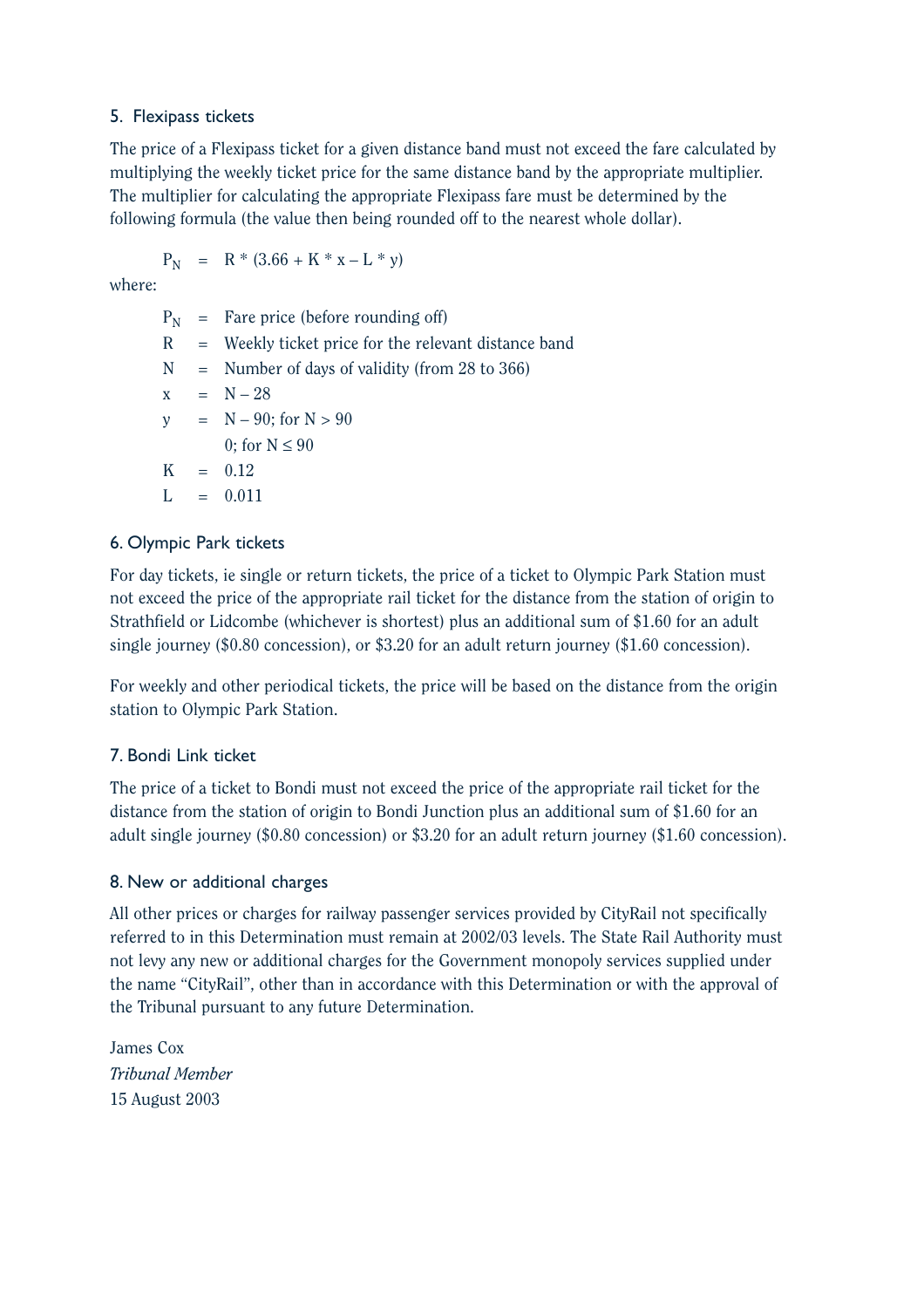## 5. Flexipass tickets

The price of a Flexipass ticket for a given distance band must not exceed the fare calculated by multiplying the weekly ticket price for the same distance band by the appropriate multiplier. The multiplier for calculating the appropriate Flexipass fare must be determined by the following formula (the value then being rounded off to the nearest whole dollar).

$$P_N = R * (3.66 + K * x - L * y)$$

where:

- $P_N$ = Fare price (before rounding off)
- $R$ = Weekly ticket price for the relevant distance band
- $N$ = Number of days of validity (from 28 to 366)
- $x$ = $N - 28$
- $y$ = $N - 90$; for $N > 90$
  0; for $N \leq 90$
- $K$ = 0.12
- $L$ = 0.011

## 6. Olympic Park tickets

For day tickets, ie single or return tickets, the price of a ticket to Olympic Park Station must not exceed the price of the appropriate rail ticket for the distance from the station of origin to Strathfield or Lidcombe (whichever is shortest) plus an additional sum of $1.60 for an adult single journey ($0.80 concession), or $3.20 for an adult return journey ($1.60 concession).

For weekly and other periodical tickets, the price will be based on the distance from the origin station to Olympic Park Station.

## 7. Bondi Link ticket

The price of a ticket to Bondi must not exceed the price of the appropriate rail ticket for the distance from the station of origin to Bondi Junction plus an additional sum of $1.60 for an adult single journey ($0.80 concession) or $3.20 for an adult return journey ($1.60 concession).

## 8. New or additional charges

All other prices or charges for railway passenger services provided by CityRail not specifically referred to in this Determination must remain at 2002/03 levels. The State Rail Authority must not levy any new or additional charges for the Government monopoly services supplied under the name "CityRail", other than in accordance with this Determination or with the approval of the Tribunal pursuant to any future Determination.

James Cox
*Tribunal Member*
15 August 2003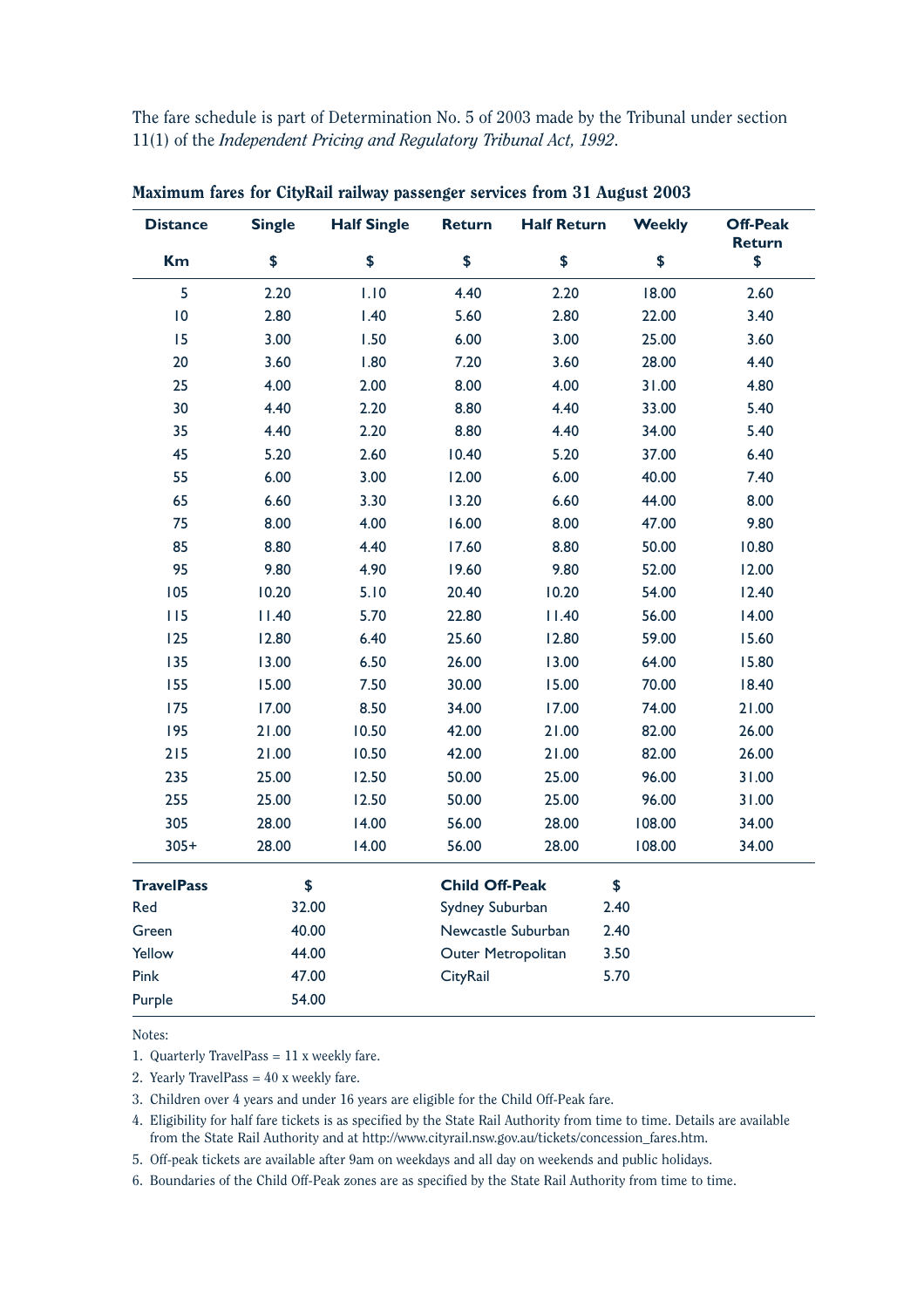The fare schedule is part of Determination No. 5 of 2003 made by the Tribunal under section 11(1) of the *Independent Pricing and Regulatory Tribunal Act, 1992*.

**Maximum fares for CityRail railway passenger services from 31 August 2003**

| Distance Km | Single $ | Half Single $ | Return $ | Half Return $ | Weekly $ | Off-Peak Return $ |
|---|---|---|---|---|---|---|
| 5 | 2.20 | 1.10 | 4.40 | 2.20 | 18.00 | 2.60 |
| 10 | 2.80 | 1.40 | 5.60 | 2.80 | 22.00 | 3.40 |
| 15 | 3.00 | 1.50 | 6.00 | 3.00 | 25.00 | 3.60 |
| 20 | 3.60 | 1.80 | 7.20 | 3.60 | 28.00 | 4.40 |
| 25 | 4.00 | 2.00 | 8.00 | 4.00 | 31.00 | 4.80 |
| 30 | 4.40 | 2.20 | 8.80 | 4.40 | 33.00 | 5.40 |
| 35 | 4.40 | 2.20 | 8.80 | 4.40 | 34.00 | 5.40 |
| 45 | 5.20 | 2.60 | 10.40 | 5.20 | 37.00 | 6.40 |
| 55 | 6.00 | 3.00 | 12.00 | 6.00 | 40.00 | 7.40 |
| 65 | 6.60 | 3.30 | 13.20 | 6.60 | 44.00 | 8.00 |
| 75 | 8.00 | 4.00 | 16.00 | 8.00 | 47.00 | 9.80 |
| 85 | 8.80 | 4.40 | 17.60 | 8.80 | 50.00 | 10.80 |
| 95 | 9.80 | 4.90 | 19.60 | 9.80 | 52.00 | 12.00 |
| 105 | 10.20 | 5.10 | 20.40 | 10.20 | 54.00 | 12.40 |
| 115 | 11.40 | 5.70 | 22.80 | 11.40 | 56.00 | 14.00 |
| 125 | 12.80 | 6.40 | 25.60 | 12.80 | 59.00 | 15.60 |
| 135 | 13.00 | 6.50 | 26.00 | 13.00 | 64.00 | 15.80 |
| 155 | 15.00 | 7.50 | 30.00 | 15.00 | 70.00 | 18.40 |
| 175 | 17.00 | 8.50 | 34.00 | 17.00 | 74.00 | 21.00 |
| 195 | 21.00 | 10.50 | 42.00 | 21.00 | 82.00 | 26.00 |
| 215 | 21.00 | 10.50 | 42.00 | 21.00 | 82.00 | 26.00 |
| 235 | 25.00 | 12.50 | 50.00 | 25.00 | 96.00 | 31.00 |
| 255 | 25.00 | 12.50 | 50.00 | 25.00 | 96.00 | 31.00 |
| 305 | 28.00 | 14.00 | 56.00 | 28.00 | 108.00 | 34.00 |
| 305+ | 28.00 | 14.00 | 56.00 | 28.00 | 108.00 | 34.00 |

| TravelPass | $ | Child Off-Peak | $ |
|---|---|---|---|
| Red | 32.00 | Sydney Suburban | 2.40 |
| Green | 40.00 | Newcastle Suburban | 2.40 |
| Yellow | 44.00 | Outer Metropolitan | 3.50 |
| Pink | 47.00 | CityRail | 5.70 |
| Purple | 54.00 | | |

Notes:

1. Quarterly TravelPass = 11 x weekly fare.
2. Yearly TravelPass = 40 x weekly fare.
3. Children over 4 years and under 16 years are eligible for the Child Off-Peak fare.
4. Eligibility for half fare tickets is as specified by the State Rail Authority from time to time. Details are available from the State Rail Authority and at http://www.cityrail.nsw.gov.au/tickets/concession_fares.htm.
5. Off-peak tickets are available after 9am on weekdays and all day on weekends and public holidays.
6. Boundaries of the Child Off-Peak zones are as specified by the State Rail Authority from time to time.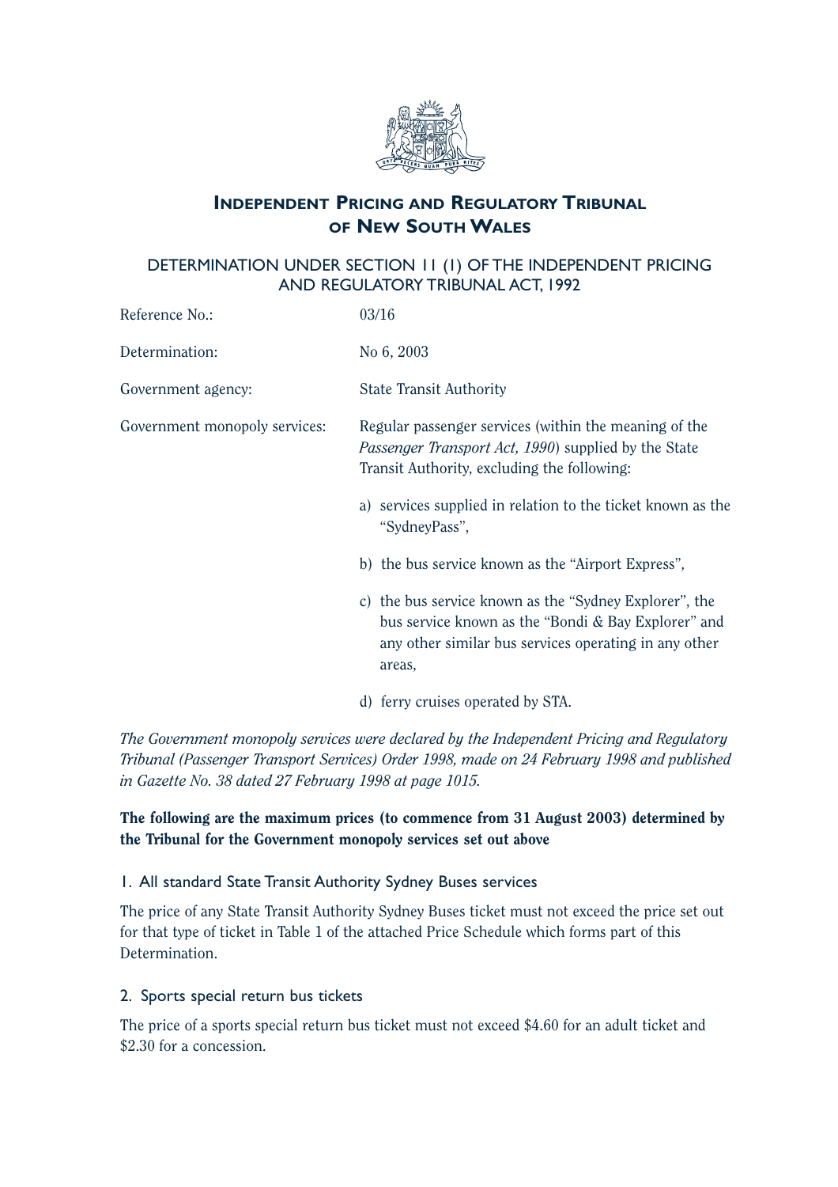# Independent Pricing and Regulatory Tribunal of New South Wales

## DETERMINATION UNDER SECTION 11 (1) OF THE INDEPENDENT PRICING AND REGULATORY TRIBUNAL ACT, 1992

| | |
|---|---|
| Reference No.: | 03/16 |
| Determination: | No 6, 2003 |
| Government agency: | State Transit Authority |
| Government monopoly services: | Regular passenger services (within the meaning of the *Passenger Transport Act, 1990*) supplied by the State Transit Authority, excluding the following: |

a) services supplied in relation to the ticket known as the "SydneyPass",

b) the bus service known as the "Airport Express",

c) the bus service known as the "Sydney Explorer", the bus service known as the "Bondi & Bay Explorer" and any other similar bus services operating in any other areas,

d) ferry cruises operated by STA.

*The Government monopoly services were declared by the Independent Pricing and Regulatory Tribunal (Passenger Transport Services) Order 1998, made on 24 February 1998 and published in Gazette No. 38 dated 27 February 1998 at page 1015.*

**The following are the maximum prices (to commence from 31 August 2003) determined by the Tribunal for the Government monopoly services set out above**

### 1. All standard State Transit Authority Sydney Buses services

The price of any State Transit Authority Sydney Buses ticket must not exceed the price set out for that type of ticket in Table 1 of the attached Price Schedule which forms part of this Determination.

### 2. Sports special return bus tickets

The price of a sports special return bus ticket must not exceed $4.60 for an adult ticket and $2.30 for a concession.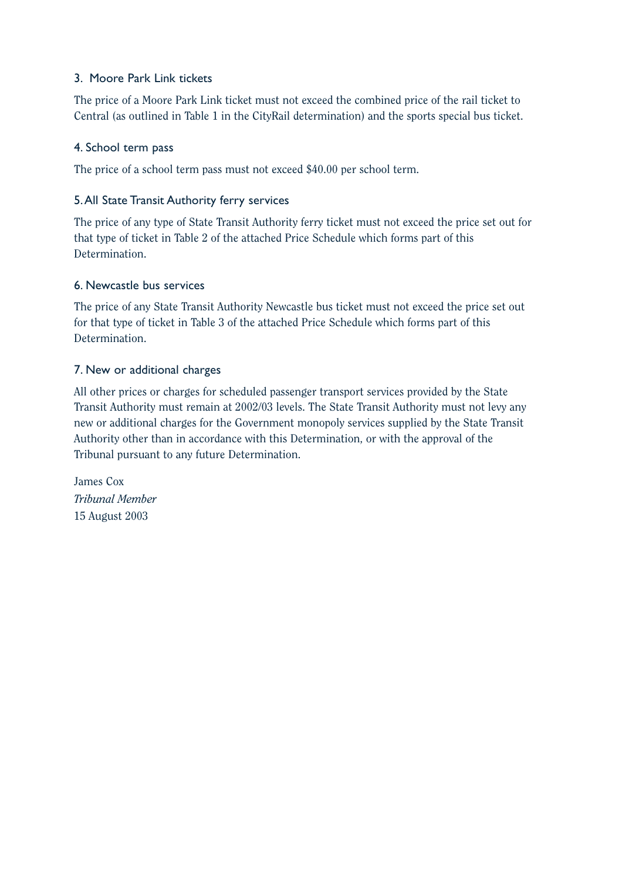### 3. Moore Park Link tickets

The price of a Moore Park Link ticket must not exceed the combined price of the rail ticket to Central (as outlined in Table 1 in the CityRail determination) and the sports special bus ticket.

### 4. School term pass

The price of a school term pass must not exceed $40.00 per school term.

### 5. All State Transit Authority ferry services

The price of any type of State Transit Authority ferry ticket must not exceed the price set out for that type of ticket in Table 2 of the attached Price Schedule which forms part of this Determination.

### 6. Newcastle bus services

The price of any State Transit Authority Newcastle bus ticket must not exceed the price set out for that type of ticket in Table 3 of the attached Price Schedule which forms part of this Determination.

### 7. New or additional charges

All other prices or charges for scheduled passenger transport services provided by the State Transit Authority must remain at 2002/03 levels. The State Transit Authority must not levy any new or additional charges for the Government monopoly services supplied by the State Transit Authority other than in accordance with this Determination, or with the approval of the Tribunal pursuant to any future Determination.

James Cox
*Tribunal Member*
15 August 2003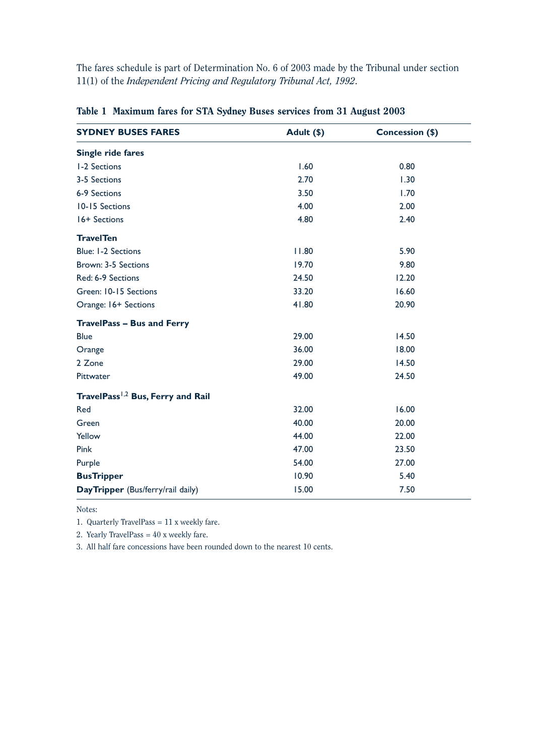The fares schedule is part of Determination No. 6 of 2003 made by the Tribunal under section 11(1) of the *Independent Pricing and Regulatory Tribunal Act, 1992*.

**Table 1 Maximum fares for STA Sydney Buses services from 31 August 2003**

| SYDNEY BUSES FARES | Adult ($) | Concession ($) |
|---|---|---|
| **Single ride fares** | | |
| 1-2 Sections | 1.60 | 0.80 |
| 3-5 Sections | 2.70 | 1.30 |
| 6-9 Sections | 3.50 | 1.70 |
| 10-15 Sections | 4.00 | 2.00 |
| 16+ Sections | 4.80 | 2.40 |
| **TravelTen** | | |
| Blue: 1-2 Sections | 11.80 | 5.90 |
| Brown: 3-5 Sections | 19.70 | 9.80 |
| Red: 6-9 Sections | 24.50 | 12.20 |
| Green: 10-15 Sections | 33.20 | 16.60 |
| Orange: 16+ Sections | 41.80 | 20.90 |
| **TravelPass – Bus and Ferry** | | |
| Blue | 29.00 | 14.50 |
| Orange | 36.00 | 18.00 |
| 2 Zone | 29.00 | 14.50 |
| Pittwater | 49.00 | 24.50 |
| **TravelPass[1,2] Bus, Ferry and Rail** | | |
| Red | 32.00 | 16.00 |
| Green | 40.00 | 20.00 |
| Yellow | 44.00 | 22.00 |
| Pink | 47.00 | 23.50 |
| Purple | 54.00 | 27.00 |
| **BusTripper** | 10.90 | 5.40 |
| **DayTripper** (Bus/ferry/rail daily) | 15.00 | 7.50 |

Notes:

1. Quarterly TravelPass = 11 x weekly fare.
2. Yearly TravelPass = 40 x weekly fare.
3. All half fare concessions have been rounded down to the nearest 10 cents.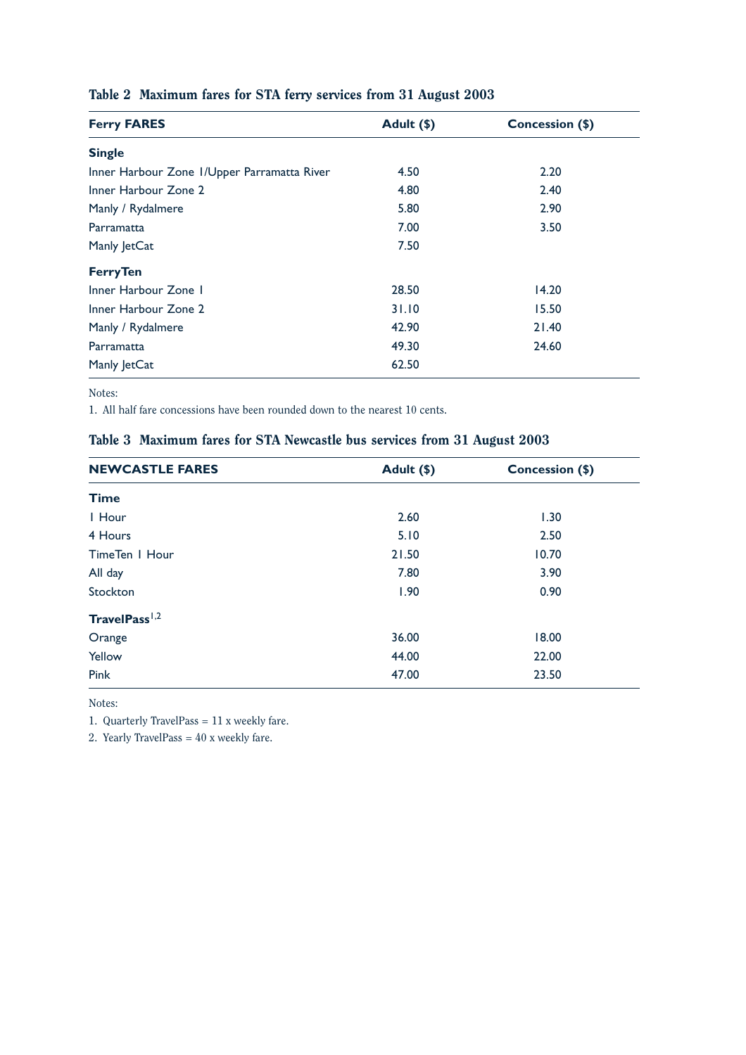## Table 2 Maximum fares for STA ferry services from 31 August 2003

| Ferry FARES | Adult ($) | Concession ($) |
|---|---|---|
| **Single** | | |
| Inner Harbour Zone 1/Upper Parramatta River | 4.50 | 2.20 |
| Inner Harbour Zone 2 | 4.80 | 2.40 |
| Manly / Rydalmere | 5.80 | 2.90 |
| Parramatta | 7.00 | 3.50 |
| Manly JetCat | 7.50 | |
| **FerryTen** | | |
| Inner Harbour Zone 1 | 28.50 | 14.20 |
| Inner Harbour Zone 2 | 31.10 | 15.50 |
| Manly / Rydalmere | 42.90 | 21.40 |
| Parramatta | 49.30 | 24.60 |
| Manly JetCat | 62.50 | |

Notes:

1. All half fare concessions have been rounded down to the nearest 10 cents.

## Table 3 Maximum fares for STA Newcastle bus services from 31 August 2003

| NEWCASTLE FARES | Adult ($) | Concession ($) |
|---|---|---|
| **Time** | | |
| 1 Hour | 2.60 | 1.30 |
| 4 Hours | 5.10 | 2.50 |
| TimeTen 1 Hour | 21.50 | 10.70 |
| All day | 7.80 | 3.90 |
| Stockton | 1.90 | 0.90 |
| **TravelPass**[1,2] | | |
| Orange | 36.00 | 18.00 |
| Yellow | 44.00 | 22.00 |
| Pink | 47.00 | 23.50 |

Notes:

1. Quarterly TravelPass = 11 x weekly fare.
2. Yearly TravelPass = 40 x weekly fare.